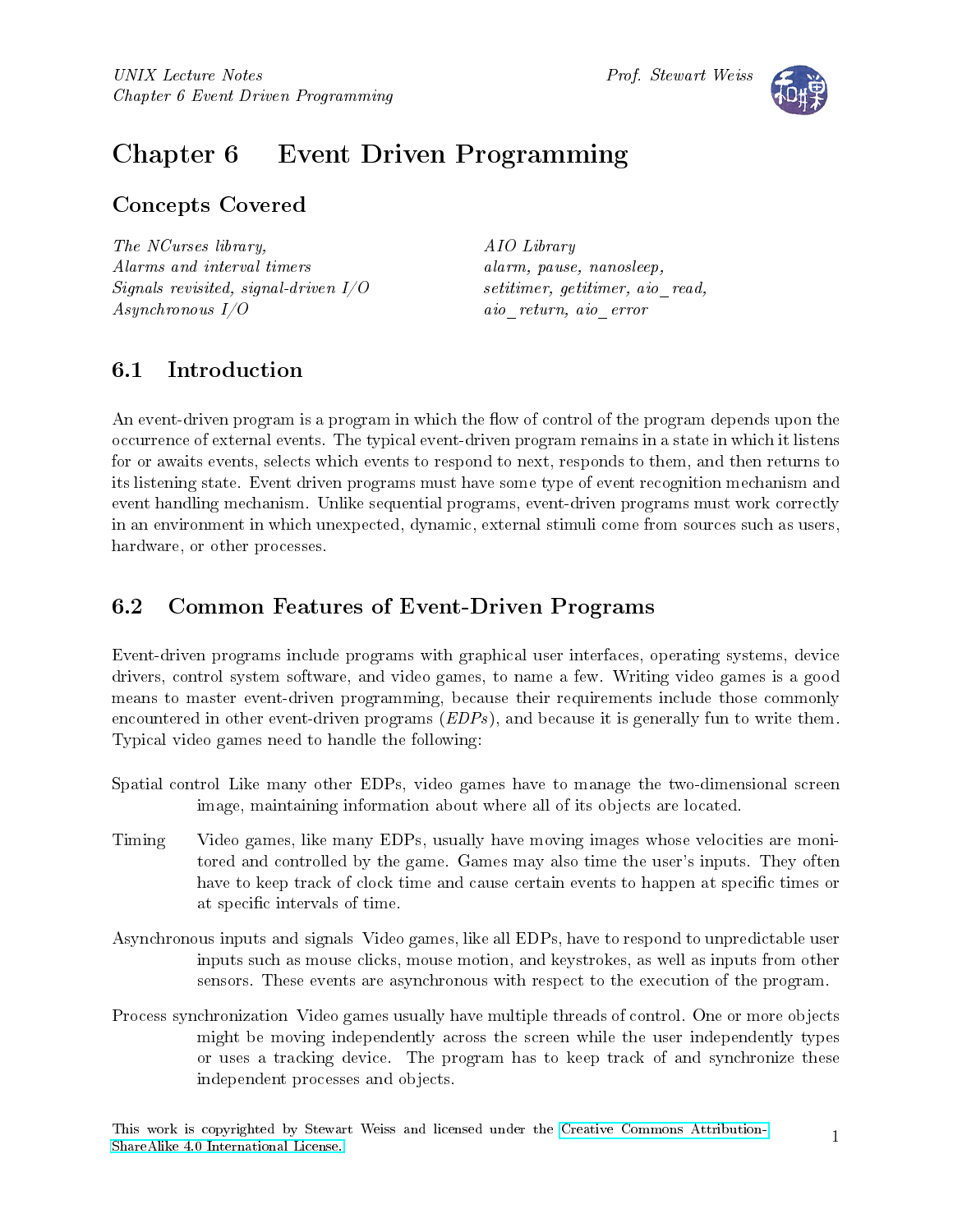# Chapter 6 Event Driven Programming

## Concepts Covered

*The NCurses library,*
*Alarms and interval timers*
*Signals revisited, signal-driven I/O*
*Asynchronous I/O*
*AIO Library*
*alarm, pause, nanosleep,*
*setitimer, getitimer, aio_read,*
*aio_return, aio_error*

## 6.1 Introduction

An event-driven program is a program in which the flow of control of the program depends upon the occurrence of external events. The typical event-driven program remains in a state in which it listens for or awaits events, selects which events to respond to next, responds to them, and then returns to its listening state. Event driven programs must have some type of event recognition mechanism and event handling mechanism. Unlike sequential programs, event-driven programs must work correctly in an environment in which unexpected, dynamic, external stimuli come from sources such as users, hardware, or other processes.

## 6.2 Common Features of Event-Driven Programs

Event-driven programs include programs with graphical user interfaces, operating systems, device drivers, control system software, and video games, to name a few. Writing video games is a good means to master event-driven programming, because their requirements include those commonly encountered in other event-driven programs (*EDPs*), and because it is generally fun to write them. Typical video games need to handle the following:

Spatial control Like many other EDPs, video games have to manage the two-dimensional screen image, maintaining information about where all of its objects are located.

Timing Video games, like many EDPs, usually have moving images whose velocities are monitored and controlled by the game. Games may also time the user's inputs. They often have to keep track of clock time and cause certain events to happen at specific times or at specific intervals of time.

Asynchronous inputs and signals Video games, like all EDPs, have to respond to unpredictable user inputs such as mouse clicks, mouse motion, and keystrokes, as well as inputs from other sensors. These events are asynchronous with respect to the execution of the program.

Process synchronization Video games usually have multiple threads of control. One or more objects might be moving independently across the screen while the user independently types or uses a tracking device. The program has to keep track of and synchronize these independent processes and objects.

This work is copyrighted by Stewart Weiss and licensed under the Creative Commons Attribution-ShareAlike 4.0 International License.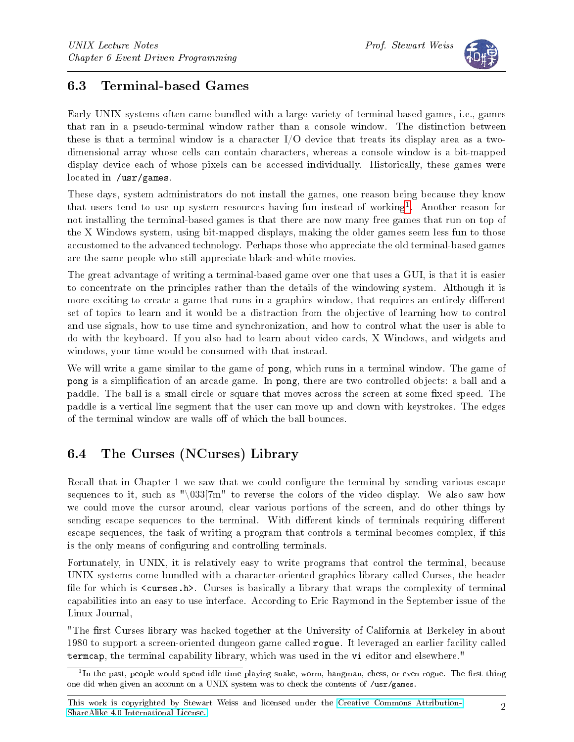## 6.3 Terminal-based Games

Early UNIX systems often came bundled with a large variety of terminal-based games, i.e., games that ran in a pseudo-terminal window rather than a console window. The distinction between these is that a terminal window is a character I/O device that treats its display area as a two-dimensional array whose cells can contain characters, whereas a console window is a bit-mapped display device each of whose pixels can be accessed individually. Historically, these games were located in `/usr/games`.

These days, system administrators do not install the games, one reason being because they know that users tend to use up system resources having fun instead of working[1]. Another reason for not installing the terminal-based games is that there are now many free games that run on top of the X Windows system, using bit-mapped displays, making the older games seem less fun to those accustomed to the advanced technology. Perhaps those who appreciate the old terminal-based games are the same people who still appreciate black-and-white movies.

The great advantage of writing a terminal-based game over one that uses a GUI, is that it is easier to concentrate on the principles rather than the details of the windowing system. Although it is more exciting to create a game that runs in a graphics window, that requires an entirely different set of topics to learn and it would be a distraction from the objective of learning how to control and use signals, how to use time and synchronization, and how to control what the user is able to do with the keyboard. If you also had to learn about video cards, X Windows, and widgets and windows, your time would be consumed with that instead.

We will write a game similar to the game of `pong`, which runs in a terminal window. The game of `pong` is a simplification of an arcade game. In `pong`, there are two controlled objects: a ball and a paddle. The ball is a small circle or square that moves across the screen at some fixed speed. The paddle is a vertical line segment that the user can move up and down with keystrokes. The edges of the terminal window are walls off of which the ball bounces.

## 6.4 The Curses (NCurses) Library

Recall that in Chapter 1 we saw that we could configure the terminal by sending various escape sequences to it, such as "\033[7m" to reverse the colors of the video display. We also saw how we could move the cursor around, clear various portions of the screen, and do other things by sending escape sequences to the terminal. With different kinds of terminals requiring different escape sequences, the task of writing a program that controls a terminal becomes complex, if this is the only means of configuring and controlling terminals.

Fortunately, in UNIX, it is relatively easy to write programs that control the terminal, because UNIX systems come bundled with a character-oriented graphics library called Curses, the header file for which is `<curses.h>`. Curses is basically a library that wraps the complexity of terminal capabilities into an easy to use interface. According to Eric Raymond in the September issue of the Linux Journal,

"The first Curses library was hacked together at the University of California at Berkeley in about 1980 to support a screen-oriented dungeon game called `rogue`. It leveraged an earlier facility called `termcap`, the terminal capability library, which was used in the `vi` editor and elsewhere."

---

[1] In the past, people would spend idle time playing snake, worm, hangman, chess, or even rogue. The first thing one did when given an account on a UNIX system was to check the contents of `/usr/games`.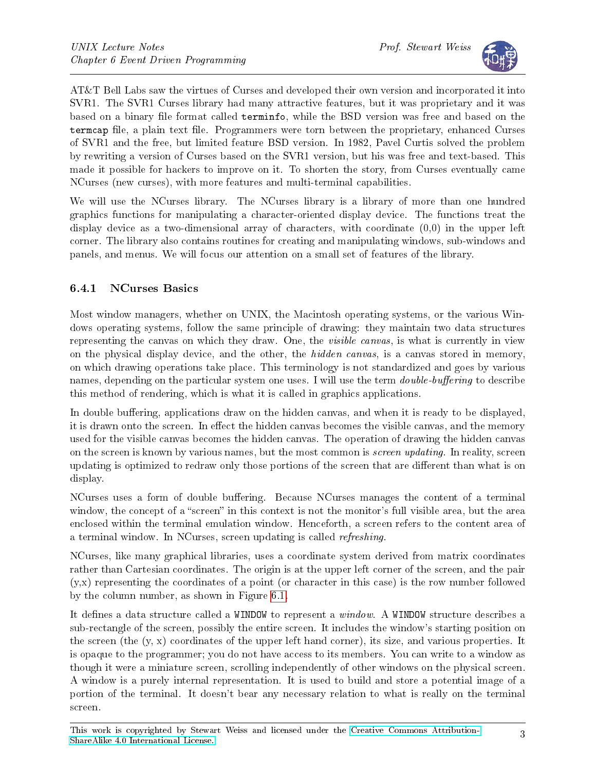AT&T Bell Labs saw the virtues of Curses and developed their own version and incorporated it into SVR1. The SVR1 Curses library had many attractive features, but it was proprietary and it was based on a binary file format called `terminfo`, while the BSD version was free and based on the `termcap` file, a plain text file. Programmers were torn between the proprietary, enhanced Curses of SVR1 and the free, but limited feature BSD version. In 1982, Pavel Curtis solved the problem by rewriting a version of Curses based on the SVR1 version, but his was free and text-based. This made it possible for hackers to improve on it. To shorten the story, from Curses eventually came NCurses (new curses), with more features and multi-terminal capabilities.

We will use the NCurses library. The NCurses library is a library of more than one hundred graphics functions for manipulating a character-oriented display device. The functions treat the display device as a two-dimensional array of characters, with coordinate (0,0) in the upper left corner. The library also contains routines for creating and manipulating windows, sub-windows and panels, and menus. We will focus our attention on a small set of features of the library.

### 6.4.1 NCurses Basics

Most window managers, whether on UNIX, the Macintosh operating systems, or the various Windows operating systems, follow the same principle of drawing: they maintain two data structures representing the canvas on which they draw. One, the *visible canvas*, is what is currently in view on the physical display device, and the other, the *hidden canvas*, is a canvas stored in memory, on which drawing operations take place. This terminology is not standardized and goes by various names, depending on the particular system one uses. I will use the term *double-buffering* to describe this method of rendering, which is what it is called in graphics applications.

In double buffering, applications draw on the hidden canvas, and when it is ready to be displayed, it is drawn onto the screen. In effect the hidden canvas becomes the visible canvas, and the memory used for the visible canvas becomes the hidden canvas. The operation of drawing the hidden canvas on the screen is known by various names, but the most common is *screen updating*. In reality, screen updating is optimized to redraw only those portions of the screen that are different than what is on display.

NCurses uses a form of double buffering. Because NCurses manages the content of a terminal window, the concept of a "screen" in this context is not the monitor's full visible area, but the area enclosed within the terminal emulation window. Henceforth, a screen refers to the content area of a terminal window. In NCurses, screen updating is called *refreshing*.

NCurses, like many graphical libraries, uses a coordinate system derived from matrix coordinates rather than Cartesian coordinates. The origin is at the upper left corner of the screen, and the pair (y,x) representing the coordinates of a point (or character in this case) is the row number followed by the column number, as shown in Figure 6.1.

It defines a data structure called a `WINDOW` to represent a *window*. A `WINDOW` structure describes a sub-rectangle of the screen, possibly the entire screen. It includes the window's starting position on the screen (the (y, x) coordinates of the upper left hand corner), its size, and various properties. It is opaque to the programmer; you do not have access to its members. You can write to a window as though it were a miniature screen, scrolling independently of other windows on the physical screen. A window is a purely internal representation. It is used to build and store a potential image of a portion of the terminal. It doesn't bear any necessary relation to what is really on the terminal screen.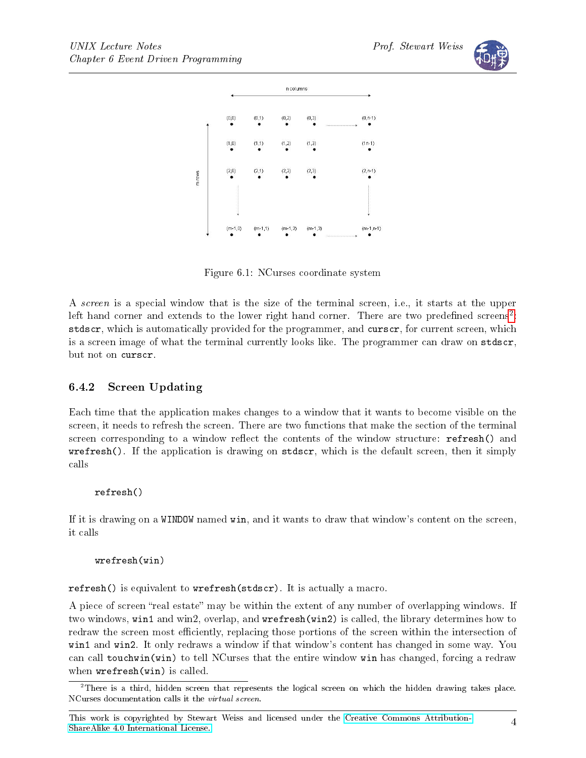Figure 6.1: NCurses coordinate system

A *screen* is a special window that is the size of the terminal screen, i.e., it starts at the upper left hand corner and extends to the lower right hand corner. There are two predefined screens[2]: `stdscr`, which is automatically provided for the programmer, and `curscr`, for current screen, which is a screen image of what the terminal currently looks like. The programmer can draw on `stdscr`, but not on `curscr`.

### 6.4.2 Screen Updating

Each time that the application makes changes to a window that it wants to become visible on the screen, it needs to refresh the screen. There are two functions that make the section of the terminal screen corresponding to a window reflect the contents of the window structure: `refresh()` and `wrefresh()`. If the application is drawing on `stdscr`, which is the default screen, then it simply calls

```
refresh()
```

If it is drawing on a `WINDOW` named `win`, and it wants to draw that window's content on the screen, it calls

```
wrefresh(win)
```

`refresh()` is equivalent to `wrefresh(stdscr)`. It is actually a macro.

A piece of screen "real estate" may be within the extent of any number of overlapping windows. If two windows, `win1` and win2, overlap, and `wrefresh(win2)` is called, the library determines how to redraw the screen most efficiently, replacing those portions of the screen within the intersection of `win1` and `win2`. It only redraws a window if that window's content has changed in some way. You can call `touchwin(win)` to tell NCurses that the entire window `win` has changed, forcing a redraw when `wrefresh(win)` is called.

[2] There is a third, hidden screen that represents the logical screen on which the hidden drawing takes place. NCurses documentation calls it the *virtual screen*.

This work is copyrighted by Stewart Weiss and licensed under the Creative Commons Attribution-ShareAlike 4.0 International License.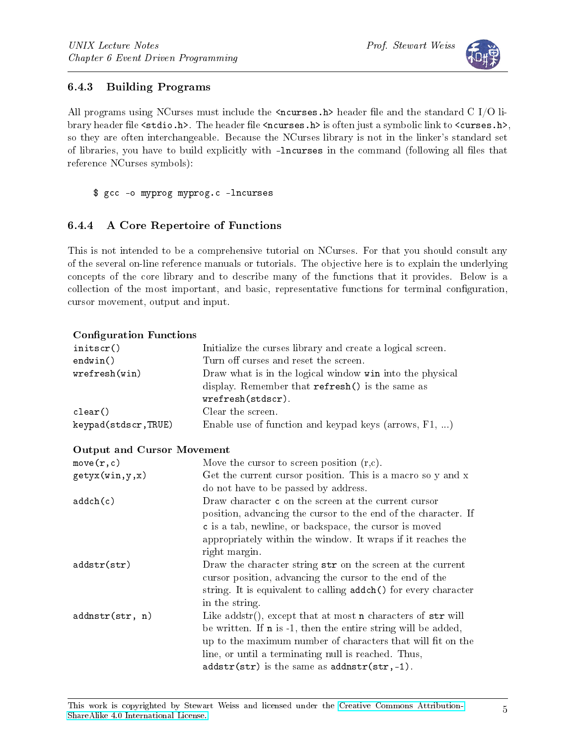### 6.4.3 Building Programs

All programs using NCurses must include the `<ncurses.h>` header file and the standard C I/O library header file `<stdio.h>`. The header file `<ncurses.h>` is often just a symbolic link to `<curses.h>`, so they are often interchangeable. Because the NCurses library is not in the linker's standard set of libraries, you have to build explicitly with `-lncurses` in the command (following all files that reference NCurses symbols):

```
$ gcc -o myprog myprog.c -lncurses
```

### 6.4.4 A Core Repertoire of Functions

This is not intended to be a comprehensive tutorial on NCurses. For that you should consult any of the several on-line reference manuals or tutorials. The objective here is to explain the underlying concepts of the core library and to describe many of the functions that it provides. Below is a collection of the most important, and basic, representative functions for terminal configuration, cursor movement, output and input.

**Configuration Functions**

| | |
|---|---|
| `initscr()` | Initialize the curses library and create a logical screen. |
| `endwin()` | Turn off curses and reset the screen. |
| `wrefresh(win)` | Draw what is in the logical window `win` into the physical display. Remember that `refresh()` is the same as `wrefresh(stdscr)`. |
| `clear()` | Clear the screen. |
| `keypad(stdscr,TRUE)` | Enable use of function and keypad keys (arrows, F1, ...) |

**Output and Cursor Movement**

| | |
|---|---|
| `move(r,c)` | Move the cursor to screen position (r,c). |
| `getyx(win,y,x)` | Get the current cursor position. This is a macro so y and x do not have to be passed by address. |
| `addch(c)` | Draw character `c` on the screen at the current cursor position, advancing the cursor to the end of the character. If `c` is a tab, newline, or backspace, the cursor is moved appropriately within the window. It wraps if it reaches the right margin. |
| `addstr(str)` | Draw the character string `str` on the screen at the current cursor position, advancing the cursor to the end of the string. It is equivalent to calling `addch()` for every character in the string. |
| `addnstr(str, n)` | Like addstr(), except that at most `n` characters of `str` will be written. If `n` is -1, then the entire string will be added, up to the maximum number of characters that will fit on the line, or until a terminating null is reached. Thus, `addstr(str)` is the same as `addnstr(str,-1)`. |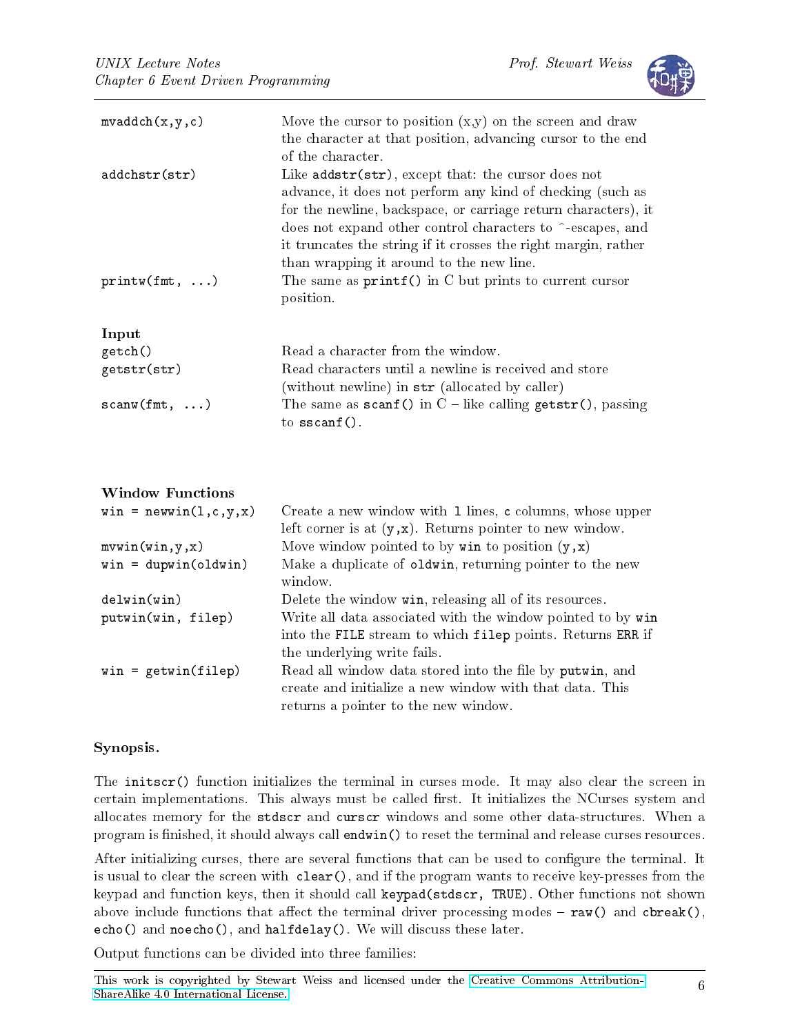| | |
|---|---|
| `mvaddch(x,y,c)` | Move the cursor to position (x,y) on the screen and draw the character at that position, advancing cursor to the end of the character. |
| `addchstr(str)` | Like `addstr(str)`, except that: the cursor does not advance, it does not perform any kind of checking (such as for the newline, backspace, or carriage return characters), it does not expand other control characters to ^-escapes, and it truncates the string if it crosses the right margin, rather than wrapping it around to the new line. |
| `printw(fmt, ...)` | The same as `printf()` in C but prints to current cursor position. |

**Input**

| | |
|---|---|
| `getch()` | Read a character from the window. |
| `getstr(str)` | Read characters until a newline is received and store (without newline) in `str` (allocated by caller) |
| `scanw(fmt, ...)` | The same as `scanf()` in C – like calling `getstr()`, passing to `sscanf()`. |

**Window Functions**

| | |
|---|---|
| `win = newwin(l,c,y,x)` | Create a new window with `l` lines, `c` columns, whose upper left corner is at `(y,x)`. Returns pointer to new window. |
| `mvwin(win,y,x)` | Move window pointed to by `win` to position `(y,x)` |
| `win = dupwin(oldwin)` | Make a duplicate of `oldwin`, returning pointer to the new window. |
| `delwin(win)` | Delete the window `win`, releasing all of its resources. |
| `putwin(win, filep)` | Write all data associated with the window pointed to by `win` into the `FILE` stream to which `filep` points. Returns `ERR` if the underlying write fails. |
| `win = getwin(filep)` | Read all window data stored into the file by `putwin`, and create and initialize a new window with that data. This returns a pointer to the new window. |

**Synopsis.**

The `initscr()` function initializes the terminal in curses mode. It may also clear the screen in certain implementations. This always must be called first. It initializes the NCurses system and allocates memory for the `stdscr` and `curscr` windows and some other data-structures. When a program is finished, it should always call `endwin()` to reset the terminal and release curses resources.

After initializing curses, there are several functions that can be used to configure the terminal. It is usual to clear the screen with `clear()`, and if the program wants to receive key-presses from the keypad and function keys, then it should call `keypad(stdscr, TRUE)`. Other functions not shown above include functions that affect the terminal driver processing modes – `raw()` and `cbreak()`, `echo()` and `noecho()`, and `halfdelay()`. We will discuss these later.

Output functions can be divided into three families: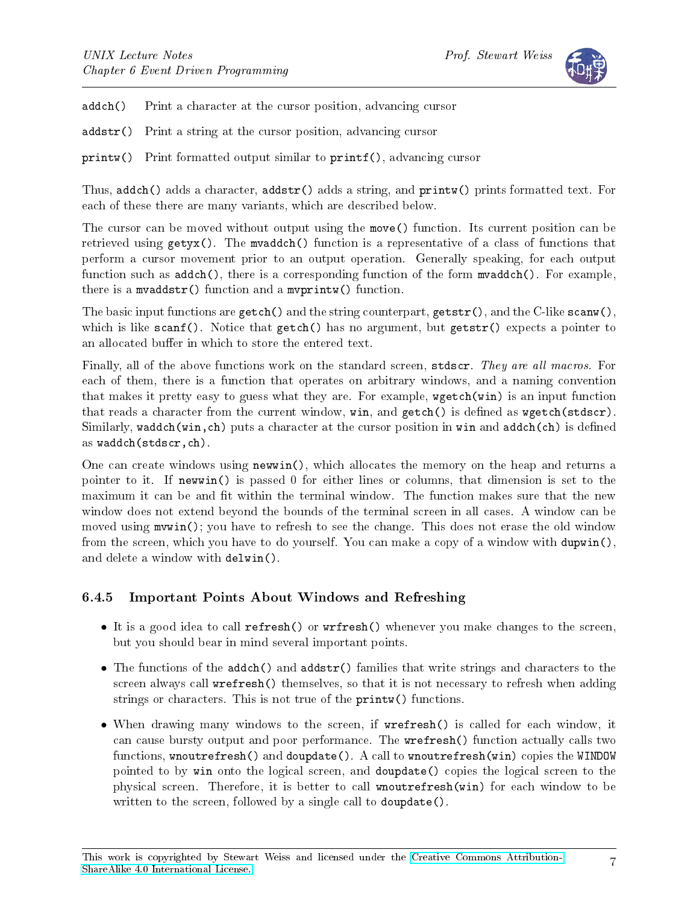`addch()` Print a character at the cursor position, advancing cursor

`addstr()` Print a string at the cursor position, advancing cursor

`printw()` Print formatted output similar to `printf()`, advancing cursor

Thus, `addch()` adds a character, `addstr()` adds a string, and `printw()` prints formatted text. For each of these there are many variants, which are described below.

The cursor can be moved without output using the `move()` function. Its current position can be retrieved using `getyx()`. The `mvaddch()` function is a representative of a class of functions that perform a cursor movement prior to an output operation. Generally speaking, for each output function such as `addch()`, there is a corresponding function of the form `mvaddch()`. For example, there is a `mvaddstr()` function and a `mvprintw()` function.

The basic input functions are `getch()` and the string counterpart, `getstr()`, and the C-like `scanw()`, which is like `scanf()`. Notice that `getch()` has no argument, but `getstr()` expects a pointer to an allocated buffer in which to store the entered text.

Finally, all of the above functions work on the standard screen, `stdscr`. *They are all macros.* For each of them, there is a function that operates on arbitrary windows, and a naming convention that makes it pretty easy to guess what they are. For example, `wgetch(win)` is an input function that reads a character from the current window, `win`, and `getch()` is defined as `wgetch(stdscr)`. Similarly, `waddch(win,ch)` puts a character at the cursor position in `win` and `addch(ch)` is defined as `waddch(stdscr,ch)`.

One can create windows using `newwin()`, which allocates the memory on the heap and returns a pointer to it. If `newwin()` is passed 0 for either lines or columns, that dimension is set to the maximum it can be and fit within the terminal window. The function makes sure that the new window does not extend beyond the bounds of the terminal screen in all cases. A window can be moved using `mvwin()`; you have to refresh to see the change. This does not erase the old window from the screen, which you have to do yourself. You can make a copy of a window with `dupwin()`, and delete a window with `delwin()`.

### 6.4.5 Important Points About Windows and Refreshing

- It is a good idea to call `refresh()` or `wrfresh()` whenever you make changes to the screen, but you should bear in mind several important points.
- The functions of the `addch()` and `addstr()` families that write strings and characters to the screen always call `wrefresh()` themselves, so that it is not necessary to refresh when adding strings or characters. This is not true of the `printw()` functions.
- When drawing many windows to the screen, if `wrefresh()` is called for each window, it can cause bursty output and poor performance. The `wrefresh()` function actually calls two functions, `wnoutrefresh()` and `doupdate()`. A call to `wnoutrefresh(win)` copies the `WINDOW` pointed to by `win` onto the logical screen, and `doupdate()` copies the logical screen to the physical screen. Therefore, it is better to call `wnoutrefresh(win)` for each window to be written to the screen, followed by a single call to `doupdate()`.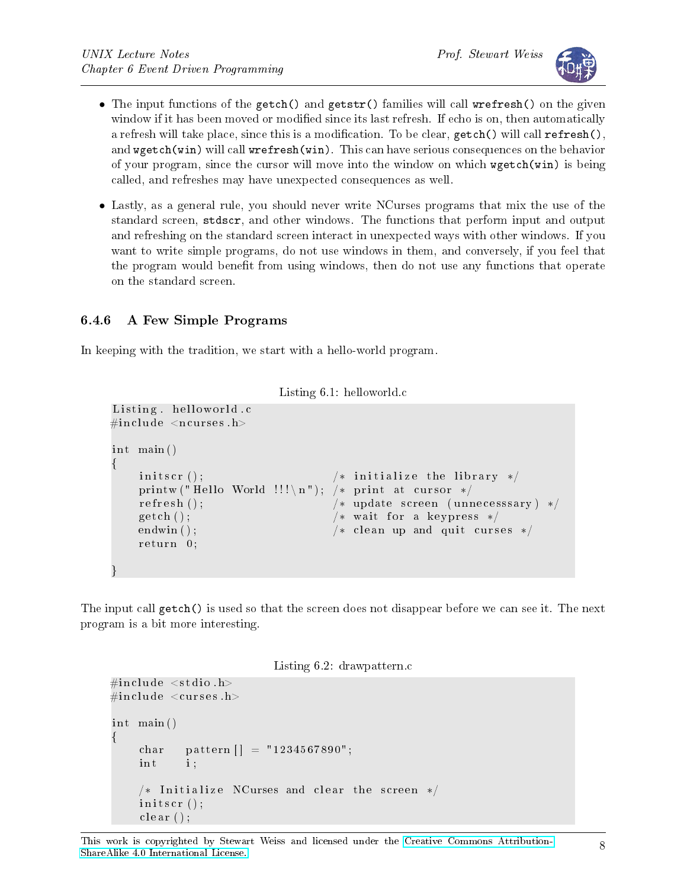- The input functions of the `getch()` and `getstr()` families will call `wrefresh()` on the given window if it has been moved or modified since its last refresh. If echo is on, then automatically a refresh will take place, since this is a modification. To be clear, `getch()` will call `refresh()`, and `wgetch(win)` will call `wrefresh(win)`. This can have serious consequences on the behavior of your program, since the cursor will move into the window on which `wgetch(win)` is being called, and refreshes may have unexpected consequences as well.

- Lastly, as a general rule, you should never write NCurses programs that mix the use of the standard screen, `stdscr`, and other windows. The functions that perform input and output and refreshing on the standard screen interact in unexpected ways with other windows. If you want to write simple programs, do not use windows in them, and conversely, if you feel that the program would benefit from using windows, then do not use any functions that operate on the standard screen.

### 6.4.6 A Few Simple Programs

In keeping with the tradition, we start with a hello-world program.

Listing 6.1: helloworld.c

```
Listing. helloworld.c
#include <ncurses.h>

int main()
{
    initscr();                      /* initialize the library */
    printw("Hello World !!!\n");    /* print at cursor */
    refresh();                      /* update screen (unnecesssary) */
    getch();                        /* wait for a keypress */
    endwin();                       /* clean up and quit curses */
    return 0;

}
```

The input call `getch()` is used so that the screen does not disappear before we can see it. The next program is a bit more interesting.

Listing 6.2: drawpattern.c

```
#include <stdio.h>
#include <curses.h>

int main()
{
    char    pattern[] = "1234567890";
    int     i;

    /* Initialize NCurses and clear the screen */
    initscr();
    clear();
```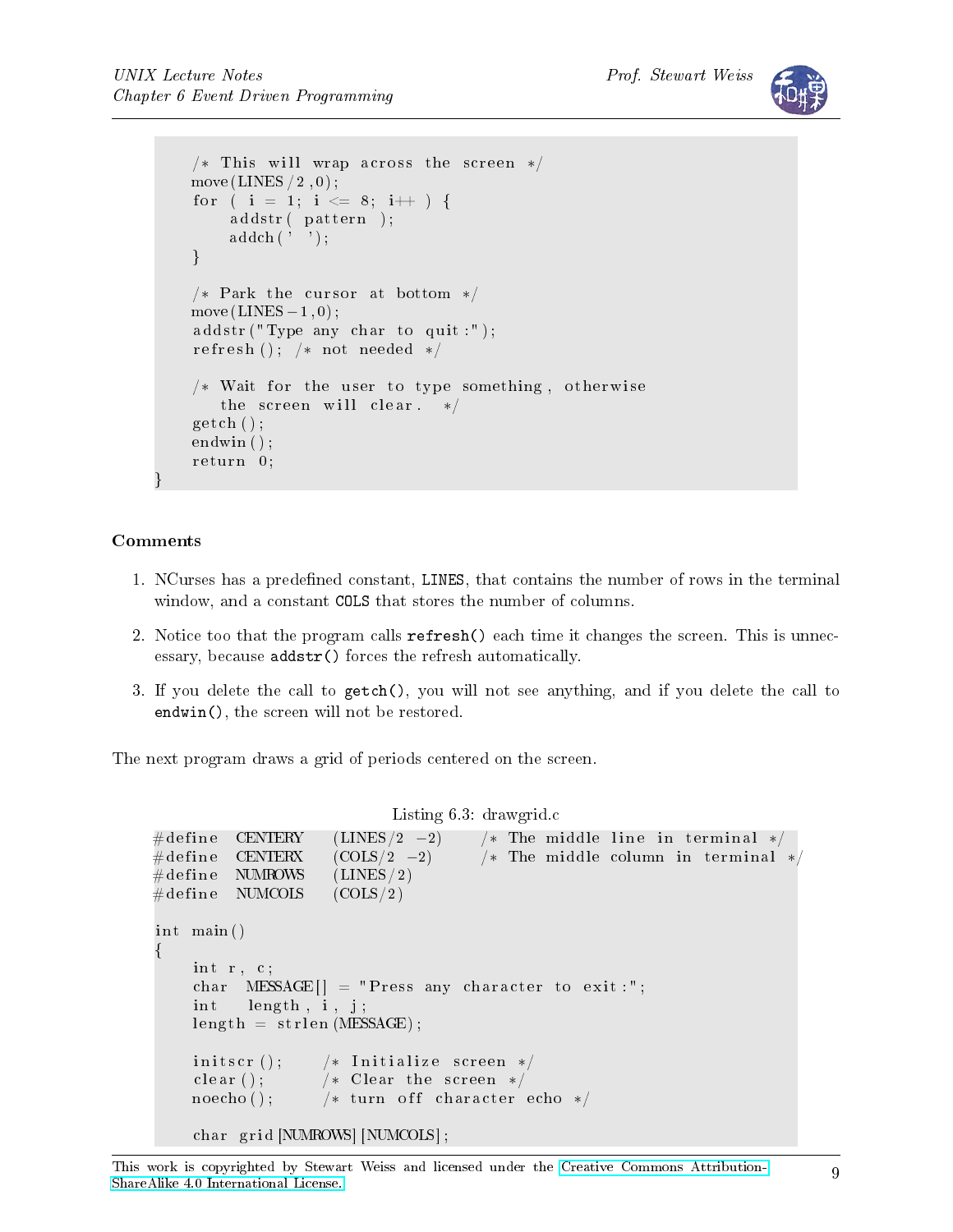```
    /* This will wrap across the screen */
    move(LINES/2,0);
    for ( i = 1; i <= 8; i++ ) {
        addstr( pattern );
        addch(' ');
    }

    /* Park the cursor at bottom */
    move(LINES-1,0);
    addstr("Type any char to quit:");
    refresh(); /* not needed */

    /* Wait for the user to type something, otherwise
       the screen will clear.  */
    getch();
    endwin();
    return 0;
}
```

**Comments**

1. NCurses has a predefined constant, `LINES`, that contains the number of rows in the terminal window, and a constant `COLS` that stores the number of columns.

2. Notice too that the program calls `refresh()` each time it changes the screen. This is unnecessary, because `addstr()` forces the refresh automatically.

3. If you delete the call to `getch()`, you will not see anything, and if you delete the call to `endwin()`, the screen will not be restored.

The next program draws a grid of periods centered on the screen.

Listing 6.3: drawgrid.c

```
#define  CENTERY    (LINES/2 -2)    /* The middle line in terminal */
#define  CENTERX    (COLS/2 -2)     /* The middle column in terminal */
#define  NUMROWS    (LINES/2)
#define  NUMCOLS    (COLS/2)

int main()
{
    int r, c;
    char  MESSAGE[] = "Press any character to exit:";
    int   length, i, j;
    length = strlen(MESSAGE);

    initscr();      /* Initialize screen */
    clear();        /* Clear the screen */
    noecho();       /* turn off character echo */

    char grid[NUMROWS][NUMCOLS];
```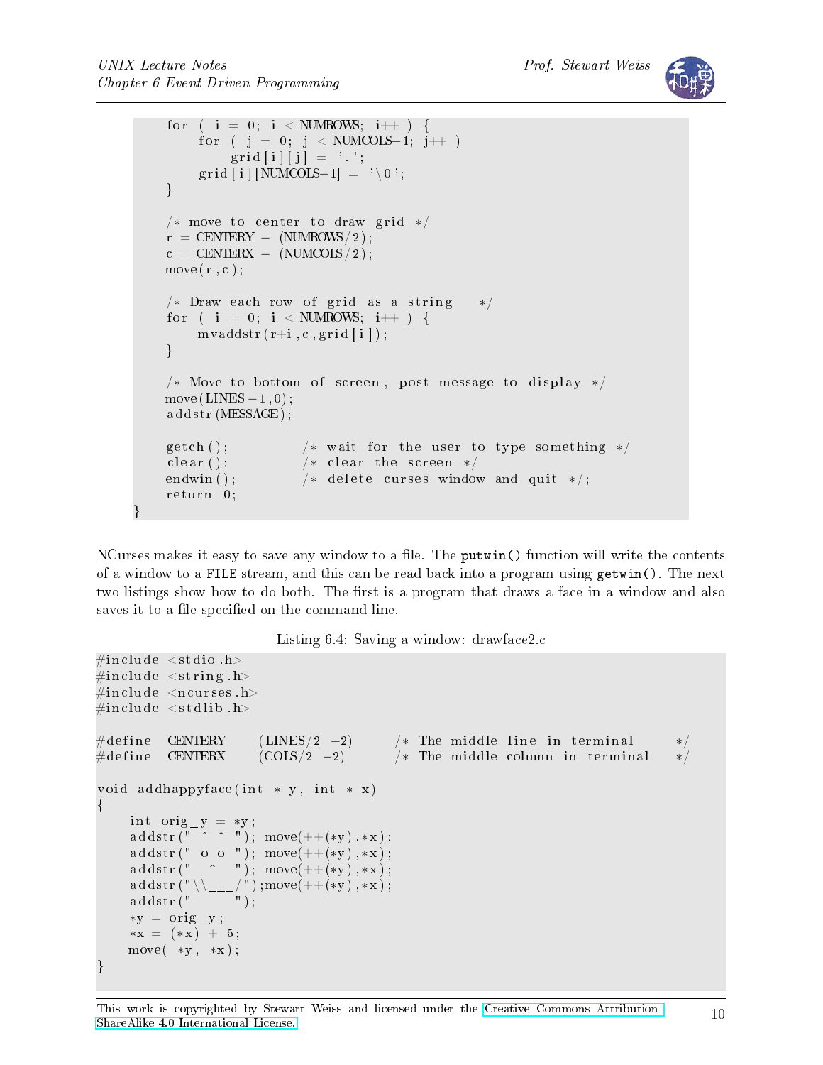```c
    for ( i = 0; i < NUMROWS; i++ ) {
        for ( j = 0; j < NUMCOLS-1; j++ )
            grid[i][j] = '.';
        grid[i][NUMCOLS-1] = '\0';
    }

    /* move to center to draw grid */
    r = CENTERY - (NUMROWS/2);
    c = CENTERX - (NUMCOLS/2);
    move(r,c);

    /* Draw each row of grid as a string    */
    for ( i = 0; i < NUMROWS; i++ ) {
        mvaddstr(r+i,c,grid[i]);
    }

    /* Move to bottom of screen, post message to display */
    move(LINES-1,0);
    addstr(MESSAGE);

    getch();          /* wait for the user to type something */
    clear();          /* clear the screen */
    endwin();         /* delete curses window and quit */;
    return 0;
}
```

NCurses makes it easy to save any window to a file. The `putwin()` function will write the contents of a window to a `FILE` stream, and this can be read back into a program using `getwin()`. The next two listings show how to do both. The first is a program that draws a face in a window and also saves it to a file specified on the command line.

Listing 6.4: Saving a window: drawface2.c

```c
#include <stdio.h>
#include <string.h>
#include <ncurses.h>
#include <stdlib.h>

#define  CENTERY    (LINES/2 -2)     /* The middle line in terminal     */
#define  CENTERX    (COLS/2 -2)      /* The middle column in terminal   */

void addhappyface(int * y, int * x)
{
    int orig_y = *y;
    addstr(" ^ ^ "); move(++(*y),*x);
    addstr(" o o "); move(++(*y),*x);
    addstr("  ^  "); move(++(*y),*x);
    addstr("\\___/");move(++(*y),*x);
    addstr("     ");
    *y = orig_y;
    *x = (*x) + 5;
    move( *y, *x);
}
```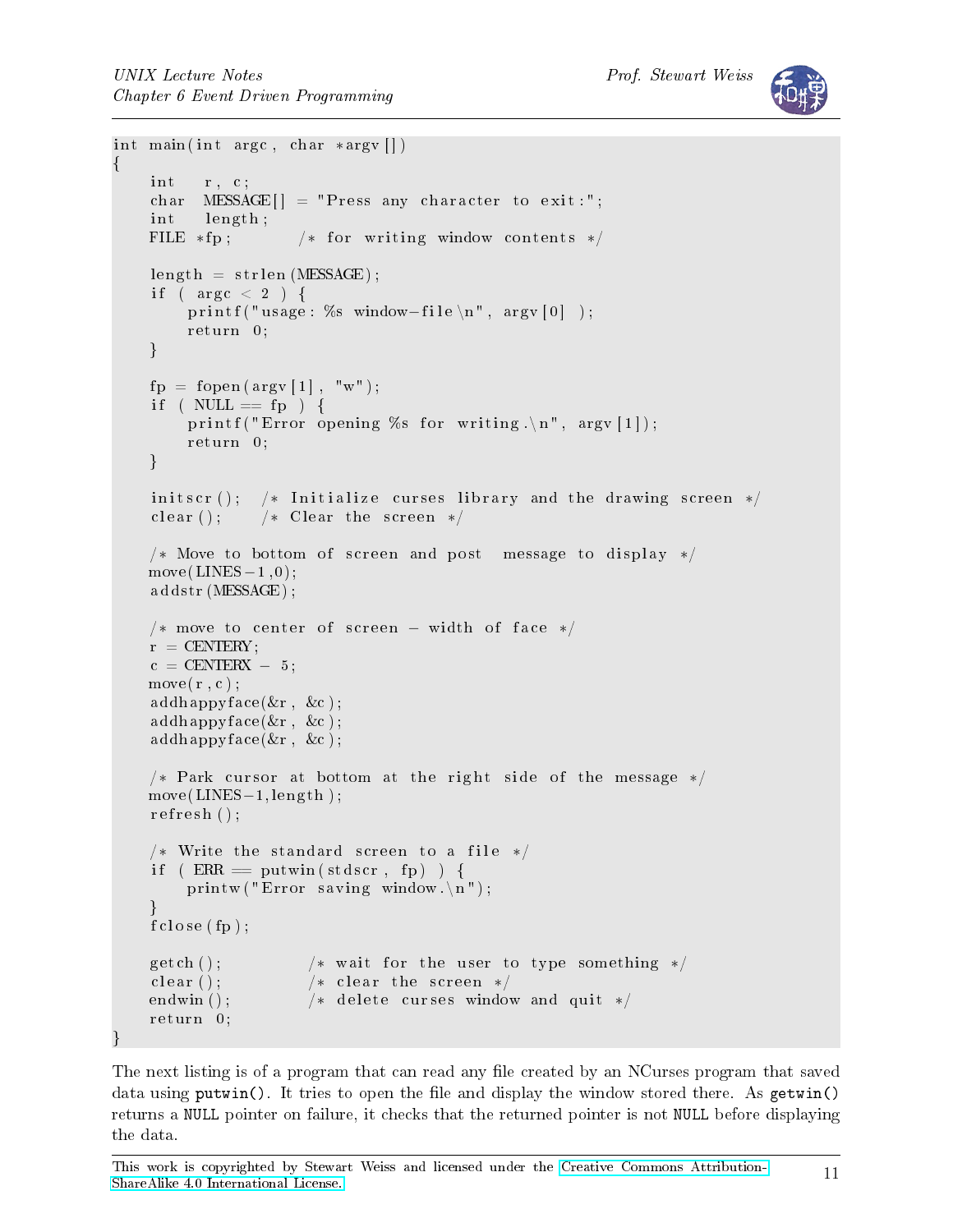```c
int main(int argc, char *argv[])
{
    int   r, c;
    char  MESSAGE[] = "Press any character to exit:";
    int   length;
    FILE *fp;        /* for writing window contents */

    length = strlen(MESSAGE);
    if ( argc < 2 ) {
        printf("usage: %s window-file\n", argv[0] );
        return 0;
    }

    fp = fopen(argv[1], "w");
    if ( NULL == fp ) {
        printf("Error opening %s for writing.\n", argv[1]);
        return 0;
    }

    initscr();  /* Initialize curses library and the drawing screen */
    clear();    /* Clear the screen */

    /* Move to bottom of screen and post  message to display */
    move(LINES-1,0);
    addstr(MESSAGE);

    /* move to center of screen - width of face */
    r = CENTERY;
    c = CENTERX - 5;
    move(r,c);
    addhappyface(&r, &c);
    addhappyface(&r, &c);
    addhappyface(&r, &c);

    /* Park cursor at bottom at the right side of the message */
    move(LINES-1,length);
    refresh();

    /* Write the standard screen to a file */
    if ( ERR == putwin(stdscr, fp) ) {
        printw("Error saving window.\n");
    }
    fclose(fp);

    getch();          /* wait for the user to type something */
    clear();          /* clear the screen */
    endwin();         /* delete curses window and quit */
    return 0;
}
```

The next listing is of a program that can read any file created by an NCurses program that saved data using `putwin()`. It tries to open the file and display the window stored there. As `getwin()` returns a `NULL` pointer on failure, it checks that the returned pointer is not `NULL` before displaying the data.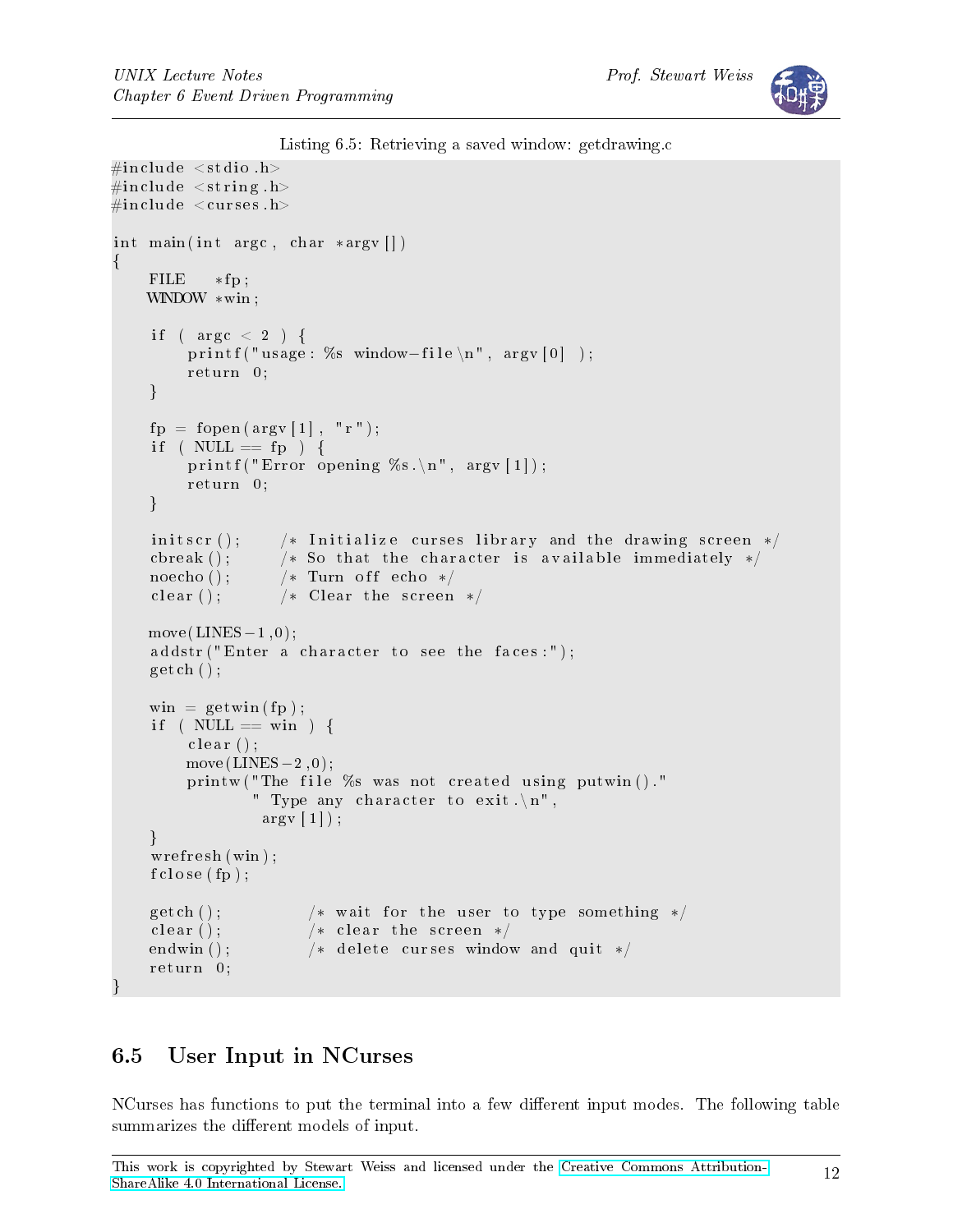Listing 6.5: Retrieving a saved window: getdrawing.c

```
#include <stdio.h>
#include <string.h>
#include <curses.h>

int main(int argc, char *argv[])
{
    FILE   *fp;
    WINDOW *win;

    if ( argc < 2 ) {
        printf("usage: %s window-file\n", argv[0] );
        return 0;
    }

    fp = fopen(argv[1], "r");
    if ( NULL == fp ) {
        printf("Error opening %s.\n", argv[1]);
        return 0;
    }

    initscr();    /* Initialize curses library and the drawing screen */
    cbreak();     /* So that the character is available immediately */
    noecho();     /* Turn off echo */
    clear();      /* Clear the screen */

    move(LINES-1,0);
    addstr("Enter a character to see the faces:");
    getch();

    win = getwin(fp);
    if ( NULL == win ) {
        clear();
        move(LINES-2,0);
        printw("The file %s was not created using putwin()."
               " Type any character to exit.\n",
                argv[1]);
    }
    wrefresh(win);
    fclose(fp);

    getch();          /* wait for the user to type something */
    clear();          /* clear the screen */
    endwin();         /* delete curses window and quit */
    return 0;
}
```

## 6.5 User Input in NCurses

NCurses has functions to put the terminal into a few different input modes. The following table summarizes the different models of input.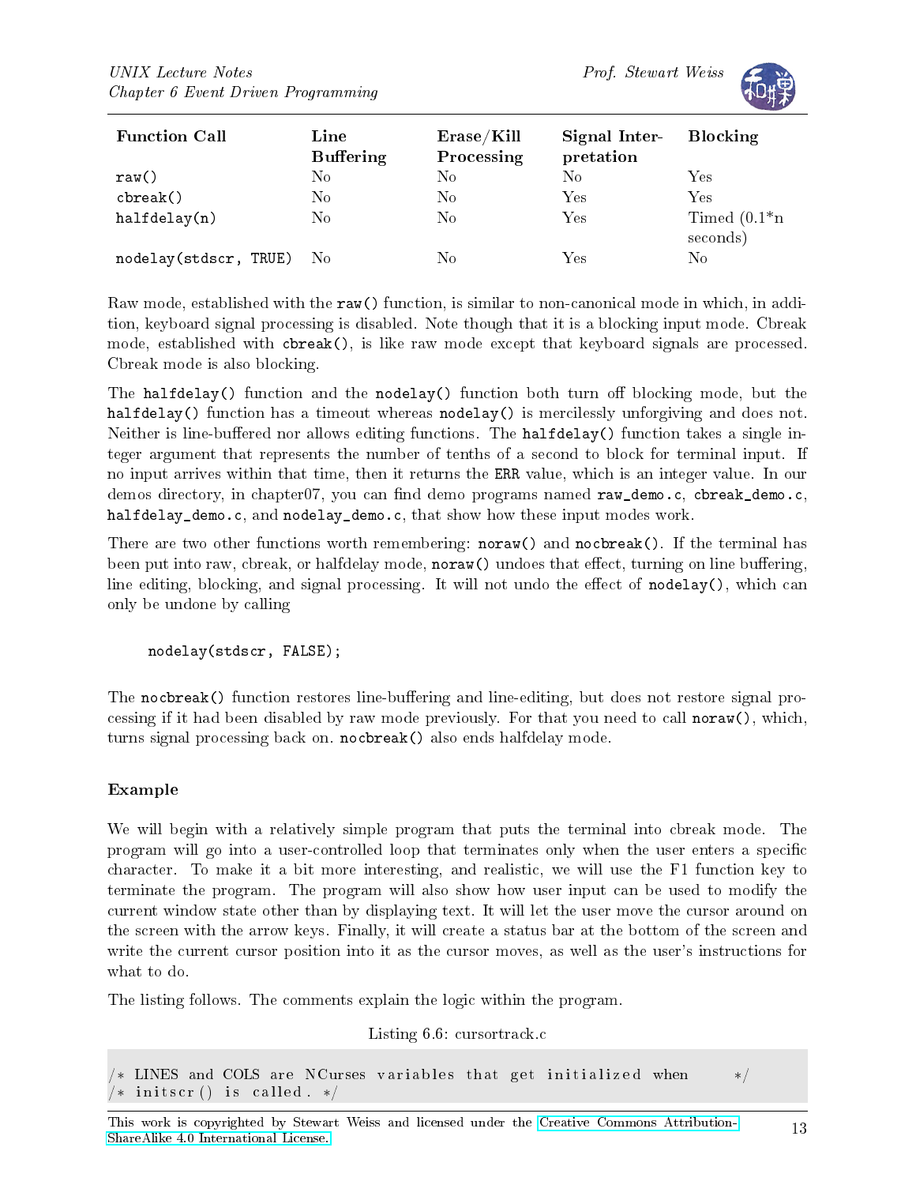| Function Call | Line Buffering | Erase/Kill Processing | Signal Interpretation | Blocking |
|---|---|---|---|---|
| `raw()` | No | No | No | Yes |
| `cbreak()` | No | No | Yes | Yes |
| `halfdelay(n)` | No | No | Yes | Timed (0.1*n seconds) |
| `nodelay(stdscr, TRUE)` | No | No | Yes | No |

Raw mode, established with the `raw()` function, is similar to non-canonical mode in which, in addition, keyboard signal processing is disabled. Note though that it is a blocking input mode. Cbreak mode, established with `cbreak()`, is like raw mode except that keyboard signals are processed. Cbreak mode is also blocking.

The `halfdelay()` function and the `nodelay()` function both turn off blocking mode, but the `halfdelay()` function has a timeout whereas `nodelay()` is mercilessly unforgiving and does not. Neither is line-buffered nor allows editing functions. The `halfdelay()` function takes a single integer argument that represents the number of tenths of a second to block for terminal input. If no input arrives within that time, then it returns the `ERR` value, which is an integer value. In our demos directory, in chapter07, you can find demo programs named `raw_demo.c`, `cbreak_demo.c`, `halfdelay_demo.c`, and `nodelay_demo.c`, that show how these input modes work.

There are two other functions worth remembering: `noraw()` and `nocbreak()`. If the terminal has been put into raw, cbreak, or halfdelay mode, `noraw()` undoes that effect, turning on line buffering, line editing, blocking, and signal processing. It will not undo the effect of `nodelay()`, which can only be undone by calling

```
nodelay(stdscr, FALSE);
```

The `nocbreak()` function restores line-buffering and line-editing, but does not restore signal processing if it had been disabled by raw mode previously. For that you need to call `noraw()`, which, turns signal processing back on. `nocbreak()` also ends halfdelay mode.

### Example

We will begin with a relatively simple program that puts the terminal into cbreak mode. The program will go into a user-controlled loop that terminates only when the user enters a specific character. To make it a bit more interesting, and realistic, we will use the F1 function key to terminate the program. The program will also show how user input can be used to modify the current window state other than by displaying text. It will let the user move the cursor around on the screen with the arrow keys. Finally, it will create a status bar at the bottom of the screen and write the current cursor position into it as the cursor moves, as well as the user's instructions for what to do.

The listing follows. The comments explain the logic within the program.

Listing 6.6: cursortrack.c

```
/* LINES and COLS are NCurses variables that get initialized when      */
/* initscr() is called. */
```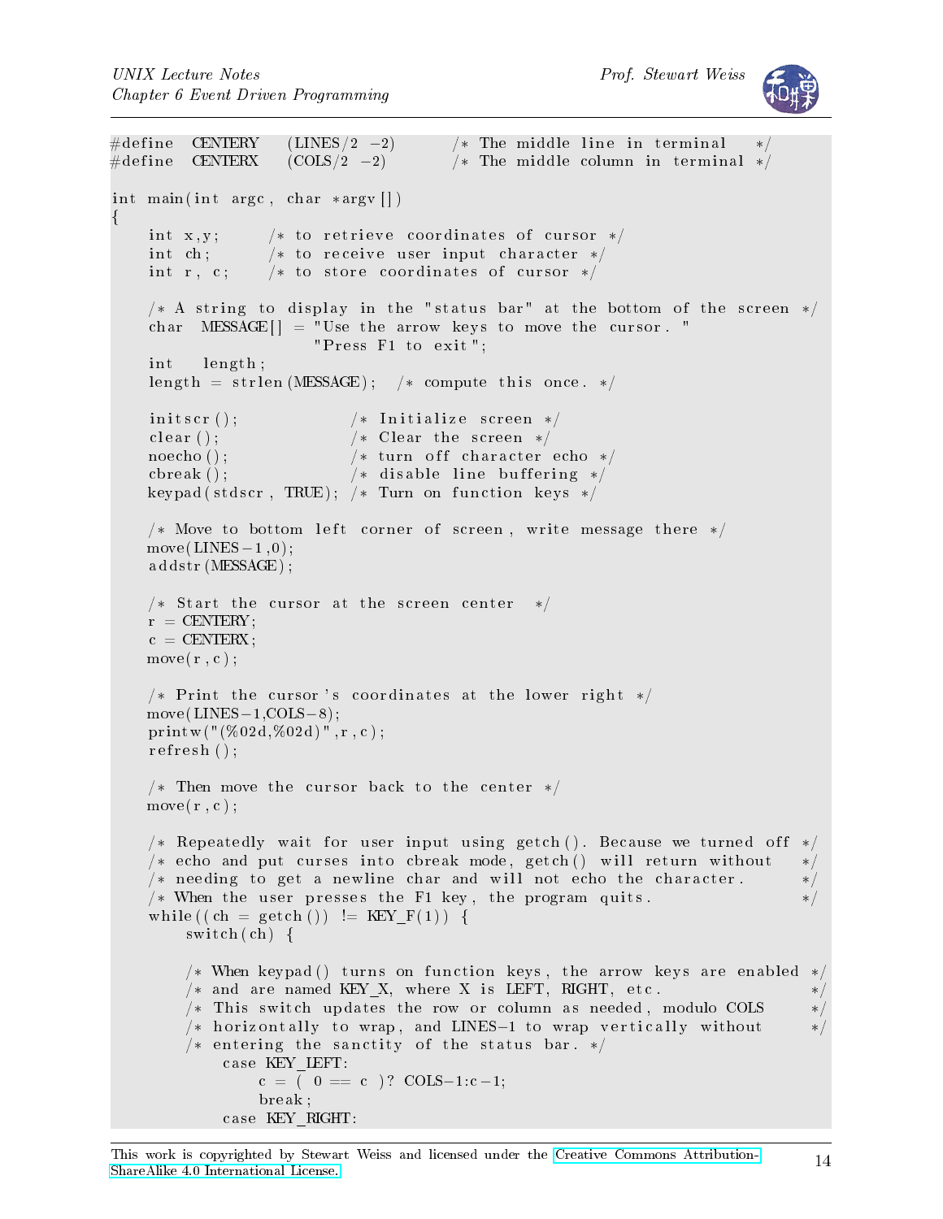```c
#define  CENTERY   (LINES/2 -2)      /* The middle line in terminal   */
#define  CENTERX   (COLS/2 -2)       /* The middle column in terminal */

int main(int argc, char *argv[])
{
    int x,y;      /* to retrieve coordinates of cursor */
    int ch;       /* to receive user input character */
    int r, c;     /* to store coordinates of cursor */

    /* A string to display in the "status bar" at the bottom of the screen */
    char  MESSAGE[] = "Use the arrow keys to move the cursor. "
                      "Press F1 to exit";
    int   length;
    length = strlen(MESSAGE);   /* compute this once. */

    initscr();               /* Initialize screen */
    clear();                 /* Clear the screen */
    noecho();                /* turn off character echo */
    cbreak();                /* disable line buffering */
    keypad(stdscr, TRUE);    /* Turn on function keys */

    /* Move to bottom left corner of screen, write message there */
    move(LINES-1,0);
    addstr(MESSAGE);

    /* Start the cursor at the screen center  */
    r = CENTERY;
    c = CENTERX;
    move(r,c);

    /* Print the cursor's coordinates at the lower right */
    move(LINES-1,COLS-8);
    printw("(%02d,%02d)",r,c);
    refresh();

    /* Then move the cursor back to the center */
    move(r,c);

    /* Repeatedly wait for user input using getch(). Because we turned off */
    /* echo and put curses into cbreak mode, getch() will return without   */
    /* needing to get a newline char and will not echo the character.      */
    /* When the user presses the F1 key, the program quits.                */
    while((ch = getch()) != KEY_F(1)) {
        switch(ch) {

        /* When keypad() turns on function keys, the arrow keys are enabled */
        /* and are named KEY_X, where X is LEFT, RIGHT, etc.                */
        /* This switch updates the row or column as needed, modulo COLS     */
        /* horizontally to wrap, and LINES-1 to wrap vertically without     */
        /* entering the sanctity of the status bar. */
            case KEY_LEFT:
                c = ( 0 == c )? COLS-1:c-1;
                break;
            case KEY_RIGHT:
```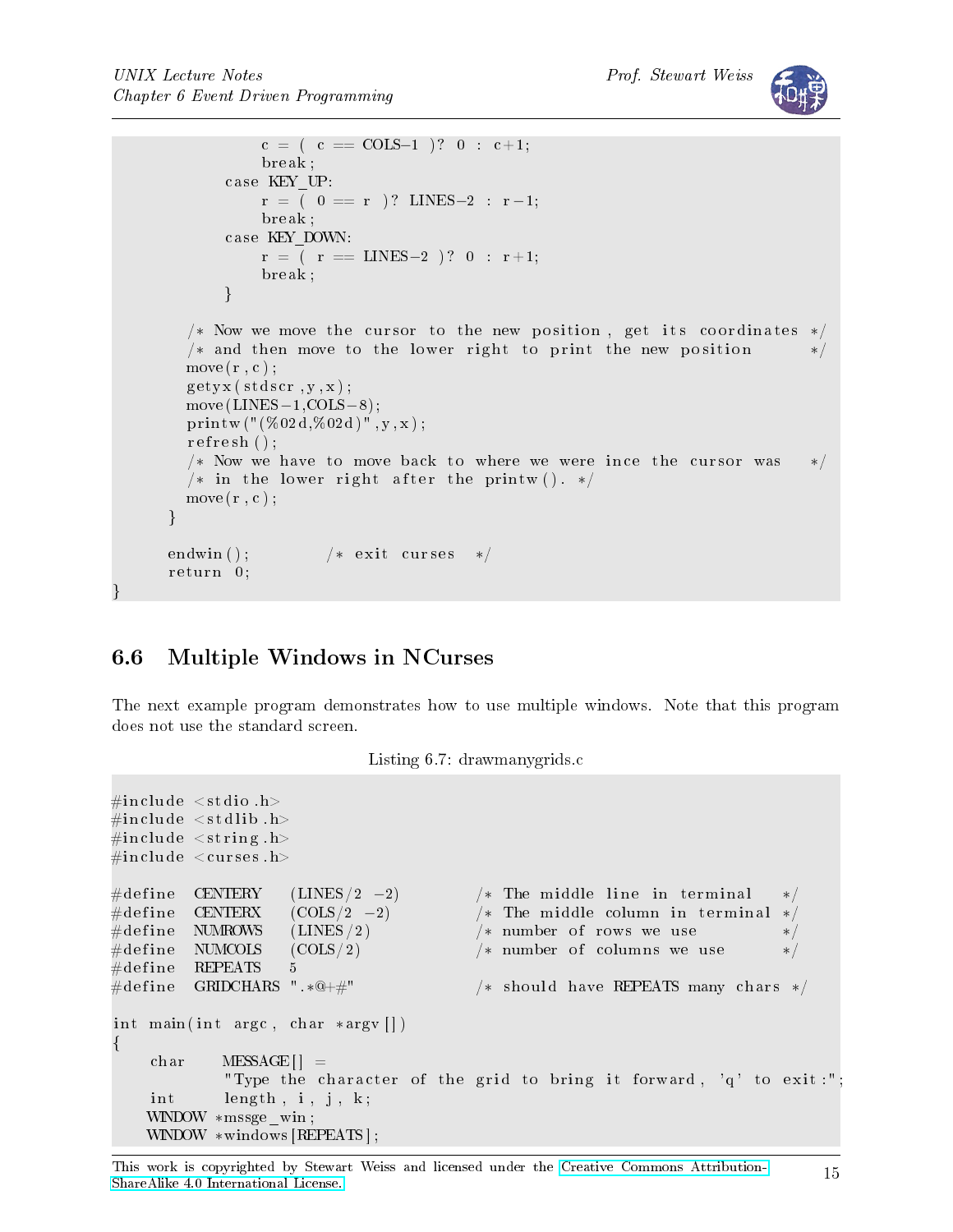```
                c = ( c == COLS-1 )? 0 : c+1;
                break;
            case KEY_UP:
                r = ( 0 == r )? LINES-2 : r-1;
                break;
            case KEY_DOWN:
                r = ( r == LINES-2 )? 0 : r+1;
                break;
            }

        /* Now we move the cursor to the new position, get its coordinates */
        /* and then move to the lower right to print the new position      */
        move(r,c);
        getyx(stdscr,y,x);
        move(LINES-1,COLS-8);
        printw("(%02d,%02d)",y,x);
        refresh();
        /* Now we have to move back to where we were ince the cursor was   */
        /* in the lower right after the printw(). */
        move(r,c);
    }

    endwin();           /* exit curses  */
    return 0;
}
```

## 6.6 Multiple Windows in NCurses

The next example program demonstrates how to use multiple windows. Note that this program does not use the standard screen.

Listing 6.7: drawmanygrids.c

```
#include <stdio.h>
#include <stdlib.h>
#include <string.h>
#include <curses.h>

#define CENTERY   (LINES/2 -2)        /* The middle line in terminal   */
#define CENTERX   (COLS/2 -2)         /* The middle column in terminal */
#define NUMROWS   (LINES/2)           /* number of rows we use         */
#define NUMCOLS   (COLS/2)            /* number of columns we use      */
#define REPEATS   5
#define GRIDCHARS ".*@+#"             /* should have REPEATS many chars */

int main(int argc, char *argv[])
{
    char    MESSAGE[] =
            "Type the character of the grid to bring it forward, 'q' to exit:";
    int     length, i, j, k;
    WINDOW *mssge_win;
    WINDOW *windows[REPEATS];
```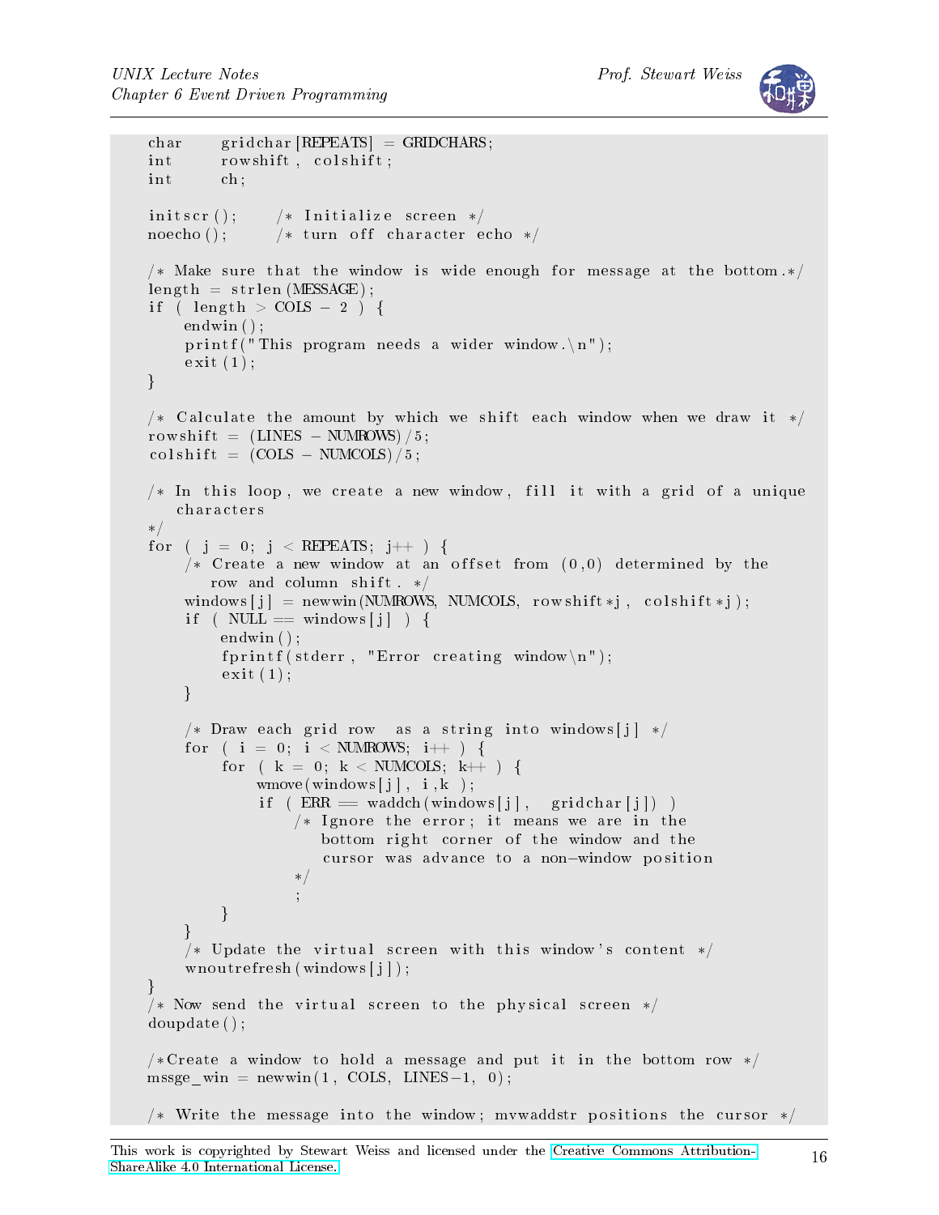```
    char     gridchar[REPEATS] = GRIDCHARS;
    int      rowshift, colshift;
    int      ch;

    initscr();      /* Initialize screen */
    noecho();       /* turn off character echo */

    /* Make sure that the window is wide enough for message at the bottom.*/
    length = strlen(MESSAGE);
    if ( length > COLS - 2 ) {
        endwin();
        printf("This program needs a wider window.\n");
        exit(1);
    }

    /* Calculate the amount by which we shift each window when we draw it */
    rowshift = (LINES - NUMROWS)/5;
    colshift = (COLS - NUMCOLS)/5;

    /* In this loop, we create a new window, fill it with a grid of a unique
       characters
    */
    for ( j = 0; j < REPEATS; j++ ) {
        /* Create a new window at an offset from (0,0) determined by the
           row and column shift. */
        windows[j] = newwin(NUMROWS, NUMCOLS, rowshift*j, colshift*j);
        if ( NULL == windows[j] ) {
            endwin();
            fprintf(stderr, "Error creating window\n");
            exit(1);
        }

        /* Draw each grid row  as a string into windows[j] */
        for ( i = 0; i < NUMROWS; i++ ) {
            for ( k = 0; k < NUMCOLS; k++ ) {
                wmove(windows[j], i,k );
                if ( ERR == waddch(windows[j],  gridchar[j]) )
                    /* Ignore the error; it means we are in the
                       bottom right corner of the window and the
                       cursor was advance to a non-window position
                    */
                    ;
            }
        }
        /* Update the virtual screen with this window's content */
        wnoutrefresh(windows[j]);
    }
    /* Now send the virtual screen to the physical screen */
    doupdate();

    /*Create a window to hold a message and put it in the bottom row */
    mssge_win = newwin(1, COLS, LINES-1, 0);

    /* Write the message into the window; mvwaddstr positions the cursor */
```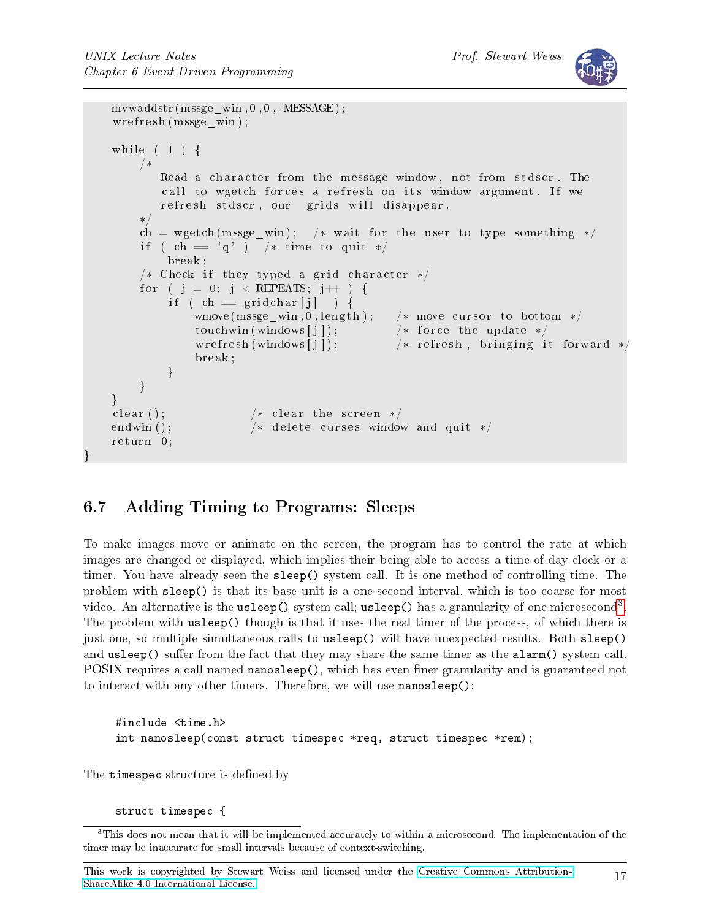```
    mvwaddstr(mssge_win,0,0, MESSAGE);
    wrefresh(mssge_win);

    while ( 1 ) {
        /*
           Read a character from the message window, not from stdscr. The
           call to wgetch forces a refresh on its window argument. If we
           refresh stdscr, our  grids will disappear.
        */
        ch = wgetch(mssge_win);   /* wait for the user to type something */
        if ( ch == 'q' )   /* time to quit */
            break;
        /* Check if they typed a grid character */
        for ( j = 0; j < REPEATS; j++ ) {
            if ( ch == gridchar[j]  ) {
                wmove(mssge_win,0,length);    /* move cursor to bottom */
                touchwin(windows[j]);         /* force the update */
                wrefresh(windows[j]);         /* refresh, bringing it forward */
                break;
            }
        }
    }
    clear();             /* clear the screen */
    endwin();            /* delete curses window and quit */
    return 0;
}
```

## 6.7 Adding Timing to Programs: Sleeps

To make images move or animate on the screen, the program has to control the rate at which images are changed or displayed, which implies their being able to access a time-of-day clock or a timer. You have already seen the `sleep()` system call. It is one method of controlling time. The problem with `sleep()` is that its base unit is a one-second interval, which is too coarse for most video. An alternative is the `usleep()` system call; `usleep()` has a granularity of one microsecond[3]. The problem with `usleep()` though is that it uses the real timer of the process, of which there is just one, so multiple simultaneous calls to `usleep()` will have unexpected results. Both `sleep()` and `usleep()` suffer from the fact that they may share the same timer as the `alarm()` system call. POSIX requires a call named `nanosleep()`, which has even finer granularity and is guaranteed not to interact with any other timers. Therefore, we will use `nanosleep()`:

```
#include <time.h>
int nanosleep(const struct timespec *req, struct timespec *rem);
```

The `timespec` structure is defined by

```
struct timespec {
```

[3] This does not mean that it will be implemented accurately to within a microsecond. The implementation of the timer may be inaccurate for small intervals because of context-switching.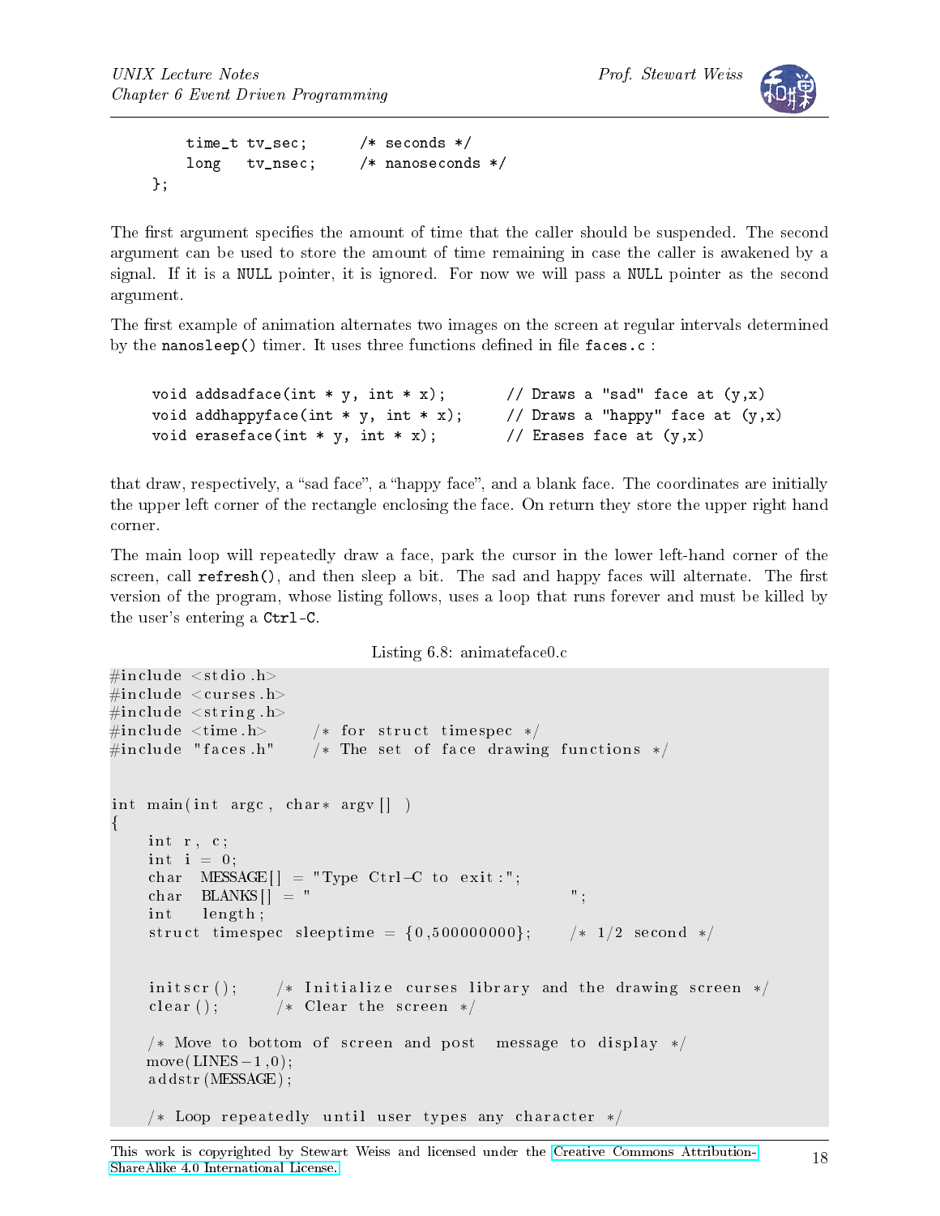```
    time_t tv_sec;      /* seconds */
    long   tv_nsec;     /* nanoseconds */
};
```

The first argument specifies the amount of time that the caller should be suspended. The second argument can be used to store the amount of time remaining in case the caller is awakened by a signal. If it is a NULL pointer, it is ignored. For now we will pass a NULL pointer as the second argument.

The first example of animation alternates two images on the screen at regular intervals determined by the `nanosleep()` timer. It uses three functions defined in file `faces.c` :

```
void addsadface(int * y, int * x);       // Draws a "sad" face at (y,x)
void addhappyface(int * y, int * x);     // Draws a "happy" face at (y,x)
void eraseface(int * y, int * x);        // Erases face at (y,x)
```

that draw, respectively, a "sad face", a "happy face", and a blank face. The coordinates are initially the upper left corner of the rectangle enclosing the face. On return they store the upper right hand corner.

The main loop will repeatedly draw a face, park the cursor in the lower left-hand corner of the screen, call `refresh()`, and then sleep a bit. The sad and happy faces will alternate. The first version of the program, whose listing follows, uses a loop that runs forever and must be killed by the user's entering a Ctrl-C.

Listing 6.8: animateface0.c

```c
#include <stdio.h>
#include <curses.h>
#include <string.h>
#include <time.h>       /* for struct timespec */
#include "faces.h"      /* The set of face drawing functions */


int main(int argc, char* argv[] )
{
    int r, c;
    int i = 0;
    char  MESSAGE[] = "Type Ctrl-C to exit:";
    char  BLANKS[] = "                                   ";
    int   length;
    struct timespec sleeptime = {0,500000000};    /* 1/2 second */


    initscr();     /* Initialize curses library and the drawing screen */
    clear();       /* Clear the screen */

    /* Move to bottom of screen and post  message to display */
    move(LINES-1,0);
    addstr(MESSAGE);

    /* Loop repeatedly until user types any character */
```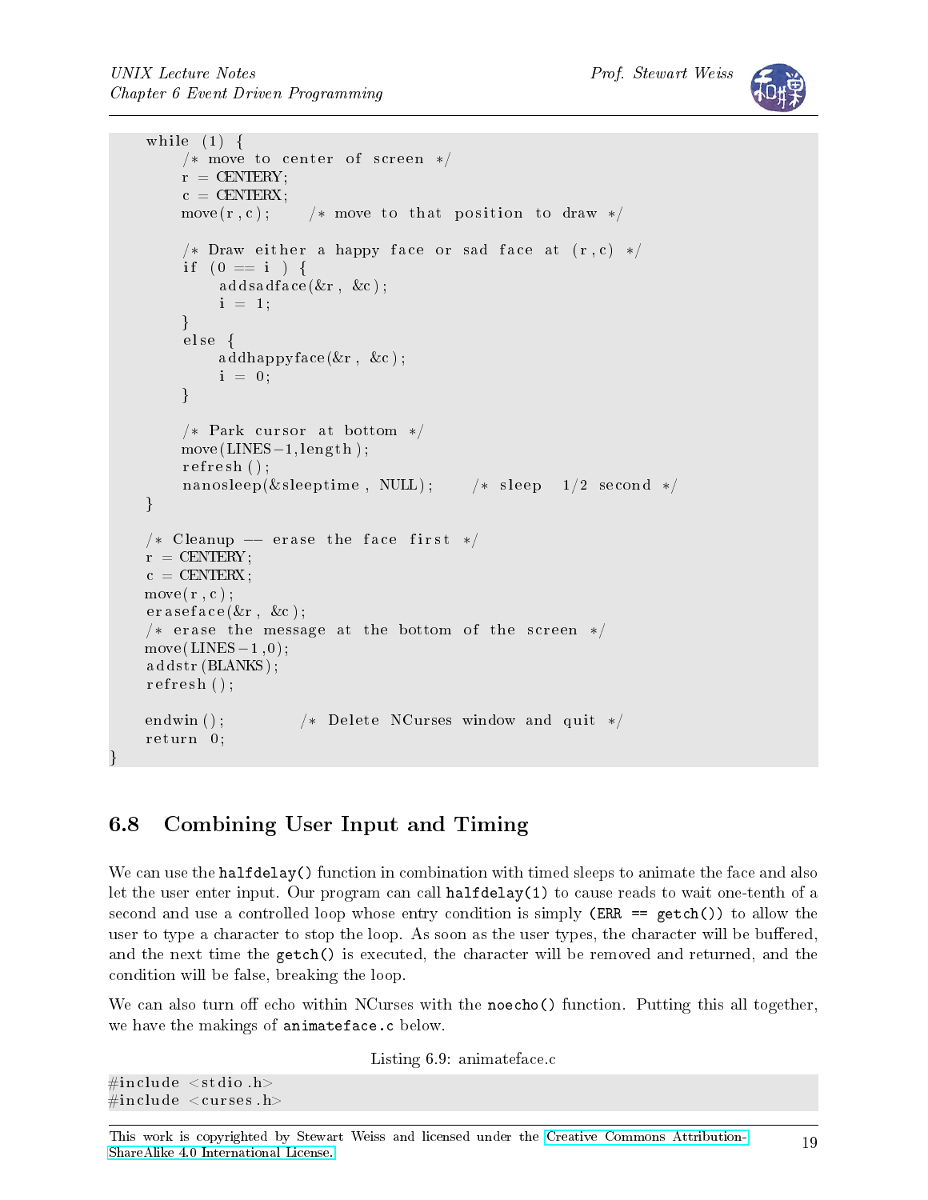```c
    while (1) {
        /* move to center of screen */
        r = CENTERY;
        c = CENTERX;
        move(r,c);     /* move to that position to draw */

        /* Draw either a happy face or sad face at (r,c) */
        if (0 == i ) {
            addsadface(&r, &c);
            i = 1;
        }
        else {
            addhappyface(&r, &c);
            i = 0;
        }

        /* Park cursor at bottom */
        move(LINES-1,length);
        refresh();
        nanosleep(&sleeptime, NULL);     /* sleep  1/2 second */
    }

    /* Cleanup -- erase the face first */
    r = CENTERY;
    c = CENTERX;
    move(r,c);
    eraseface(&r, &c);
    /* erase the message at the bottom of the screen */
    move(LINES-1,0);
    addstr(BLANKS);
    refresh();

    endwin();          /* Delete NCurses window and quit */
    return 0;
}
```

## 6.8 Combining User Input and Timing

We can use the `halfdelay()` function in combination with timed sleeps to animate the face and also let the user enter input. Our program can call `halfdelay(1)` to cause reads to wait one-tenth of a second and use a controlled loop whose entry condition is simply `(ERR == getch())` to allow the user to type a character to stop the loop. As soon as the user types, the character will be buffered, and the next time the `getch()` is executed, the character will be removed and returned, and the condition will be false, breaking the loop.

We can also turn off echo within NCurses with the `noecho()` function. Putting this all together, we have the makings of `animateface.c` below.

Listing 6.9: animateface.c

```c
#include <stdio.h>
#include <curses.h>
```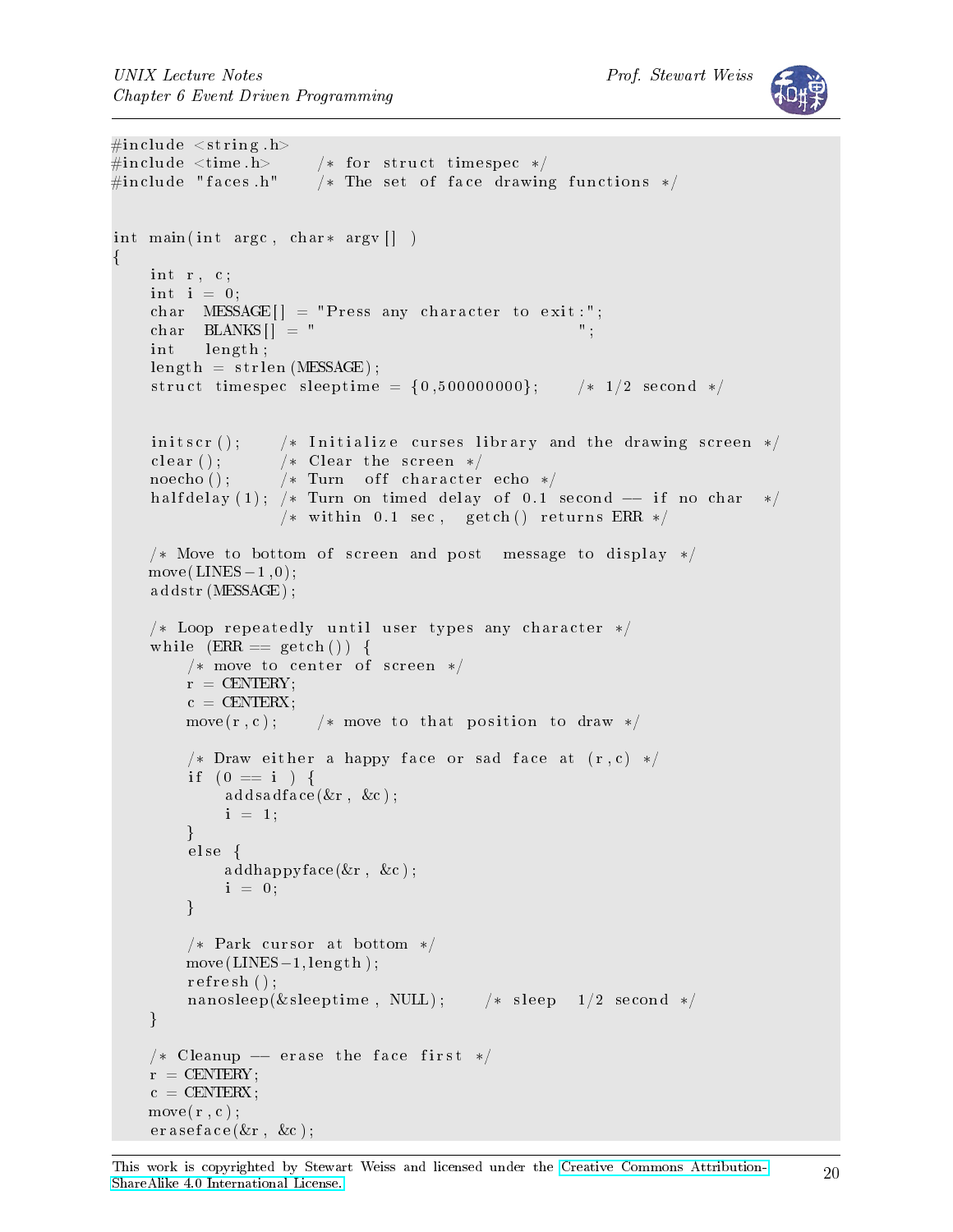```c
#include <string.h>
#include <time.h>      /* for struct timespec */
#include "faces.h"     /* The set of face drawing functions */


int main(int argc, char* argv[] )
{
    int r, c;
    int i = 0;
    char  MESSAGE[] = "Press any character to exit:";
    char  BLANKS[] = "                              ";
    int   length;
    length = strlen(MESSAGE);
    struct timespec sleeptime = {0,500000000};    /* 1/2 second */


    initscr();     /* Initialize curses library and the drawing screen */
    clear();       /* Clear the screen */
    noecho();      /* Turn  off character echo */
    halfdelay(1); /* Turn on timed delay of 0.1 second -- if no char  */
                  /* within 0.1 sec,  getch() returns ERR */

    /* Move to bottom of screen and post  message to display */
    move(LINES-1,0);
    addstr(MESSAGE);

    /* Loop repeatedly until user types any character */
    while (ERR == getch()) {
        /* move to center of screen */
        r = CENTERY;
        c = CENTERX;
        move(r,c);     /* move to that position to draw */

        /* Draw either a happy face or sad face at (r,c) */
        if (0 == i ) {
            addsadface(&r, &c);
            i = 1;
        }
        else {
            addhappyface(&r, &c);
            i = 0;
        }

        /* Park cursor at bottom */
        move(LINES-1,length);
        refresh();
        nanosleep(&sleeptime, NULL);    /* sleep  1/2 second */
    }

    /* Cleanup -- erase the face first */
    r = CENTERY;
    c = CENTERX;
    move(r,c);
    eraseface(&r, &c);
```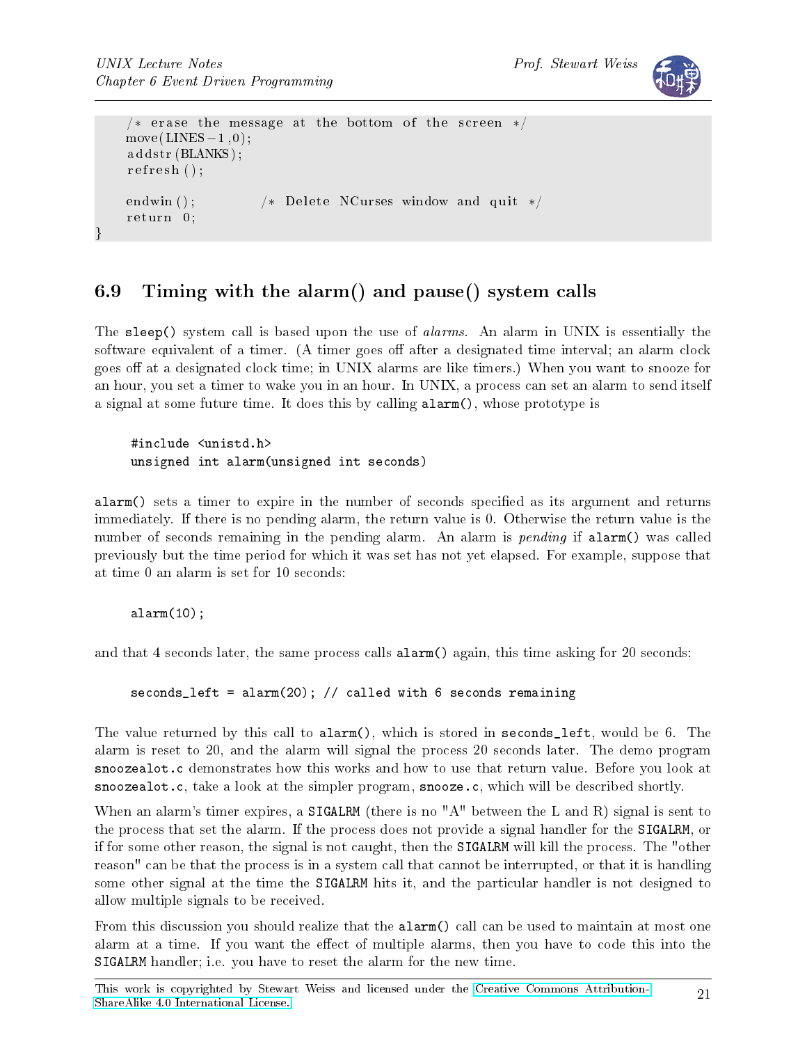```
    /* erase the message at the bottom of the screen */
    move(LINES-1,0);
    addstr(BLANKS);
    refresh();

    endwin();          /* Delete NCurses window and quit */
    return 0;
}
```

## 6.9 Timing with the alarm() and pause() system calls

The `sleep()` system call is based upon the use of *alarms*. An alarm in UNIX is essentially the software equivalent of a timer. (A timer goes off after a designated time interval; an alarm clock goes off at a designated clock time; in UNIX alarms are like timers.) When you want to snooze for an hour, you set a timer to wake you in an hour. In UNIX, a process can set an alarm to send itself a signal at some future time. It does this by calling `alarm()`, whose prototype is

```
#include <unistd.h>
unsigned int alarm(unsigned int seconds)
```

`alarm()` sets a timer to expire in the number of seconds specified as its argument and returns immediately. If there is no pending alarm, the return value is 0. Otherwise the return value is the number of seconds remaining in the pending alarm. An alarm is *pending* if `alarm()` was called previously but the time period for which it was set has not yet elapsed. For example, suppose that at time 0 an alarm is set for 10 seconds:

```
alarm(10);
```

and that 4 seconds later, the same process calls `alarm()` again, this time asking for 20 seconds:

```
seconds_left = alarm(20); // called with 6 seconds remaining
```

The value returned by this call to `alarm()`, which is stored in `seconds_left`, would be 6. The alarm is reset to 20, and the alarm will signal the process 20 seconds later. The demo program `snoozealot.c` demonstrates how this works and how to use that return value. Before you look at `snoozealot.c`, take a look at the simpler program, `snooze.c`, which will be described shortly.

When an alarm's timer expires, a `SIGALRM` (there is no "A" between the L and R) signal is sent to the process that set the alarm. If the process does not provide a signal handler for the `SIGALRM`, or if for some other reason, the signal is not caught, then the `SIGALRM` will kill the process. The "other reason" can be that the process is in a system call that cannot be interrupted, or that it is handling some other signal at the time the `SIGALRM` hits it, and the particular handler is not designed to allow multiple signals to be received.

From this discussion you should realize that the `alarm()` call can be used to maintain at most one alarm at a time. If you want the effect of multiple alarms, then you have to code this into the `SIGALRM` handler; i.e. you have to reset the alarm for the new time.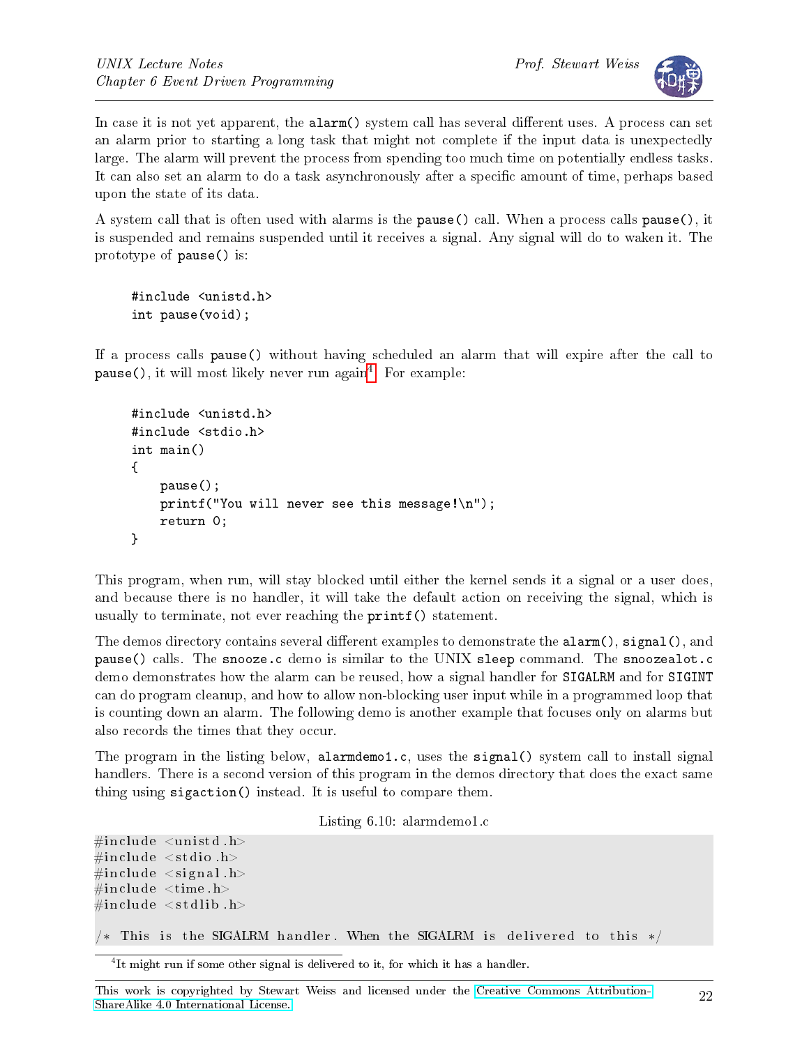In case it is not yet apparent, the `alarm()` system call has several different uses. A process can set an alarm prior to starting a long task that might not complete if the input data is unexpectedly large. The alarm will prevent the process from spending too much time on potentially endless tasks. It can also set an alarm to do a task asynchronously after a specific amount of time, perhaps based upon the state of its data.

A system call that is often used with alarms is the `pause()` call. When a process calls `pause()`, it is suspended and remains suspended until it receives a signal. Any signal will do to waken it. The prototype of `pause()` is:

```
#include <unistd.h>
int pause(void);
```

If a process calls `pause()` without having scheduled an alarm that will expire after the call to `pause()`, it will most likely never run again[4]. For example:

```
#include <unistd.h>
#include <stdio.h>
int main()
{
    pause();
    printf("You will never see this message!\n");
    return 0;
}
```

This program, when run, will stay blocked until either the kernel sends it a signal or a user does, and because there is no handler, it will take the default action on receiving the signal, which is usually to terminate, not ever reaching the `printf()` statement.

The demos directory contains several different examples to demonstrate the `alarm()`, `signal()`, and `pause()` calls. The `snooze.c` demo is similar to the UNIX `sleep` command. The `snoozealot.c` demo demonstrates how the alarm can be reused, how a signal handler for `SIGALRM` and for `SIGINT` can do program cleanup, and how to allow non-blocking user input while in a programmed loop that is counting down an alarm. The following demo is another example that focuses only on alarms but also records the times that they occur.

The program in the listing below, `alarmdemo1.c`, uses the `signal()` system call to install signal handlers. There is a second version of this program in the demos directory that does the exact same thing using `sigaction()` instead. It is useful to compare them.

Listing 6.10: alarmdemo1.c

```
#include <unistd.h>
#include <stdio.h>
#include <signal.h>
#include <time.h>
#include <stdlib.h>

/* This is the SIGALRM handler. When the SIGALRM is delivered to this */
```

[4] It might run if some other signal is delivered to it, for which it has a handler.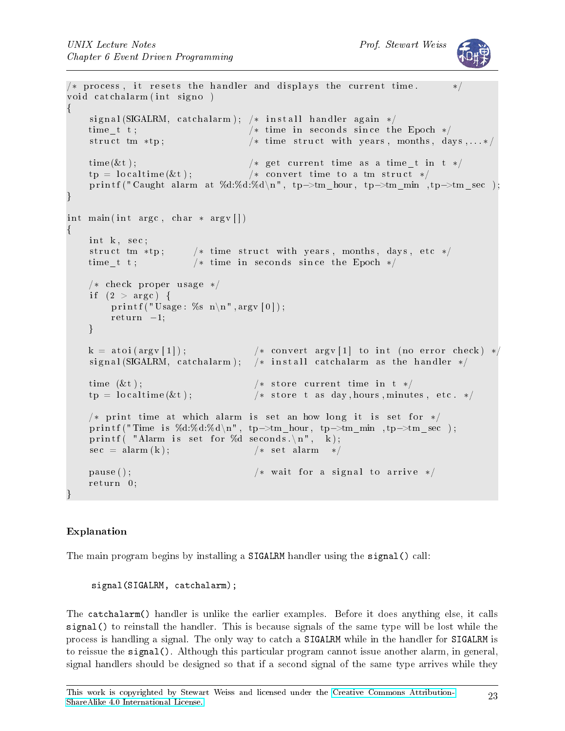```c
/* process, it resets the handler and displays the current time.      */
void catchalarm(int signo )
{
    signal(SIGALRM, catchalarm); /* install handler again */
    time_t t;                    /* time in seconds since the Epoch */
    struct tm *tp;               /* time struct with years, months, days,...*/

    time(&t);                    /* get current time as a time_t in t */
    tp = localtime(&t);          /* convert time to a tm struct */
    printf("Caught alarm at %d:%d:%d\n", tp->tm_hour, tp->tm_min ,tp->tm_sec );
}

int main(int argc, char * argv[])
{
    int k, sec;
    struct tm *tp;      /* time struct with years, months, days, etc */
    time_t t;           /* time in seconds since the Epoch */

    /* check proper usage */
    if (2 > argc) {
        printf("Usage: %s n\n",argv[0]);
        return -1;
    }

    k = atoi(argv[1]);              /* convert argv[1] to int (no error check) */
    signal(SIGALRM, catchalarm);    /* install catchalarm as the handler */

    time (&t);                      /* store current time in t */
    tp = localtime(&t);             /* store t as day,hours,minutes, etc. */

    /* print time at which alarm is set an how long it is set for */
    printf("Time is %d:%d:%d\n", tp->tm_hour, tp->tm_min ,tp->tm_sec );
    printf( "Alarm is set for %d seconds.\n",  k);
    sec = alarm(k);                 /* set alarm  */

    pause();                        /* wait for a signal to arrive */
    return 0;
}
```

### Explanation

The main program begins by installing a SIGALRM handler using the signal() call:

```c
signal(SIGALRM, catchalarm);
```

The catchalarm() handler is unlike the earlier examples. Before it does anything else, it calls signal() to reinstall the handler. This is because signals of the same type will be lost while the process is handling a signal. The only way to catch a SIGALRM while in the handler for SIGALRM is to reissue the signal(). Although this particular program cannot issue another alarm, in general, signal handlers should be designed so that if a second signal of the same type arrives while they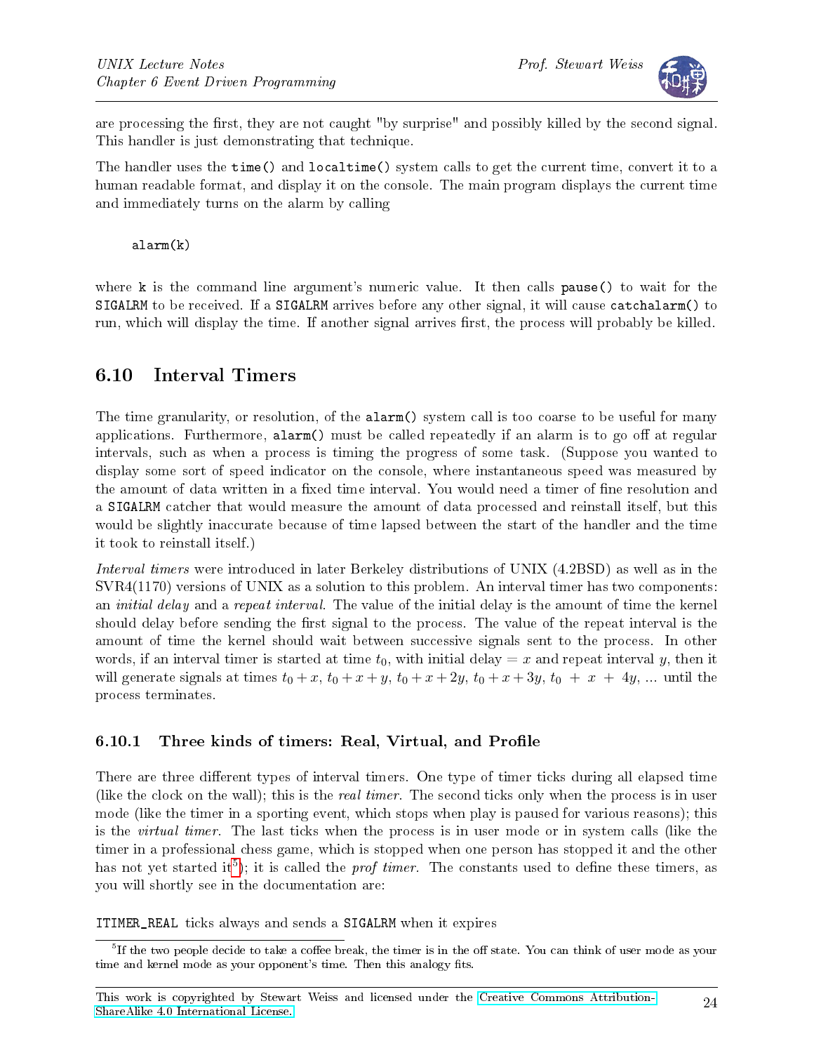are processing the first, they are not caught "by surprise" and possibly killed by the second signal. This handler is just demonstrating that technique.

The handler uses the `time()` and `localtime()` system calls to get the current time, convert it to a human readable format, and display it on the console. The main program displays the current time and immediately turns on the alarm by calling

```
alarm(k)
```

where `k` is the command line argument's numeric value. It then calls `pause()` to wait for the `SIGALRM` to be received. If a `SIGALRM` arrives before any other signal, it will cause `catchalarm()` to run, which will display the time. If another signal arrives first, the process will probably be killed.

## 6.10 Interval Timers

The time granularity, or resolution, of the `alarm()` system call is too coarse to be useful for many applications. Furthermore, `alarm()` must be called repeatedly if an alarm is to go off at regular intervals, such as when a process is timing the progress of some task. (Suppose you wanted to display some sort of speed indicator on the console, where instantaneous speed was measured by the amount of data written in a fixed time interval. You would need a timer of fine resolution and a `SIGALRM` catcher that would measure the amount of data processed and reinstall itself, but this would be slightly inaccurate because of time lapsed between the start of the handler and the time it took to reinstall itself.)

*Interval timers* were introduced in later Berkeley distributions of UNIX (4.2BSD) as well as in the SVR4(1170) versions of UNIX as a solution to this problem. An interval timer has two components: an *initial delay* and a *repeat interval*. The value of the initial delay is the amount of time the kernel should delay before sending the first signal to the process. The value of the repeat interval is the amount of time the kernel should wait between successive signals sent to the process. In other words, if an interval timer is started at time $t_0$, with initial delay $= x$ and repeat interval $y$, then it will generate signals at times $t_0 + x$, $t_0 + x + y$, $t_0 + x + 2y$, $t_0 + x + 3y$, $t_0 + x + 4y$, ... until the process terminates.

### 6.10.1 Three kinds of timers: Real, Virtual, and Profile

There are three different types of interval timers. One type of timer ticks during all elapsed time (like the clock on the wall); this is the *real timer*. The second ticks only when the process is in user mode (like the timer in a sporting event, which stops when play is paused for various reasons); this is the *virtual timer*. The last ticks when the process is in user mode or in system calls (like the timer in a professional chess game, which is stopped when one person has stopped it and the other has not yet started it[5]); it is called the *prof timer*. The constants used to define these timers, as you will shortly see in the documentation are:

`ITIMER_REAL` ticks always and sends a `SIGALRM` when it expires

[5] If the two people decide to take a coffee break, the timer is in the off state. You can think of user mode as your time and kernel mode as your opponent's time. Then this analogy fits.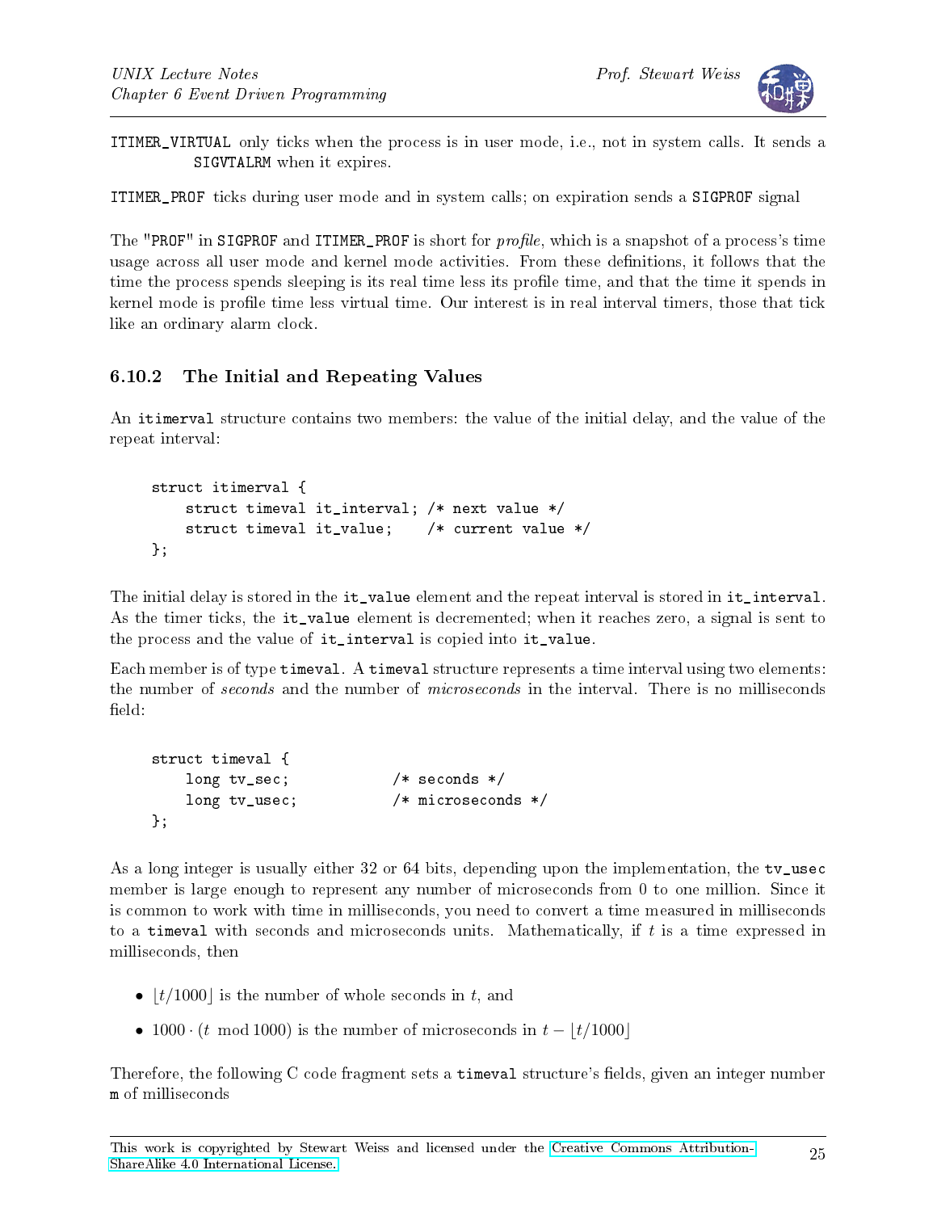ITIMER_VIRTUAL only ticks when the process is in user mode, i.e., not in system calls. It sends a SIGVTALRM when it expires.

ITIMER_PROF ticks during user mode and in system calls; on expiration sends a SIGPROF signal

The "PROF" in SIGPROF and ITIMER_PROF is short for *profile*, which is a snapshot of a process's time usage across all user mode and kernel mode activities. From these definitions, it follows that the time the process spends sleeping is its real time less its profile time, and that the time it spends in kernel mode is profile time less virtual time. Our interest is in real interval timers, those that tick like an ordinary alarm clock.

### 6.10.2 The Initial and Repeating Values

An itimerval structure contains two members: the value of the initial delay, and the value of the repeat interval:

```
struct itimerval {
    struct timeval it_interval; /* next value */
    struct timeval it_value;    /* current value */
};
```

The initial delay is stored in the it_value element and the repeat interval is stored in it_interval. As the timer ticks, the it_value element is decremented; when it reaches zero, a signal is sent to the process and the value of it_interval is copied into it_value.

Each member is of type timeval. A timeval structure represents a time interval using two elements: the number of *seconds* and the number of *microseconds* in the interval. There is no milliseconds field:

```
struct timeval {
    long tv_sec;           /* seconds */
    long tv_usec;          /* microseconds */
};
```

As a long integer is usually either 32 or 64 bits, depending upon the implementation, the tv_usec member is large enough to represent any number of microseconds from 0 to one million. Since it is common to work with time in milliseconds, you need to convert a time measured in milliseconds to a timeval with seconds and microseconds units. Mathematically, if $t$ is a time expressed in milliseconds, then

- $\lfloor t/1000 \rfloor$ is the number of whole seconds in $t$, and
- $1000 \cdot (t \mod 1000)$ is the number of microseconds in $t - \lfloor t/1000 \rfloor$

Therefore, the following C code fragment sets a timeval structure's fields, given an integer number m of milliseconds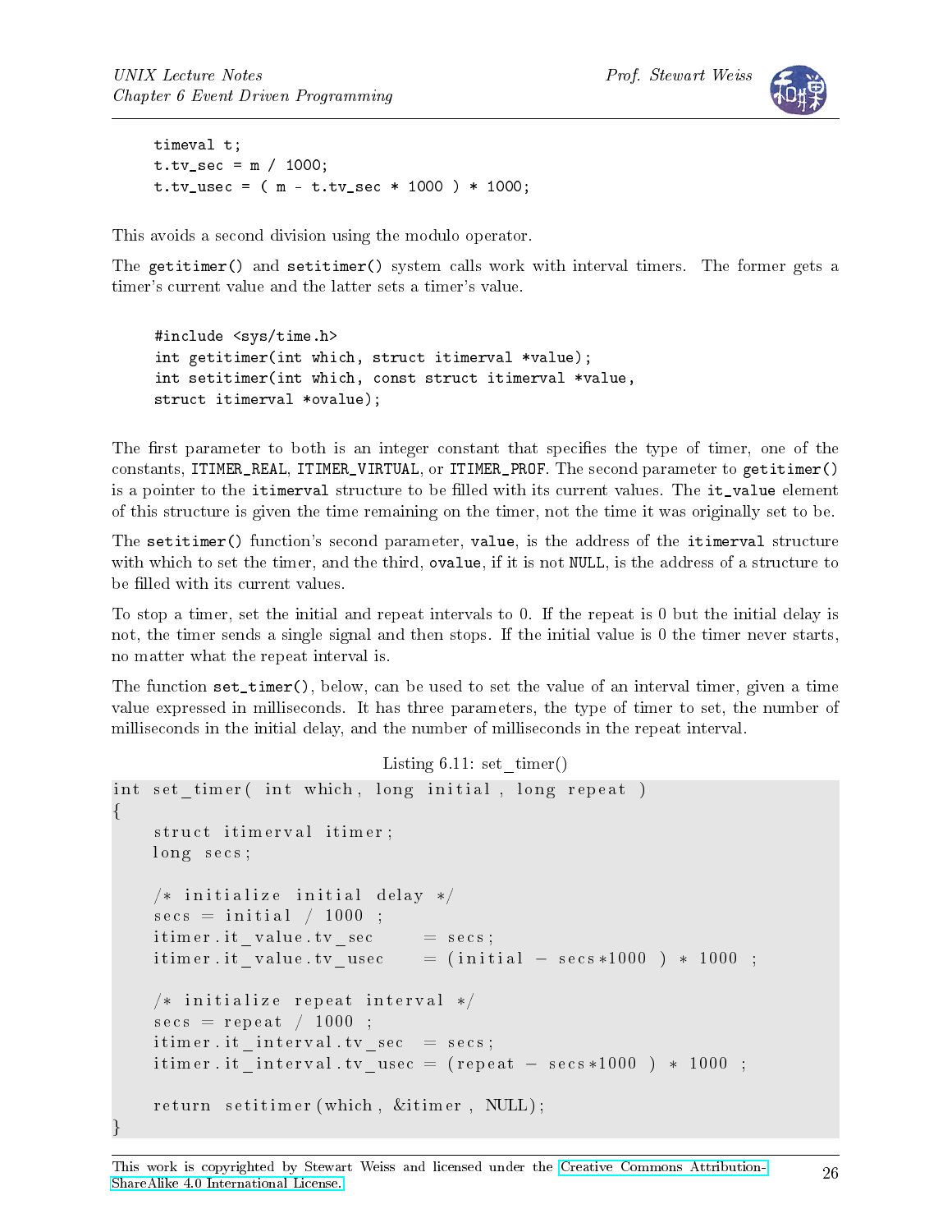```
timeval t;
t.tv_sec = m / 1000;
t.tv_usec = ( m - t.tv_sec * 1000 ) * 1000;
```

This avoids a second division using the modulo operator.

The `getitimer()` and `setitimer()` system calls work with interval timers. The former gets a timer's current value and the latter sets a timer's value.

```
#include <sys/time.h>
int getitimer(int which, struct itimerval *value);
int setitimer(int which, const struct itimerval *value,
struct itimerval *ovalue);
```

The first parameter to both is an integer constant that specifies the type of timer, one of the constants, `ITIMER_REAL`, `ITIMER_VIRTUAL`, or `ITIMER_PROF`. The second parameter to `getitimer()` is a pointer to the `itimerval` structure to be filled with its current values. The `it_value` element of this structure is given the time remaining on the timer, not the time it was originally set to be.

The `setitimer()` function's second parameter, `value`, is the address of the `itimerval` structure with which to set the timer, and the third, `ovalue`, if it is not `NULL`, is the address of a structure to be filled with its current values.

To stop a timer, set the initial and repeat intervals to 0. If the repeat is 0 but the initial delay is not, the timer sends a single signal and then stops. If the initial value is 0 the timer never starts, no matter what the repeat interval is.

The function `set_timer()`, below, can be used to set the value of an interval timer, given a time value expressed in milliseconds. It has three parameters, the type of timer to set, the number of milliseconds in the initial delay, and the number of milliseconds in the repeat interval.

Listing 6.11: set_timer()

```
int set_timer( int which, long initial , long repeat )
{
    struct itimerval itimer;
    long secs;

    /* initialize initial delay */
    secs = initial / 1000 ;
    itimer.it_value.tv_sec     = secs;
    itimer.it_value.tv_usec    = (initial - secs*1000 ) * 1000 ;

    /* initialize repeat interval */
    secs = repeat / 1000 ;
    itimer.it_interval.tv_sec  = secs;
    itimer.it_interval.tv_usec = (repeat - secs*1000 ) * 1000 ;

    return setitimer(which, &itimer, NULL);
}
```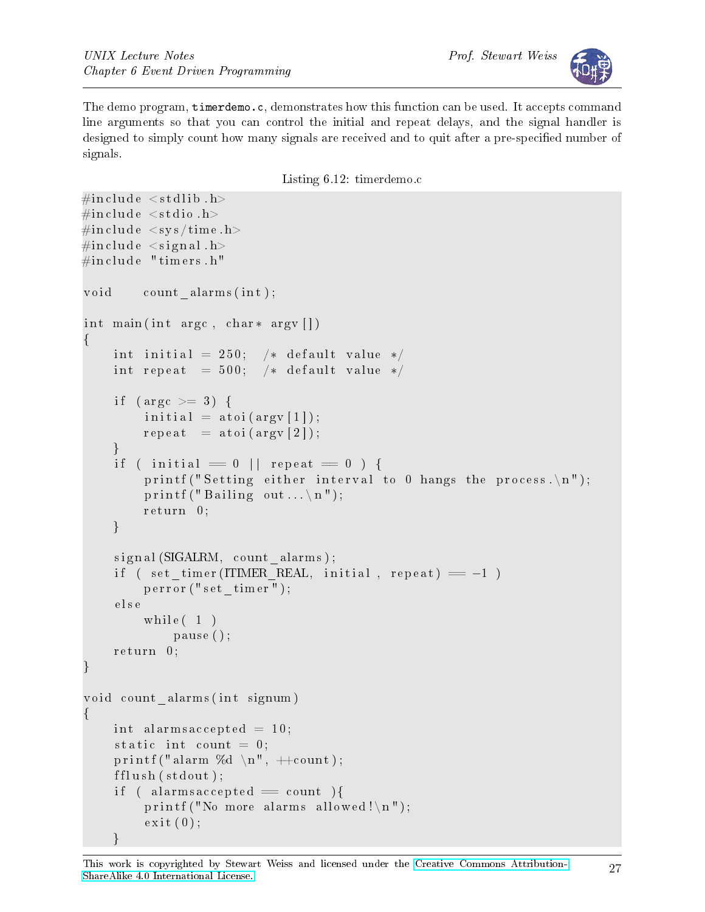The demo program, `timerdemo.c`, demonstrates how this function can be used. It accepts command line arguments so that you can control the initial and repeat delays, and the signal handler is designed to simply count how many signals are received and to quit after a pre-specified number of signals.

Listing 6.12: timerdemo.c

```c
#include <stdlib.h>
#include <stdio.h>
#include <sys/time.h>
#include <signal.h>
#include "timers.h"

void    count_alarms(int);

int main(int argc, char* argv[])
{
    int initial = 250;  /* default value */
    int repeat  = 500;  /* default value */

    if (argc >= 3) {
        initial = atoi(argv[1]);
        repeat  = atoi(argv[2]);
    }
    if ( initial == 0 || repeat == 0 ) {
        printf("Setting either interval to 0 hangs the process.\n");
        printf("Bailing out...\n");
        return 0;
    }

    signal(SIGALRM, count_alarms);
    if ( set_timer(ITIMER_REAL, initial, repeat) == -1 )
        perror("set_timer");
    else
        while( 1 )
            pause();
    return 0;
}

void count_alarms(int signum)
{
    int alarmsaccepted = 10;
    static int count = 0;
    printf("alarm %d \n", ++count);
    fflush(stdout);
    if ( alarmsaccepted == count ){
        printf("No more alarms allowed!\n");
        exit(0);
    }
```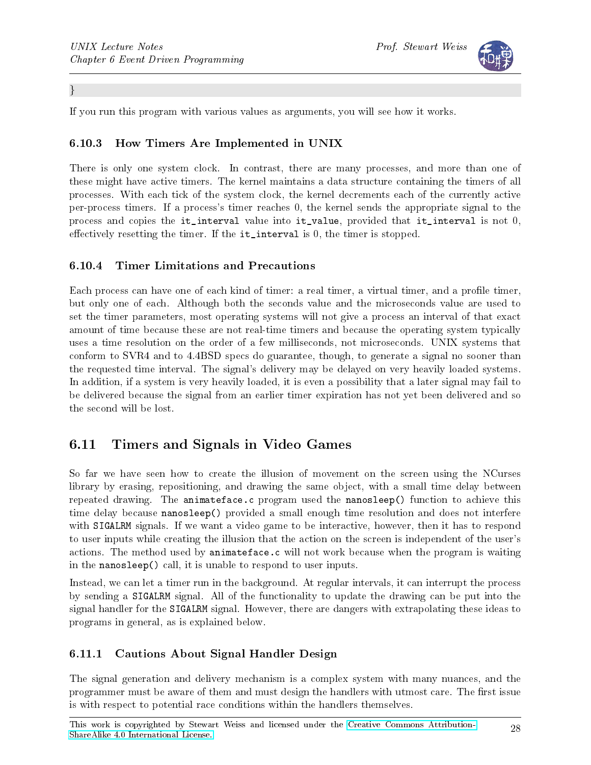```
}
```

If you run this program with various values as arguments, you will see how it works.

### 6.10.3 How Timers Are Implemented in UNIX

There is only one system clock. In contrast, there are many processes, and more than one of these might have active timers. The kernel maintains a data structure containing the timers of all processes. With each tick of the system clock, the kernel decrements each of the currently active per-process timers. If a process's timer reaches 0, the kernel sends the appropriate signal to the process and copies the `it_interval` value into `it_value`, provided that `it_interval` is not 0, effectively resetting the timer. If the `it_interval` is 0, the timer is stopped.

### 6.10.4 Timer Limitations and Precautions

Each process can have one of each kind of timer: a real timer, a virtual timer, and a profile timer, but only one of each. Although both the seconds value and the microseconds value are used to set the timer parameters, most operating systems will not give a process an interval of that exact amount of time because these are not real-time timers and because the operating system typically uses a time resolution on the order of a few milliseconds, not microseconds. UNIX systems that conform to SVR4 and to 4.4BSD specs do guarantee, though, to generate a signal no sooner than the requested time interval. The signal's delivery may be delayed on very heavily loaded systems. In addition, if a system is very heavily loaded, it is even a possibility that a later signal may fail to be delivered because the signal from an earlier timer expiration has not yet been delivered and so the second will be lost.

## 6.11 Timers and Signals in Video Games

So far we have seen how to create the illusion of movement on the screen using the NCurses library by erasing, repositioning, and drawing the same object, with a small time delay between repeated drawing. The `animateface.c` program used the `nanosleep()` function to achieve this time delay because `nanosleep()` provided a small enough time resolution and does not interfere with `SIGALRM` signals. If we want a video game to be interactive, however, then it has to respond to user inputs while creating the illusion that the action on the screen is independent of the user's actions. The method used by `animateface.c` will not work because when the program is waiting in the `nanosleep()` call, it is unable to respond to user inputs.

Instead, we can let a timer run in the background. At regular intervals, it can interrupt the process by sending a `SIGALRM` signal. All of the functionality to update the drawing can be put into the signal handler for the `SIGALRM` signal. However, there are dangers with extrapolating these ideas to programs in general, as is explained below.

### 6.11.1 Cautions About Signal Handler Design

The signal generation and delivery mechanism is a complex system with many nuances, and the programmer must be aware of them and must design the handlers with utmost care. The first issue is with respect to potential race conditions within the handlers themselves.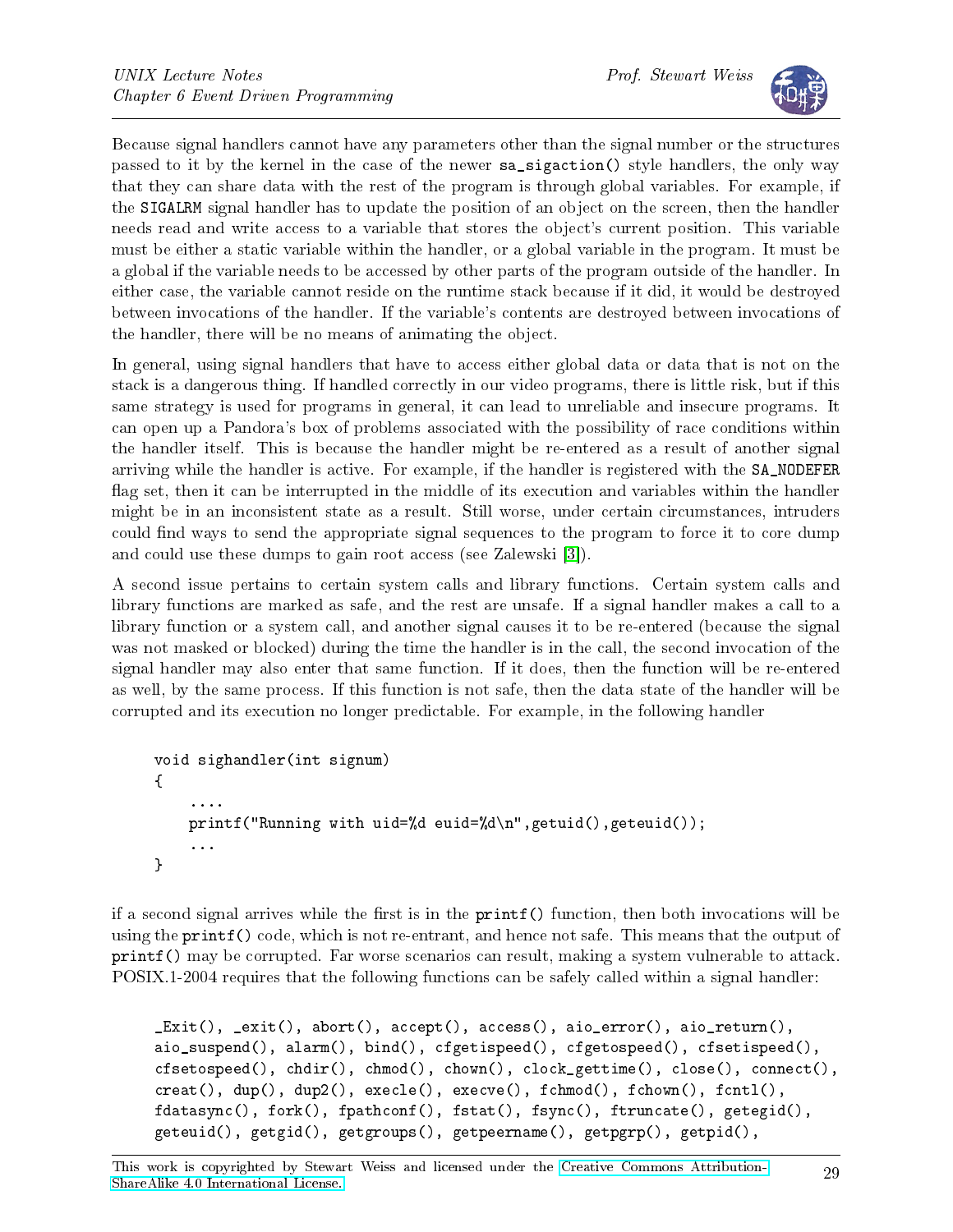Because signal handlers cannot have any parameters other than the signal number or the structures passed to it by the kernel in the case of the newer sa_sigaction() style handlers, the only way that they can share data with the rest of the program is through global variables. For example, if the SIGALRM signal handler has to update the position of an object on the screen, then the handler needs read and write access to a variable that stores the object's current position. This variable must be either a static variable within the handler, or a global variable in the program. It must be a global if the variable needs to be accessed by other parts of the program outside of the handler. In either case, the variable cannot reside on the runtime stack because if it did, it would be destroyed between invocations of the handler. If the variable's contents are destroyed between invocations of the handler, there will be no means of animating the object.

In general, using signal handlers that have to access either global data or data that is not on the stack is a dangerous thing. If handled correctly in our video programs, there is little risk, but if this same strategy is used for programs in general, it can lead to unreliable and insecure programs. It can open up a Pandora's box of problems associated with the possibility of race conditions within the handler itself. This is because the handler might be re-entered as a result of another signal arriving while the handler is active. For example, if the handler is registered with the SA_NODEFER flag set, then it can be interrupted in the middle of its execution and variables within the handler might be in an inconsistent state as a result. Still worse, under certain circumstances, intruders could find ways to send the appropriate signal sequences to the program to force it to core dump and could use these dumps to gain root access (see Zalewski [3]).

A second issue pertains to certain system calls and library functions. Certain system calls and library functions are marked as safe, and the rest are unsafe. If a signal handler makes a call to a library function or a system call, and another signal causes it to be re-entered (because the signal was not masked or blocked) during the time the handler is in the call, the second invocation of the signal handler may also enter that same function. If it does, then the function will be re-entered as well, by the same process. If this function is not safe, then the data state of the handler will be corrupted and its execution no longer predictable. For example, in the following handler

```
void sighandler(int signum)
{
    ....
    printf("Running with uid=%d euid=%d\n",getuid(),geteuid());
    ...
}
```

if a second signal arrives while the first is in the printf() function, then both invocations will be using the printf() code, which is not re-entrant, and hence not safe. This means that the output of printf() may be corrupted. Far worse scenarios can result, making a system vulnerable to attack. POSIX.1-2004 requires that the following functions can be safely called within a signal handler:

```
_Exit(), _exit(), abort(), accept(), access(), aio_error(), aio_return(),
aio_suspend(), alarm(), bind(), cfgetispeed(), cfgetospeed(), cfsetispeed(),
cfsetospeed(), chdir(), chmod(), chown(), clock_gettime(), close(), connect(),
creat(), dup(), dup2(), execle(), execve(), fchmod(), fchown(), fcntl(),
fdatasync(), fork(), fpathconf(), fstat(), fsync(), ftruncate(), getegid(),
geteuid(), getgid(), getgroups(), getpeername(), getpgrp(), getpid(),
```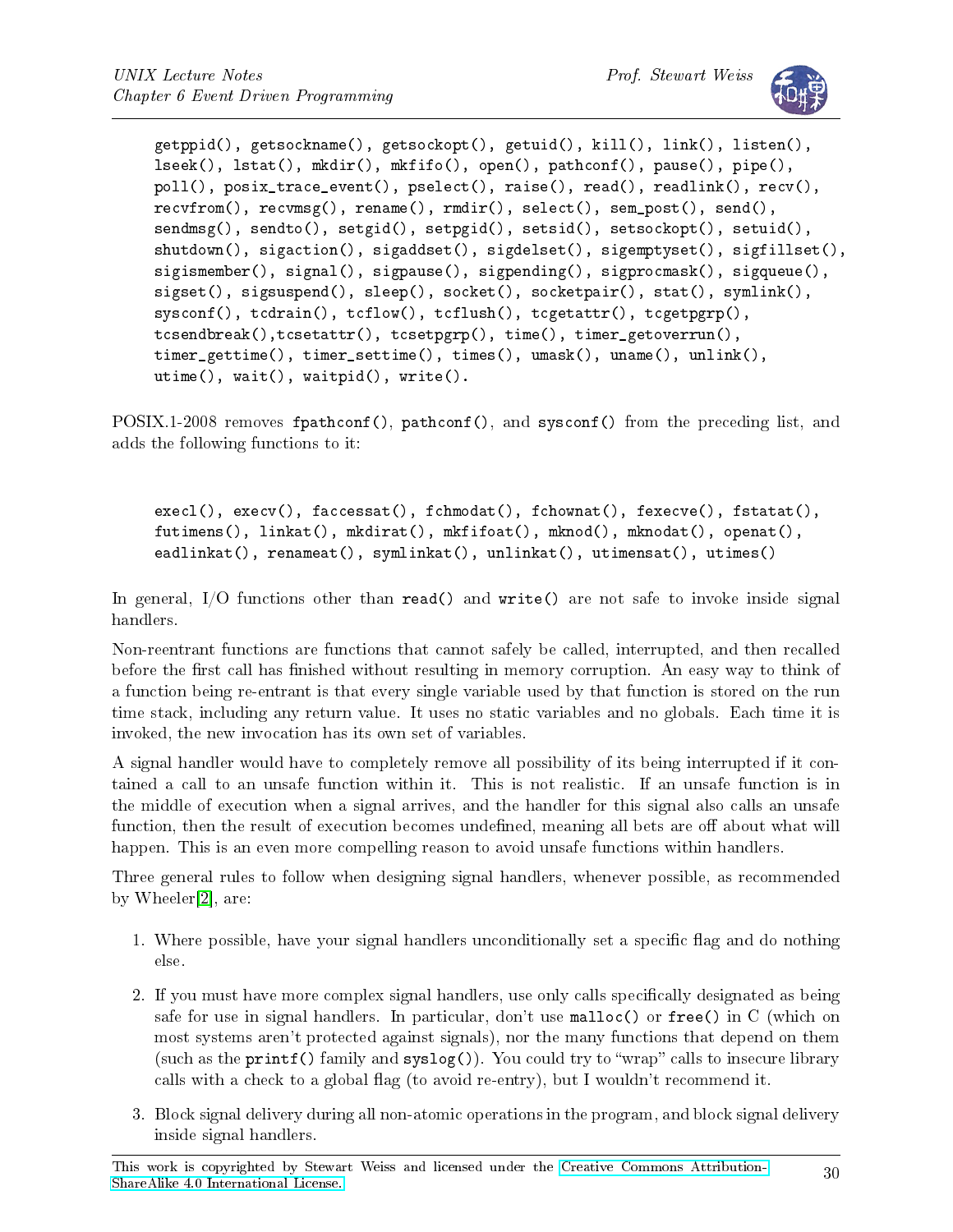```
getppid(), getsockname(), getsockopt(), getuid(), kill(), link(), listen(),
lseek(), lstat(), mkdir(), mkfifo(), open(), pathconf(), pause(), pipe(),
poll(), posix_trace_event(), pselect(), raise(), read(), readlink(), recv(),
recvfrom(), recvmsg(), rename(), rmdir(), select(), sem_post(), send(),
sendmsg(), sendto(), setgid(), setpgid(), setsid(), setsockopt(), setuid(),
shutdown(), sigaction(), sigaddset(), sigdelset(), sigemptyset(), sigfillset(),
sigismember(), signal(), sigpause(), sigpending(), sigprocmask(), sigqueue(),
sigset(), sigsuspend(), sleep(), socket(), socketpair(), stat(), symlink(),
sysconf(), tcdrain(), tcflow(), tcflush(), tcgetattr(), tcgetpgrp(),
tcsendbreak(),tcsetattr(), tcsetpgrp(), time(), timer_getoverrun(),
timer_gettime(), timer_settime(), times(), umask(), uname(), unlink(),
utime(), wait(), waitpid(), write().
```

POSIX.1-2008 removes `fpathconf()`, `pathconf()`, and `sysconf()` from the preceding list, and adds the following functions to it:

```
execl(), execv(), faccessat(), fchmodat(), fchownat(), fexecve(), fstatat(),
futimens(), linkat(), mkdirat(), mkfifoat(), mknod(), mknodat(), openat(),
eadlinkat(), renameat(), symlinkat(), unlinkat(), utimensat(), utimes()
```

In general, I/O functions other than `read()` and `write()` are not safe to invoke inside signal handlers.

Non-reentrant functions are functions that cannot safely be called, interrupted, and then recalled before the first call has finished without resulting in memory corruption. An easy way to think of a function being re-entrant is that every single variable used by that function is stored on the run time stack, including any return value. It uses no static variables and no globals. Each time it is invoked, the new invocation has its own set of variables.

A signal handler would have to completely remove all possibility of its being interrupted if it contained a call to an unsafe function within it. This is not realistic. If an unsafe function is in the middle of execution when a signal arrives, and the handler for this signal also calls an unsafe function, then the result of execution becomes undefined, meaning all bets are off about what will happen. This is an even more compelling reason to avoid unsafe functions within handlers.

Three general rules to follow when designing signal handlers, whenever possible, as recommended by Wheeler[2], are:

1. Where possible, have your signal handlers unconditionally set a specific flag and do nothing else.
2. If you must have more complex signal handlers, use only calls specifically designated as being safe for use in signal handlers. In particular, don't use `malloc()` or `free()` in C (which on most systems aren't protected against signals), nor the many functions that depend on them (such as the `printf()` family and `syslog()`). You could try to "wrap" calls to insecure library calls with a check to a global flag (to avoid re-entry), but I wouldn't recommend it.
3. Block signal delivery during all non-atomic operations in the program, and block signal delivery inside signal handlers.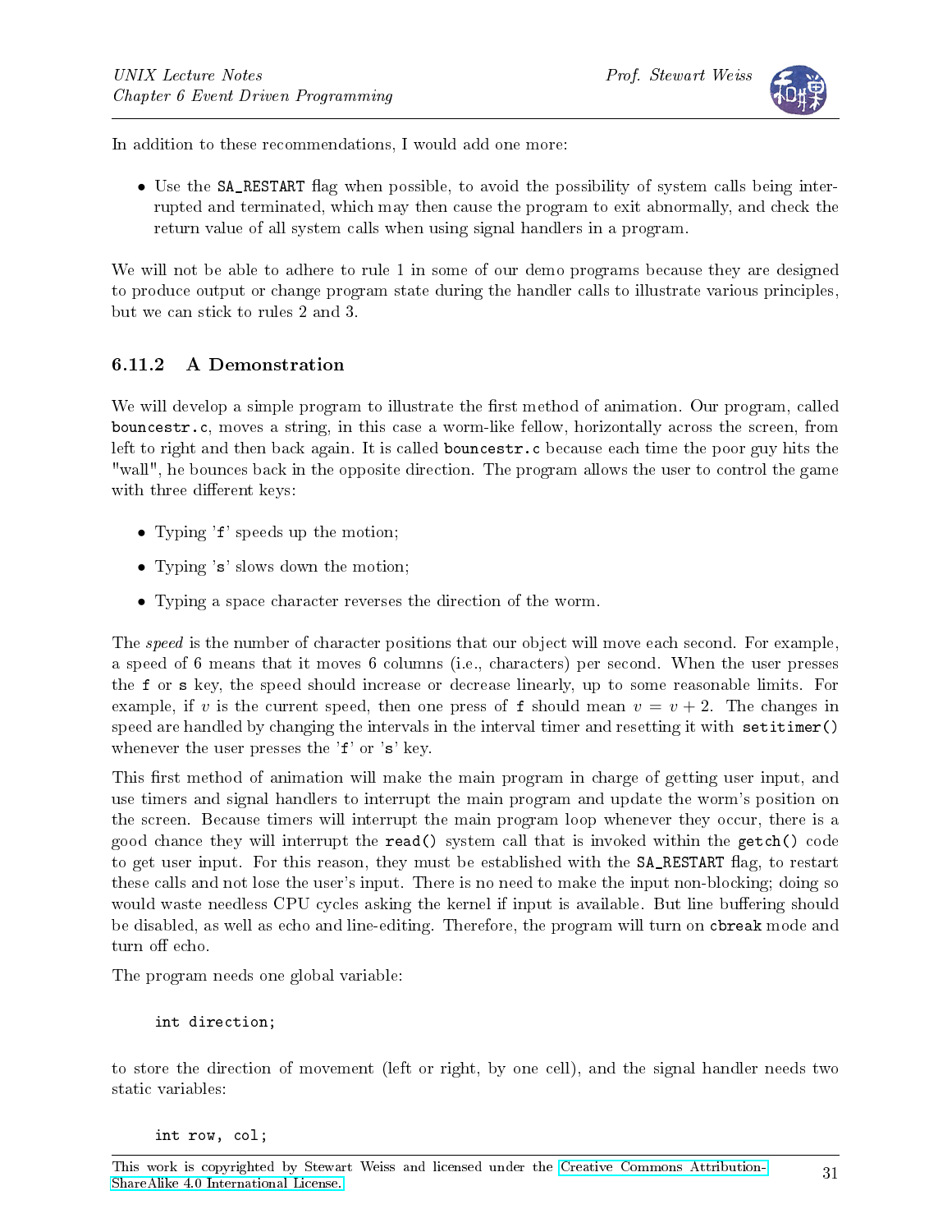In addition to these recommendations, I would add one more:

- Use the `SA_RESTART` flag when possible, to avoid the possibility of system calls being interrupted and terminated, which may then cause the program to exit abnormally, and check the return value of all system calls when using signal handlers in a program.

We will not be able to adhere to rule 1 in some of our demo programs because they are designed to produce output or change program state during the handler calls to illustrate various principles, but we can stick to rules 2 and 3.

### 6.11.2 A Demonstration

We will develop a simple program to illustrate the first method of animation. Our program, called **bouncestr.c**, moves a string, in this case a worm-like fellow, horizontally across the screen, from left to right and then back again. It is called **bouncestr.c** because each time the poor guy hits the "wall", he bounces back in the opposite direction. The program allows the user to control the game with three different keys:

- Typing '`f`' speeds up the motion;
- Typing '`s`' slows down the motion;
- Typing a space character reverses the direction of the worm.

The *speed* is the number of character positions that our object will move each second. For example, a speed of 6 means that it moves 6 columns (i.e., characters) per second. When the user presses the `f` or `s` key, the speed should increase or decrease linearly, up to some reasonable limits. For example, if $v$ is the current speed, then one press of `f` should mean $v = v + 2$. The changes in speed are handled by changing the intervals in the interval timer and resetting it with `setitimer()` whenever the user presses the '`f`' or '`s`' key.

This first method of animation will make the main program in charge of getting user input, and use timers and signal handlers to interrupt the main program and update the worm's position on the screen. Because timers will interrupt the main program loop whenever they occur, there is a good chance they will interrupt the **read()** system call that is invoked within the `getch()` code to get user input. For this reason, they must be established with the `SA_RESTART` flag, to restart these calls and not lose the user's input. There is no need to make the input non-blocking; doing so would waste needless CPU cycles asking the kernel if input is available. But line buffering should be disabled, as well as echo and line-editing. Therefore, the program will turn on `cbreak` mode and turn off echo.

The program needs one global variable:

```
int direction;
```

to store the direction of movement (left or right, by one cell), and the signal handler needs two static variables:

```
int row, col;
```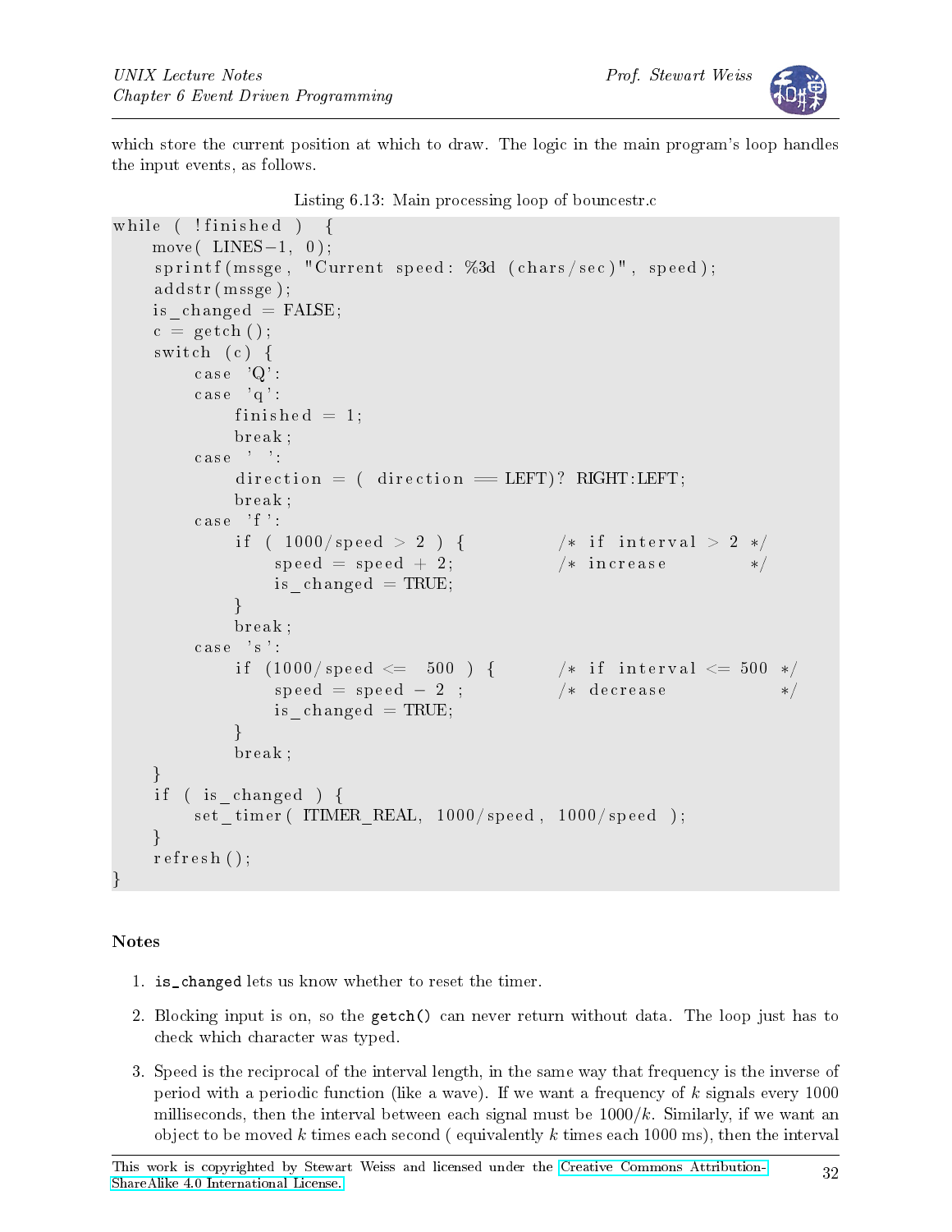which store the current position at which to draw. The logic in the main program's loop handles the input events, as follows.

Listing 6.13: Main processing loop of bouncestr.c

```
while ( !finished )  {
    move( LINES-1, 0);
    sprintf(mssge, "Current speed: %3d (chars/sec)", speed);
    addstr(mssge);
    is_changed = FALSE;
    c = getch();
    switch (c) {
        case 'Q':
        case 'q':
            finished = 1;
            break;
        case ' ':
            direction = ( direction == LEFT)? RIGHT:LEFT;
            break;
        case 'f':
            if ( 1000/speed > 2 ) {          /* if interval > 2 */
                speed = speed + 2;           /* increase        */
                is_changed = TRUE;
            }
            break;
        case 's':
            if (1000/speed <=  500 ) {       /* if interval <= 500 */
                speed = speed - 2 ;          /* decrease           */
                is_changed = TRUE;
            }
            break;
    }
    if ( is_changed ) {
        set_timer( ITIMER_REAL, 1000/speed, 1000/speed );
    }
    refresh();
}
```

**Notes**

1. `is_changed` lets us know whether to reset the timer.
2. Blocking input is on, so the `getch()` can never return without data. The loop just has to check which character was typed.
3. Speed is the reciprocal of the interval length, in the same way that frequency is the inverse of period with a periodic function (like a wave). If we want a frequency of $k$ signals every 1000 milliseconds, then the interval between each signal must be $1000/k$. Similarly, if we want an object to be moved $k$ times each second ( equivalently $k$ times each 1000 ms), then the interval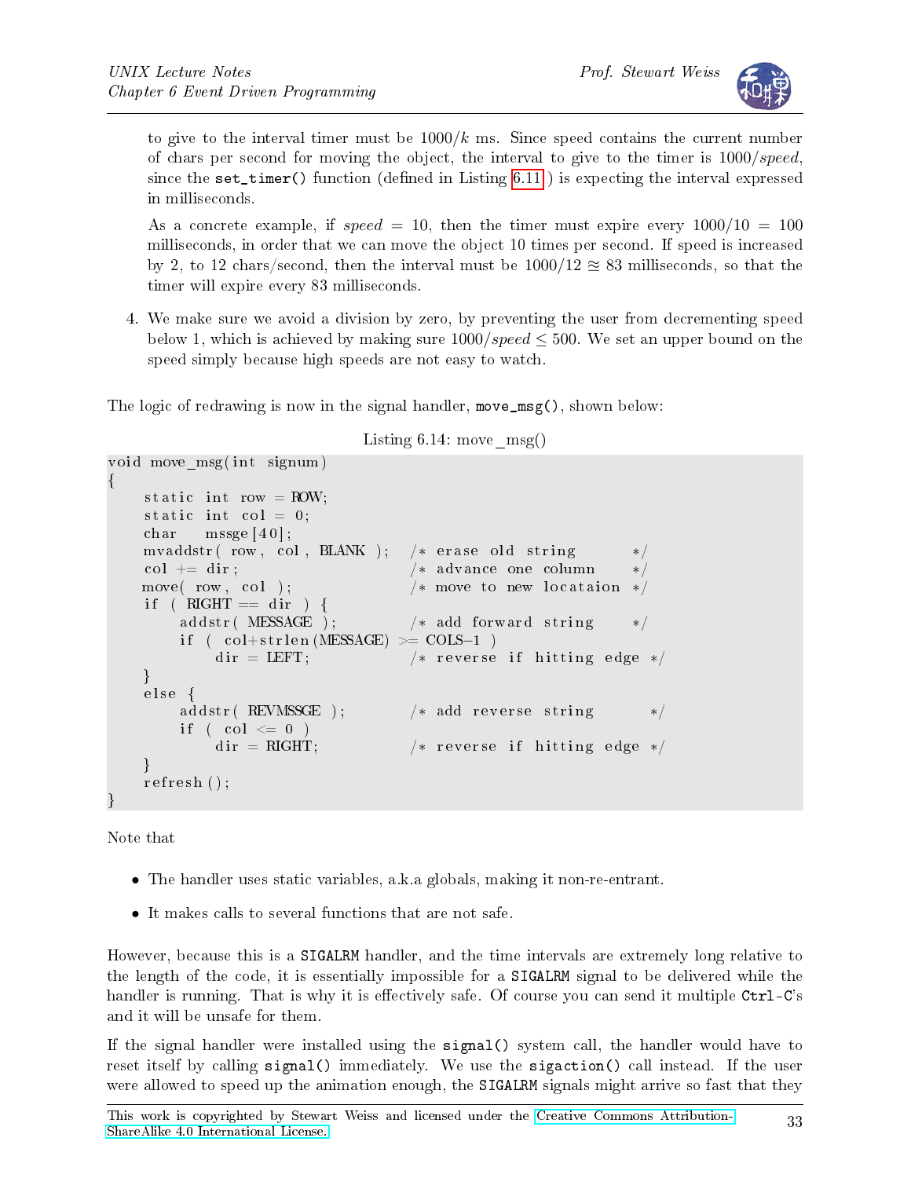to give to the interval timer must be $1000/k$ ms. Since speed contains the current number of chars per second for moving the object, the interval to give to the timer is $1000/speed$, since the `set_timer()` function (defined in Listing 6.11 ) is expecting the interval expressed in milliseconds.

As a concrete example, if $speed = 10$, then the timer must expire every $1000/10 = 100$ milliseconds, in order that we can move the object 10 times per second. If speed is increased by 2, to 12 chars/second, then the interval must be $1000/12 \approxeq 83$ milliseconds, so that the timer will expire every 83 milliseconds.

4. We make sure we avoid a division by zero, by preventing the user from decrementing speed below 1, which is achieved by making sure $1000/speed \leq 500$. We set an upper bound on the speed simply because high speeds are not easy to watch.

The logic of redrawing is now in the signal handler, `move_msg()`, shown below:

Listing 6.14: move_msg()

```
void move_msg(int signum)
{
    static int row = ROW;
    static int col = 0;
    char   mssge[40];
    mvaddstr( row, col, BLANK );   /* erase old string      */
    col += dir;                    /* advance one column    */
    move( row, col );              /* move to new locataion */
    if ( RIGHT == dir ) {
        addstr( MESSAGE );         /* add forward string    */
        if ( col+strlen(MESSAGE) >= COLS-1 )
            dir = LEFT;            /* reverse if hitting edge */
    }
    else {
        addstr( REVMSSGE );        /* add reverse string      */
        if ( col <= 0 )
            dir = RIGHT;           /* reverse if hitting edge */
    }
    refresh();
}
```

Note that

- The handler uses static variables, a.k.a globals, making it non-re-entrant.
- It makes calls to several functions that are not safe.

However, because this is a `SIGALRM` handler, and the time intervals are extremely long relative to the length of the code, it is essentially impossible for a `SIGALRM` signal to be delivered while the handler is running. That is why it is effectively safe. Of course you can send it multiple `Ctrl-C`'s and it will be unsafe for them.

If the signal handler were installed using the `signal()` system call, the handler would have to reset itself by calling `signal()` immediately. We use the `sigaction()` call instead. If the user were allowed to speed up the animation enough, the `SIGALRM` signals might arrive so fast that they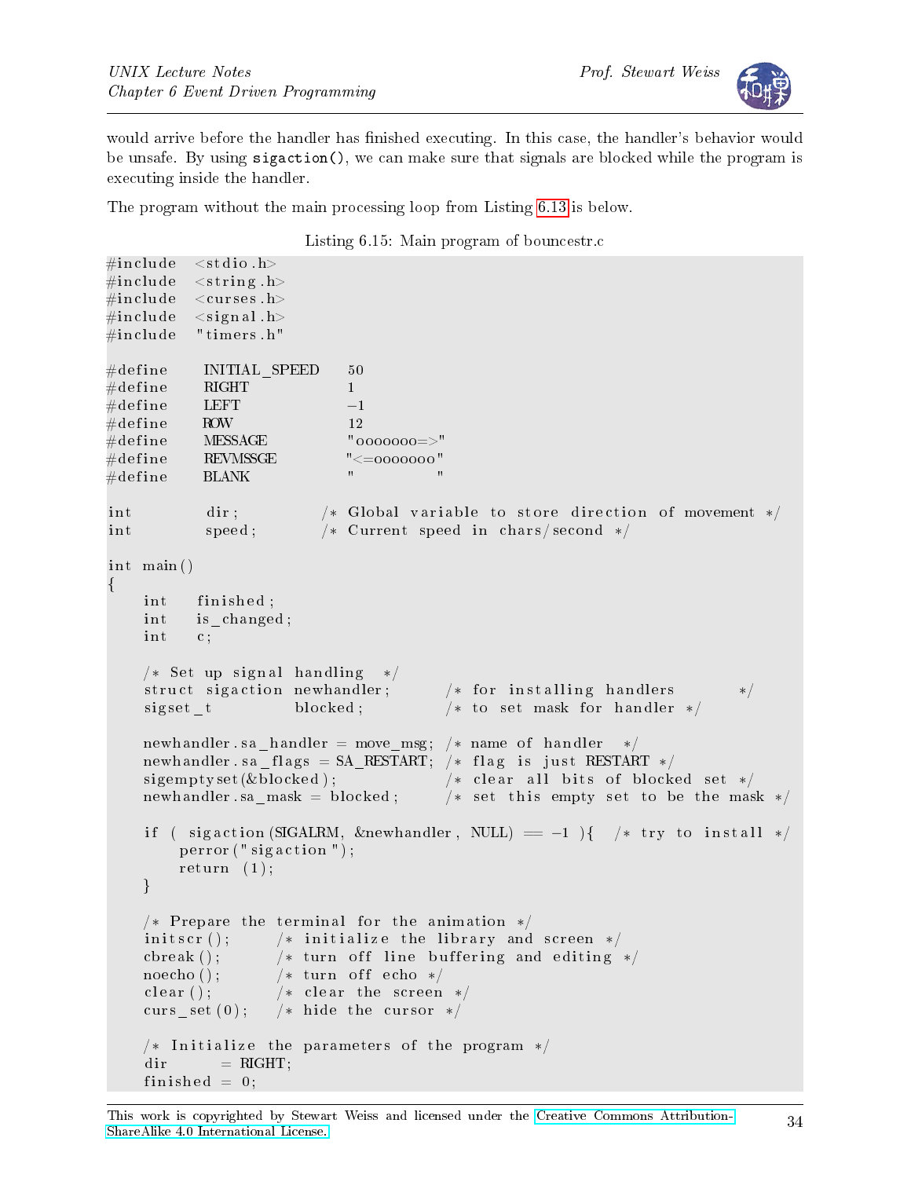would arrive before the handler has finished executing. In this case, the handler's behavior would be unsafe. By using `sigaction()`, we can make sure that signals are blocked while the program is executing inside the handler.

The program without the main processing loop from Listing 6.13 is below.

Listing 6.15: Main program of bouncestr.c

```c
#include  <stdio.h>
#include  <string.h>
#include  <curses.h>
#include  <signal.h>
#include  "timers.h"

#define     INITIAL_SPEED    50
#define     RIGHT            1
#define     LEFT             -1
#define     ROW              12
#define     MESSAGE          "oooooo=>"
#define     REVMSSGE         "<=oooooo"
#define     BLANK            "          "

int         dir;          /* Global variable to store direction of movement */
int         speed;        /* Current speed in chars/second */

int main()
{
    int    finished;
    int    is_changed;
    int    c;

    /* Set up signal handling  */
    struct sigaction newhandler;      /* for installing handlers       */
    sigset_t         blocked;         /* to set mask for handler */

    newhandler.sa_handler = move_msg; /* name of handler  */
    newhandler.sa_flags = SA_RESTART; /* flag is just RESTART */
    sigemptyset(&blocked);            /* clear all bits of blocked set */
    newhandler.sa_mask = blocked;     /* set this empty set to be the mask */

    if ( sigaction(SIGALRM, &newhandler, NULL) == -1 ){   /* try to install */
        perror("sigaction");
        return (1);
    }

    /* Prepare the terminal for the animation */
    initscr();      /* initialize the library and screen */
    cbreak();       /* turn off line buffering and editing */
    noecho();       /* turn off echo */
    clear();        /* clear the screen */
    curs_set(0);    /* hide the cursor */

    /* Initialize the parameters of the program */
    dir      = RIGHT;
    finished = 0;
```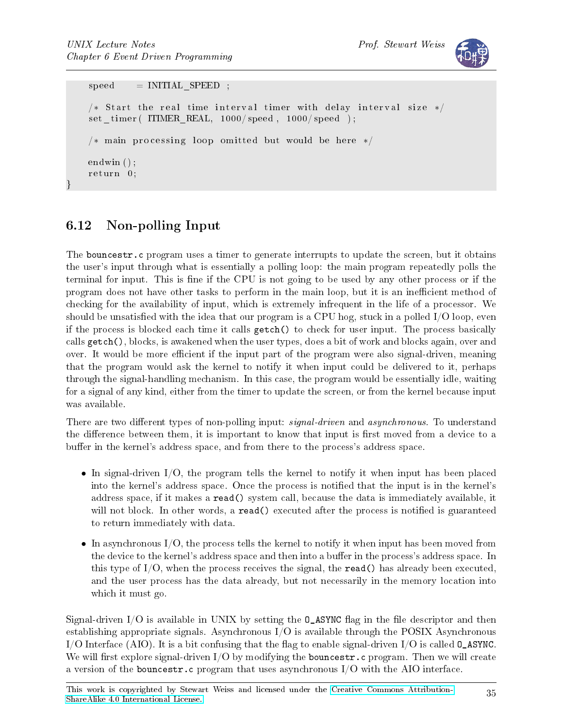```
    speed      = INITIAL_SPEED ;

    /* Start the real time interval timer with delay interval size */
    set_timer( ITIMER_REAL, 1000/speed , 1000/speed );

    /* main processing loop omitted but would be here */

    endwin();
    return 0;
}
```

## 6.12 Non-polling Input

The `bouncestr.c` program uses a timer to generate interrupts to update the screen, but it obtains the user's input through what is essentially a polling loop: the main program repeatedly polls the terminal for input. This is fine if the CPU is not going to be used by any other process or if the program does not have other tasks to perform in the main loop, but it is an inefficient method of checking for the availability of input, which is extremely infrequent in the life of a processor. We should be unsatisfied with the idea that our program is a CPU hog, stuck in a polled I/O loop, even if the process is blocked each time it calls `getch()` to check for user input. The process basically calls `getch()`, blocks, is awakened when the user types, does a bit of work and blocks again, over and over. It would be more efficient if the input part of the program were also signal-driven, meaning that the program would ask the kernel to notify it when input could be delivered to it, perhaps through the signal-handling mechanism. In this case, the program would be essentially idle, waiting for a signal of any kind, either from the timer to update the screen, or from the kernel because input was available.

There are two different types of non-polling input: *signal-driven* and *asynchronous*. To understand the difference between them, it is important to know that input is first moved from a device to a buffer in the kernel's address space, and from there to the process's address space.

- In signal-driven I/O, the program tells the kernel to notify it when input has been placed into the kernel's address space. Once the process is notified that the input is in the kernel's address space, if it makes a `read()` system call, because the data is immediately available, it will not block. In other words, a `read()` executed after the process is notified is guaranteed to return immediately with data.
- In asynchronous I/O, the process tells the kernel to notify it when input has been moved from the device to the kernel's address space and then into a buffer in the process's address space. In this type of I/O, when the process receives the signal, the `read()` has already been executed, and the user process has the data already, but not necessarily in the memory location into which it must go.

Signal-driven I/O is available in UNIX by setting the `O_ASYNC` flag in the file descriptor and then establishing appropriate signals. Asynchronous I/O is available through the POSIX Asynchronous I/O Interface (AIO). It is a bit confusing that the flag to enable signal-driven I/O is called `O_ASYNC`. We will first explore signal-driven I/O by modifying the `bouncestr.c` program. Then we will create a version of the `bouncestr.c` program that uses asynchronous I/O with the AIO interface.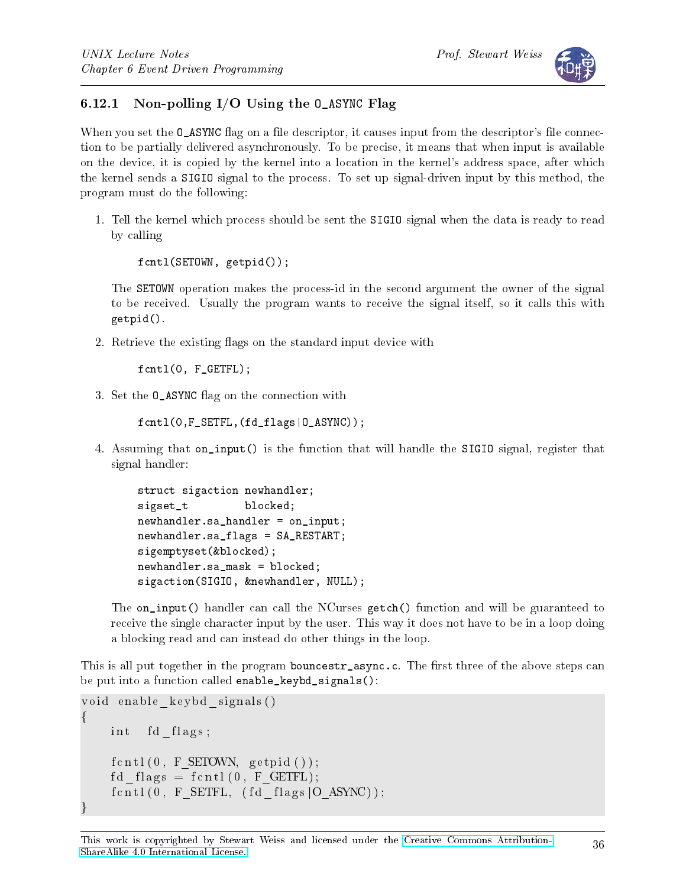### 6.12.1 Non-polling I/O Using the O_ASYNC Flag

When you set the O_ASYNC flag on a file descriptor, it causes input from the descriptor's file connection to be partially delivered asynchronously. To be precise, it means that when input is available on the device, it is copied by the kernel into a location in the kernel's address space, after which the kernel sends a SIGIO signal to the process. To set up signal-driven input by this method, the program must do the following:

1. Tell the kernel which process should be sent the SIGIO signal when the data is ready to read by calling

   ```
   fcntl(SETOWN, getpid());
   ```

   The SETOWN operation makes the process-id in the second argument the owner of the signal to be received. Usually the program wants to receive the signal itself, so it calls this with getpid().

2. Retrieve the existing flags on the standard input device with

   ```
   fcntl(0, F_GETFL);
   ```

3. Set the O_ASYNC flag on the connection with

   ```
   fcntl(0,F_SETFL,(fd_flags|O_ASYNC));
   ```

4. Assuming that on_input() is the function that will handle the SIGIO signal, register that signal handler:

   ```
   struct sigaction newhandler;
   sigset_t         blocked;
   newhandler.sa_handler = on_input;
   newhandler.sa_flags = SA_RESTART;
   sigemptyset(&blocked);
   newhandler.sa_mask = blocked;
   sigaction(SIGIO, &newhandler, NULL);
   ```

   The on_input() handler can call the NCurses getch() function and will be guaranteed to receive the single character input by the user. This way it does not have to be in a loop doing a blocking read and can instead do other things in the loop.

This is all put together in the program bouncestr_async.c. The first three of the above steps can be put into a function called enable_keybd_signals():

```
void enable_keybd_signals()
{
    int   fd_flags;

    fcntl(0, F_SETOWN, getpid());
    fd_flags = fcntl(0, F_GETFL);
    fcntl(0, F_SETFL, (fd_flags|O_ASYNC));
}
```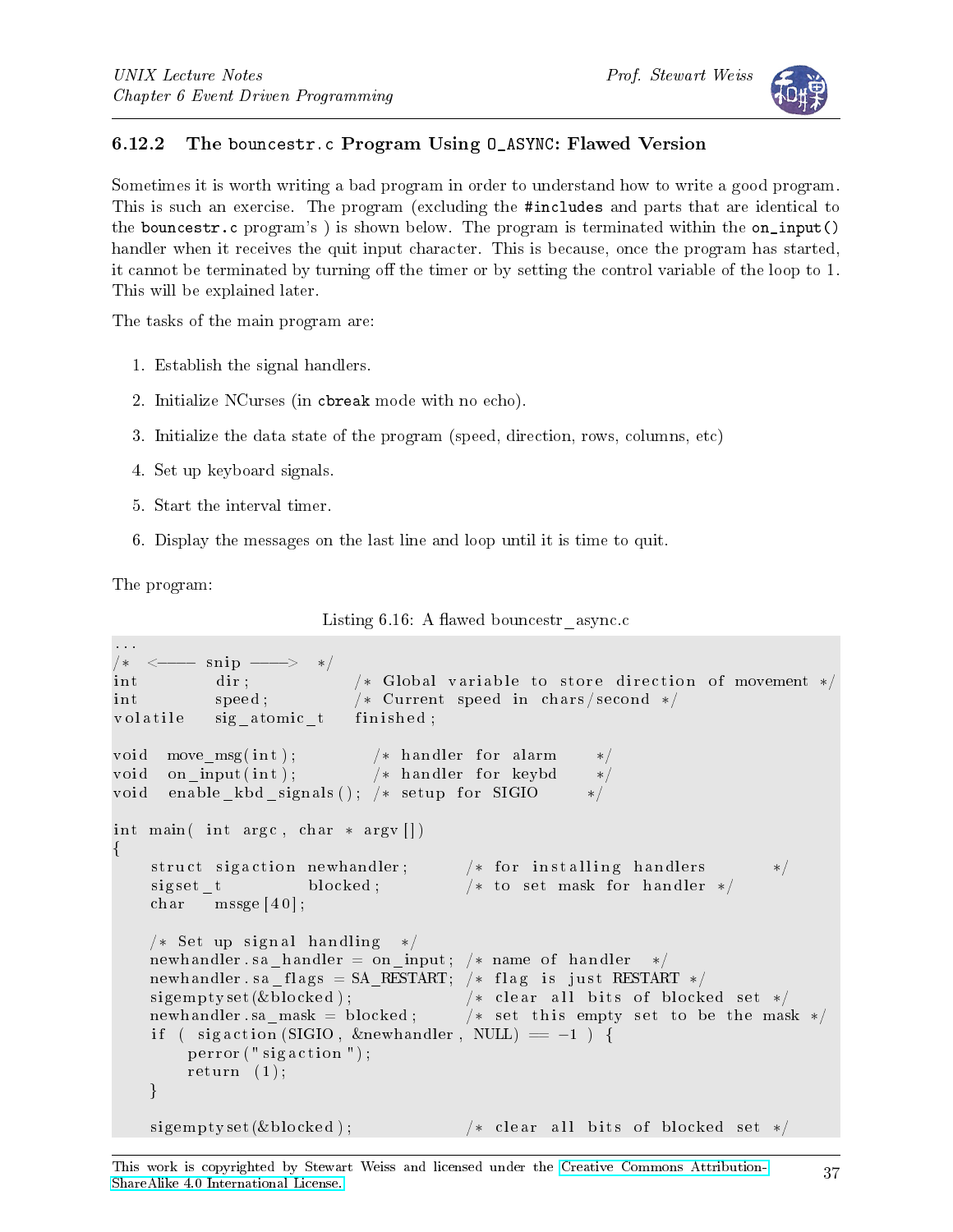### 6.12.2 The `bouncestr.c` Program Using `O_ASYNC`: Flawed Version

Sometimes it is worth writing a bad program in order to understand how to write a good program. This is such an exercise. The program (excluding the `#includes` and parts that are identical to the `bouncestr.c` program's ) is shown below. The program is terminated within the `on_input()` handler when it receives the quit input character. This is because, once the program has started, it cannot be terminated by turning off the timer or by setting the control variable of the loop to 1. This will be explained later.

The tasks of the main program are:

1. Establish the signal handlers.
2. Initialize NCurses (in `cbreak` mode with no echo).
3. Initialize the data state of the program (speed, direction, rows, columns, etc)
4. Set up keyboard signals.
5. Start the interval timer.
6. Display the messages on the last line and loop until it is time to quit.

The program:

Listing 6.16: A flawed bouncestr_async.c

```
...
/*  <----- snip ----->  */
int         dir;            /* Global variable to store direction of movement */
int         speed;          /* Current speed in chars/second */
volatile    sig_atomic_t    finished;

void  move_msg(int);         /* handler for alarm     */
void  on_input(int);         /* handler for keybd     */
void  enable_kbd_signals(); /* setup for SIGIO       */

int main( int argc, char * argv[])
{
    struct sigaction newhandler;      /* for installing handlers       */
    sigset_t         blocked;         /* to set mask for handler */
    char    mssge[40];

    /* Set up signal handling  */
    newhandler.sa_handler = on_input; /* name of handler  */
    newhandler.sa_flags = SA_RESTART; /* flag is just RESTART */
    sigemptyset(&blocked);            /* clear all bits of blocked set */
    newhandler.sa_mask = blocked;     /* set this empty set to be the mask */
    if ( sigaction(SIGIO, &newhandler, NULL) == -1 ) {
        perror("sigaction");
        return (1);
    }

    sigemptyset(&blocked);            /* clear all bits of blocked set */
```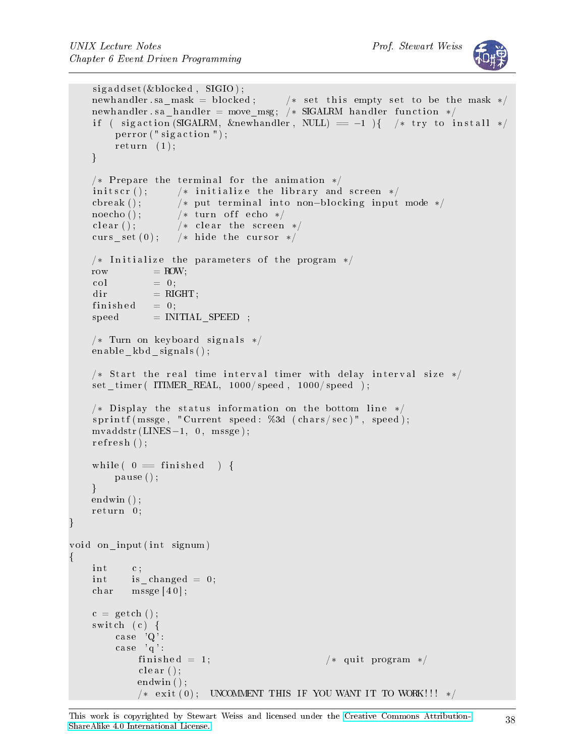```
    sigaddset(&blocked, SIGIO);
    newhandler.sa_mask = blocked;      /* set this empty set to be the mask */
    newhandler.sa_handler = move_msg; /* SIGALRM handler function */
    if ( sigaction(SIGALRM, &newhandler, NULL) == -1 ){   /* try to install */
        perror("sigaction");
        return (1);
    }

    /* Prepare the terminal for the animation */
    initscr();      /* initialize the library and screen */
    cbreak();       /* put terminal into non-blocking input mode */
    noecho();       /* turn off echo */
    clear();        /* clear the screen */
    curs_set(0);    /* hide the cursor */

    /* Initialize the parameters of the program */
    row         = ROW;
    col         = 0;
    dir         = RIGHT;
    finished    = 0;
    speed       = INITIAL_SPEED ;

    /* Turn on keyboard signals */
    enable_kbd_signals();

    /* Start the real time interval timer with delay interval size */
    set_timer( ITIMER_REAL, 1000/speed, 1000/speed );

    /* Display the status information on the bottom line */
    sprintf(mssge, "Current speed: %3d (chars/sec)", speed);
    mvaddstr(LINES-1, 0, mssge);
    refresh();

    while( 0 == finished  ) {
        pause();
    }
    endwin();
    return 0;
}

void on_input(int signum)
{
    int     c;
    int     is_changed = 0;
    char    mssge[40];

    c = getch();
    switch (c) {
        case 'Q':
        case 'q':
            finished = 1;                   /* quit program */
            clear();
            endwin();
            /* exit(0);  UNCOMMENT THIS IF YOU WANT IT TO WORK!!! */
```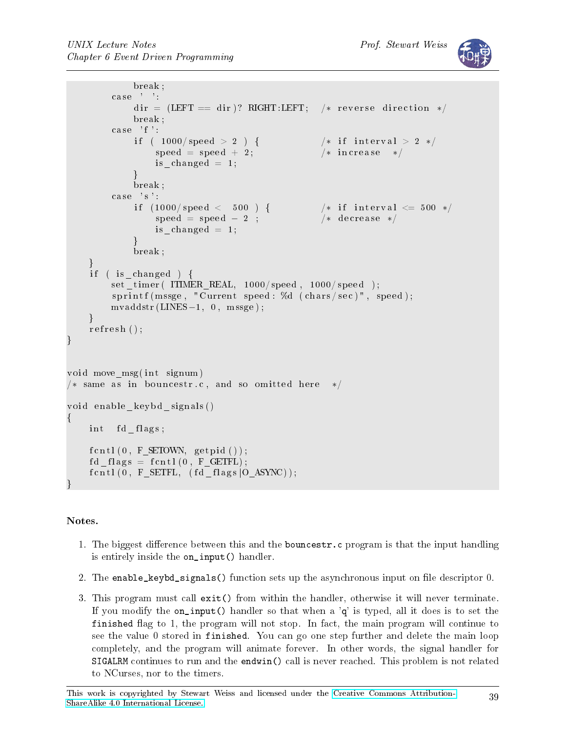```
            break;
        case ' ':
            dir = (LEFT == dir)? RIGHT:LEFT;   /* reverse direction */
            break;
        case 'f':
            if ( 1000/speed > 2 ) {            /* if interval > 2 */
                speed = speed + 2;             /* increase   */
                is_changed = 1;
            }
            break;
        case 's':
            if (1000/speed <  500 ) {          /* if interval <= 500 */
                speed = speed - 2 ;            /* decrease */
                is_changed = 1;
            }
            break;
    }
    if ( is_changed ) {
        set_timer( ITIMER_REAL, 1000/speed, 1000/speed );
        sprintf(mssge, "Current speed: %d (chars/sec)", speed);
        mvaddstr(LINES-1, 0, mssge);
    }
    refresh();
}


void move_msg(int signum)
/* same as in bouncestr.c, and so omitted here   */

void enable_keybd_signals()
{
    int  fd_flags;

    fcntl(0, F_SETOWN, getpid());
    fd_flags = fcntl(0, F_GETFL);
    fcntl(0, F_SETFL, (fd_flags|O_ASYNC));
}
```

**Notes.**

1. The biggest difference between this and the `bouncestr.c` program is that the input handling is entirely inside the `on_input()` handler.

2. The `enable_keybd_signals()` function sets up the asynchronous input on file descriptor 0.

3. This program must call `exit()` from within the handler, otherwise it will never terminate. If you modify the `on_input()` handler so that when a 'q' is typed, all it does is to set the `finished` flag to 1, the program will not stop. In fact, the main program will continue to see the value 0 stored in `finished`. You can go one step further and delete the main loop completely, and the program will animate forever. In other words, the signal handler for `SIGALRM` continues to run and the `endwin()` call is never reached. This problem is not related to NCurses, nor to the timers.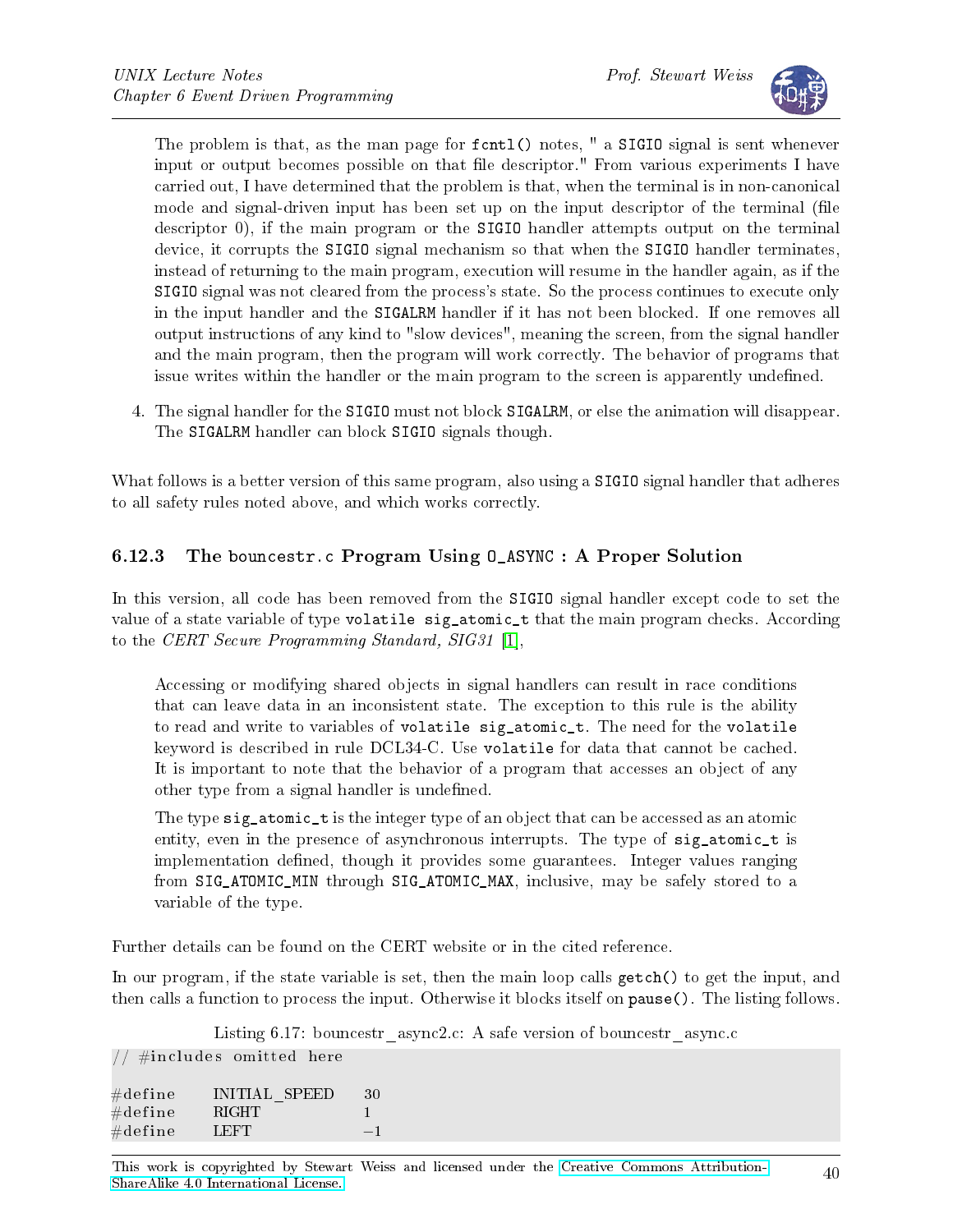The problem is that, as the man page for `fcntl()` notes, " a `SIGIO` signal is sent whenever input or output becomes possible on that file descriptor." From various experiments I have carried out, I have determined that the problem is that, when the terminal is in non-canonical mode and signal-driven input has been set up on the input descriptor of the terminal (file descriptor 0), if the main program or the `SIGIO` handler attempts output on the terminal device, it corrupts the `SIGIO` signal mechanism so that when the `SIGIO` handler terminates, instead of returning to the main program, execution will resume in the handler again, as if the `SIGIO` signal was not cleared from the process's state. So the process continues to execute only in the input handler and the `SIGALRM` handler if it has not been blocked. If one removes all output instructions of any kind to "slow devices", meaning the screen, from the signal handler and the main program, then the program will work correctly. The behavior of programs that issue writes within the handler or the main program to the screen is apparently undefined.

4. The signal handler for the `SIGIO` must not block `SIGALRM`, or else the animation will disappear. The `SIGALRM` handler can block `SIGIO` signals though.

What follows is a better version of this same program, also using a `SIGIO` signal handler that adheres to all safety rules noted above, and which works correctly.

### 6.12.3 The `bouncestr.c` Program Using `O_ASYNC` : A Proper Solution

In this version, all code has been removed from the `SIGIO` signal handler except code to set the value of a state variable of type `volatile sig_atomic_t` that the main program checks. According to the *CERT Secure Programming Standard, SIG31* [1],

> Accessing or modifying shared objects in signal handlers can result in race conditions that can leave data in an inconsistent state. The exception to this rule is the ability to read and write to variables of `volatile sig_atomic_t`. The need for the `volatile` keyword is described in rule DCL34-C. Use `volatile` for data that cannot be cached. It is important to note that the behavior of a program that accesses an object of any other type from a signal handler is undefined.
>
> The type `sig_atomic_t` is the integer type of an object that can be accessed as an atomic entity, even in the presence of asynchronous interrupts. The type of `sig_atomic_t` is implementation defined, though it provides some guarantees. Integer values ranging from `SIG_ATOMIC_MIN` through `SIG_ATOMIC_MAX`, inclusive, may be safely stored to a variable of the type.

Further details can be found on the CERT website or in the cited reference.

In our program, if the state variable is set, then the main loop calls `getch()` to get the input, and then calls a function to process the input. Otherwise it blocks itself on `pause()`. The listing follows.

Listing 6.17: bouncestr_async2.c: A safe version of bouncestr_async.c

```
// #includes omitted here

#define     INITIAL_SPEED    30
#define     RIGHT            1
#define     LEFT             -1
```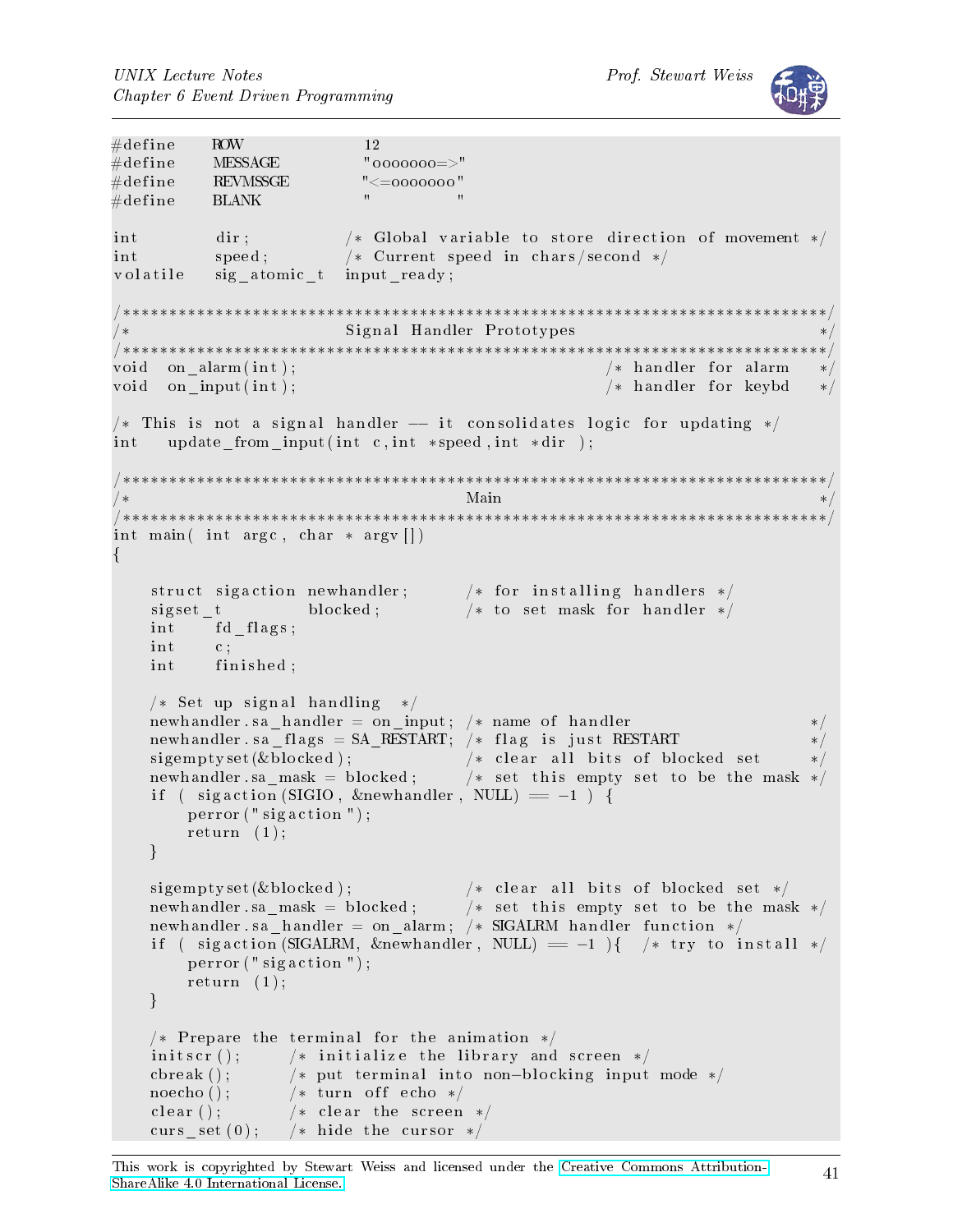```c
#define     ROW             12
#define     MESSAGE         "ooooooo=>"
#define     REVMSSGE        "<=ooooooo"
#define     BLANK           "         "

int         dir;            /* Global variable to store direction of movement */
int         speed;          /* Current speed in chars/second */
volatile    sig_atomic_t   input_ready;

/****************************************************************************/
/*                          Signal Handler Prototypes                       */
/****************************************************************************/
void  on_alarm(int);                                    /* handler for alarm   */
void  on_input(int);                                    /* handler for keybd   */

/* This is not a signal handler -- it consolidates logic for updating */
int   update_from_input(int c,int *speed,int *dir );

/****************************************************************************/
/*                                    Main                                  */
/****************************************************************************/
int main( int argc, char * argv[])
{

    struct sigaction newhandler;      /* for installing handlers */
    sigset_t          blocked;        /* to set mask for handler */
    int      fd_flags;
    int      c;
    int      finished;

    /* Set up signal handling   */
    newhandler.sa_handler = on_input; /* name of handler                  */
    newhandler.sa_flags = SA_RESTART; /* flag is just RESTART             */
    sigemptyset(&blocked);            /* clear all bits of blocked set    */
    newhandler.sa_mask = blocked;     /* set this empty set to be the mask */
    if ( sigaction(SIGIO, &newhandler, NULL) == -1 ) {
        perror("sigaction");
        return (1);
    }

    sigemptyset(&blocked);            /* clear all bits of blocked set */
    newhandler.sa_mask = blocked;     /* set this empty set to be the mask */
    newhandler.sa_handler = on_alarm; /* SIGALRM handler function */
    if ( sigaction(SIGALRM, &newhandler, NULL) == -1 ){  /* try to install */
        perror("sigaction");
        return (1);
    }

    /* Prepare the terminal for the animation */
    initscr();      /* initialize the library and screen */
    cbreak();       /* put terminal into non-blocking input mode */
    noecho();       /* turn off echo */
    clear();        /* clear the screen */
    curs_set(0);    /* hide the cursor */
```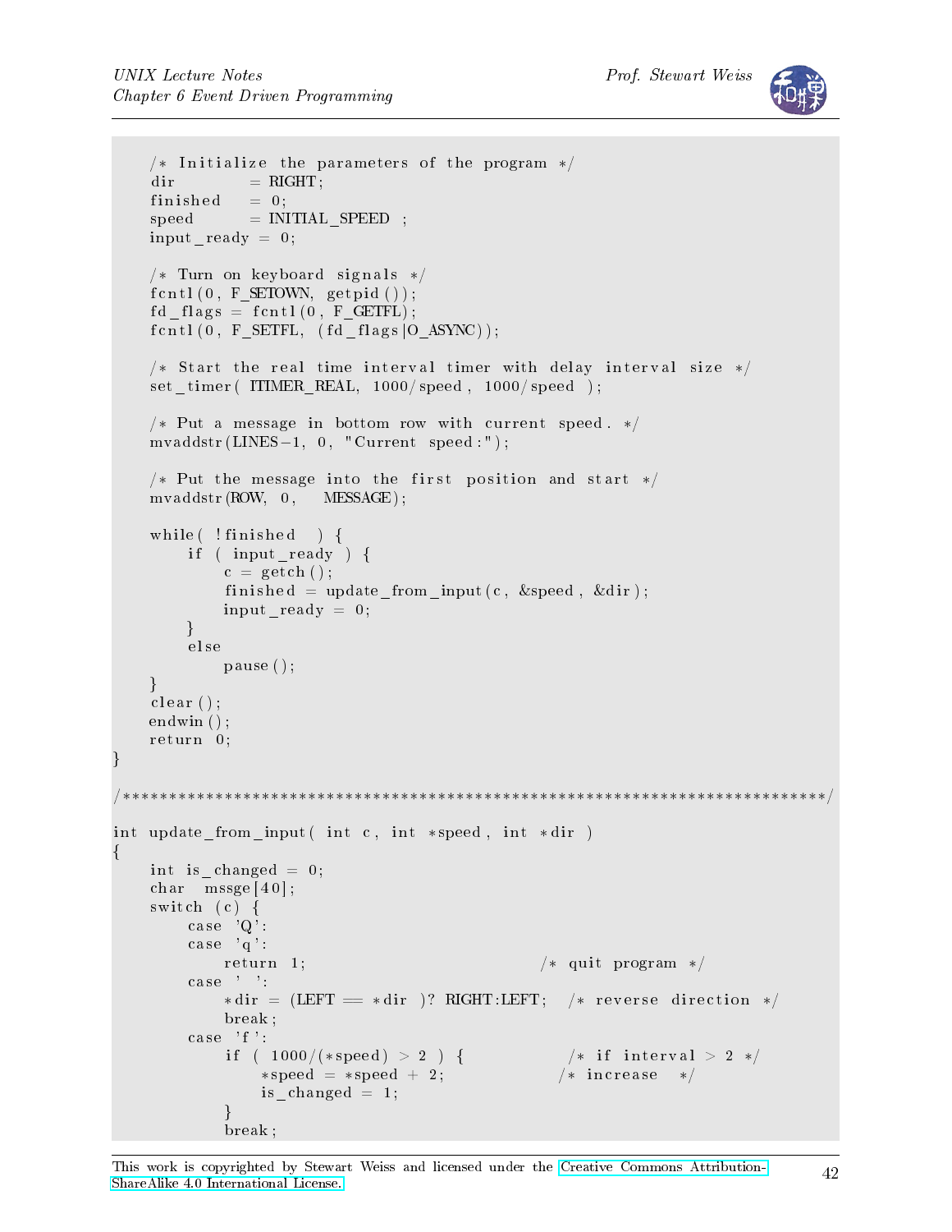```
    /* Initialize the parameters of the program */
    dir         = RIGHT;
    finished    = 0;
    speed       = INITIAL_SPEED ;
    input_ready = 0;

    /* Turn on keyboard signals */
    fcntl(0, F_SETOWN, getpid());
    fd_flags = fcntl(0, F_GETFL);
    fcntl(0, F_SETFL, (fd_flags|O_ASYNC));

    /* Start the real time interval timer with delay interval size */
    set_timer( ITIMER_REAL, 1000/speed, 1000/speed );

    /* Put a message in bottom row with current speed. */
    mvaddstr(LINES-1, 0, "Current speed:");

    /* Put the message into the first position and start */
    mvaddstr(ROW, 0,   MESSAGE);

    while( !finished  ) {
        if ( input_ready ) {
            c = getch();
            finished = update_from_input(c, &speed, &dir);
            input_ready = 0;
        }
        else
            pause();
    }
    clear();
    endwin();
    return 0;
}

/****************************************************************************/

int update_from_input( int c, int *speed, int *dir )
{
    int is_changed = 0;
    char  mssge[40];
    switch (c) {
        case 'Q':
        case 'q':
            return 1;                          /* quit program */
        case ' ':
            *dir = (LEFT == *dir )? RIGHT:LEFT;   /* reverse direction */
            break;
        case 'f':
            if ( 1000/(*speed) > 2 ) {            /* if interval > 2 */
                *speed = *speed + 2;             /* increase  */
                is_changed = 1;
            }
            break;
```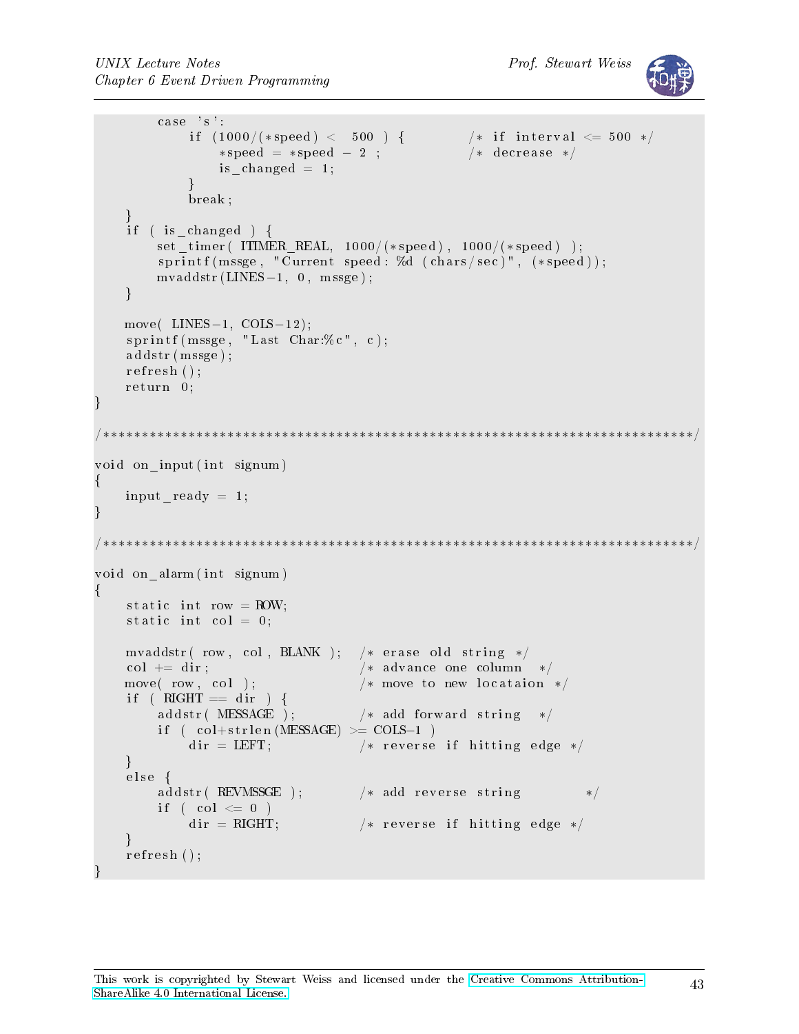```c
        case 's':
            if (1000/(*speed) <  500 ) {          /* if interval <= 500 */
                *speed = *speed - 2 ;             /* decrease */
                is_changed = 1;
            }
            break;
    }
    if ( is_changed ) {
        set_timer( ITIMER_REAL, 1000/(*speed), 1000/(*speed) );
        sprintf(mssge, "Current speed: %d (chars/sec)", (*speed));
        mvaddstr(LINES-1, 0, mssge);
    }

    move( LINES-1, COLS-12);
    sprintf(mssge, "Last Char:%c", c);
    addstr(mssge);
    refresh();
    return 0;
}

/*****************************************************************************/

void on_input(int signum)
{
    input_ready = 1;
}

/*****************************************************************************/

void on_alarm(int signum)
{
    static int row = ROW;
    static int col = 0;

    mvaddstr( row, col, BLANK );   /* erase old string */
    col += dir;                    /* advance one column  */
    move( row, col );              /* move to new locataion */
    if ( RIGHT == dir ) {
        addstr( MESSAGE );         /* add forward string  */
        if ( col+strlen(MESSAGE) >= COLS-1 )
            dir = LEFT;            /* reverse if hitting edge */
    }
    else {
        addstr( REVMSSGE );        /* add reverse string        */
        if ( col <= 0 )
            dir = RIGHT;           /* reverse if hitting edge */
    }
    refresh();
}
```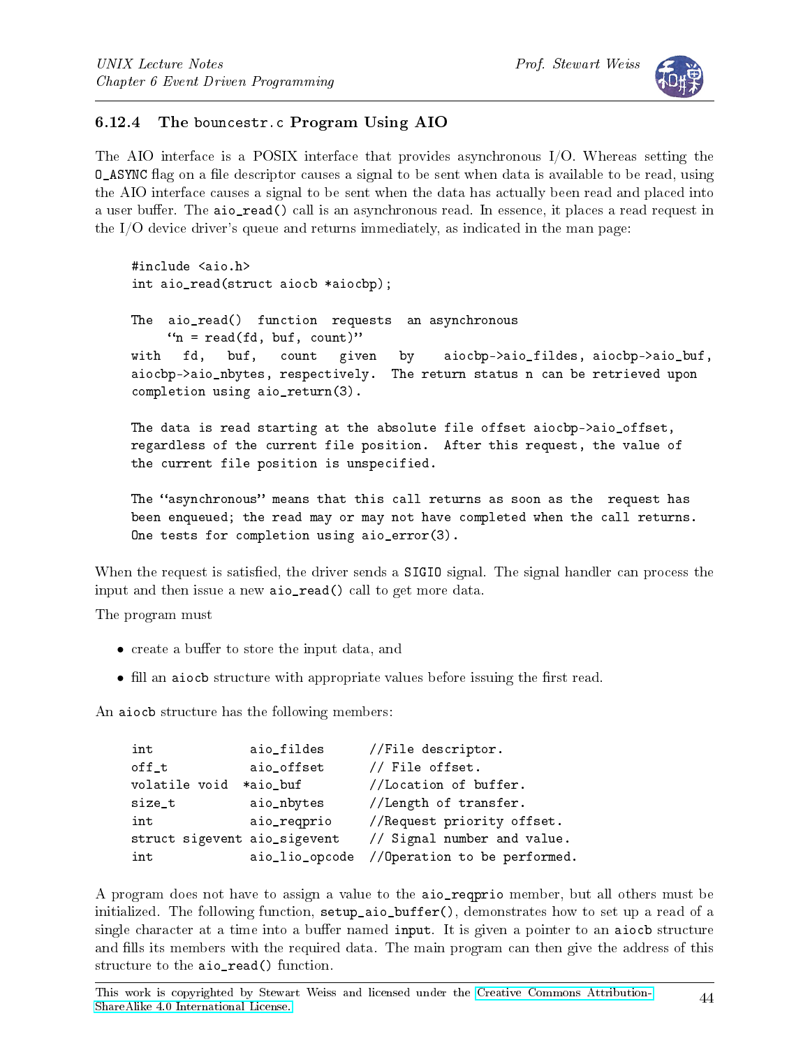### 6.12.4 The bouncestr.c Program Using AIO

The AIO interface is a POSIX interface that provides asynchronous I/O. Whereas setting the `O_ASYNC` flag on a file descriptor causes a signal to be sent when data is available to be read, using the AIO interface causes a signal to be sent when the data has actually been read and placed into a user buffer. The `aio_read()` call is an asynchronous read. In essence, it places a read request in the I/O device driver's queue and returns immediately, as indicated in the man page:

```
#include <aio.h>
int aio_read(struct aiocb *aiocbp);

The  aio_read()  function  requests  an asynchronous
     "n = read(fd, buf, count)"
with   fd,   buf,   count   given   by   aiocbp->aio_fildes, aiocbp->aio_buf,
aiocbp->aio_nbytes, respectively.  The return status n can be retrieved upon
completion using aio_return(3).

The data is read starting at the absolute file offset aiocbp->aio_offset,
regardless of the current file position.  After this request, the value of
the current file position is unspecified.

The "asynchronous" means that this call returns as soon as the  request has
been enqueued; the read may or may not have completed when the call returns.
One tests for completion using aio_error(3).
```

When the request is satisfied, the driver sends a `SIGIO` signal. The signal handler can process the input and then issue a new `aio_read()` call to get more data.

The program must

- create a buffer to store the input data, and
- fill an `aiocb` structure with appropriate values before issuing the first read.

An `aiocb` structure has the following members:

```
int             aio_fildes      //File descriptor.
off_t           aio_offset      // File offset.
volatile void  *aio_buf         //Location of buffer.
size_t          aio_nbytes      //Length of transfer.
int             aio_reqprio     //Request priority offset.
struct sigevent aio_sigevent    // Signal number and value.
int             aio_lio_opcode  //Operation to be performed.
```

A program does not have to assign a value to the `aio_reqprio` member, but all others must be initialized. The following function, `setup_aio_buffer()`, demonstrates how to set up a read of a single character at a time into a buffer named `input`. It is given a pointer to an `aiocb` structure and fills its members with the required data. The main program can then give the address of this structure to the `aio_read()` function.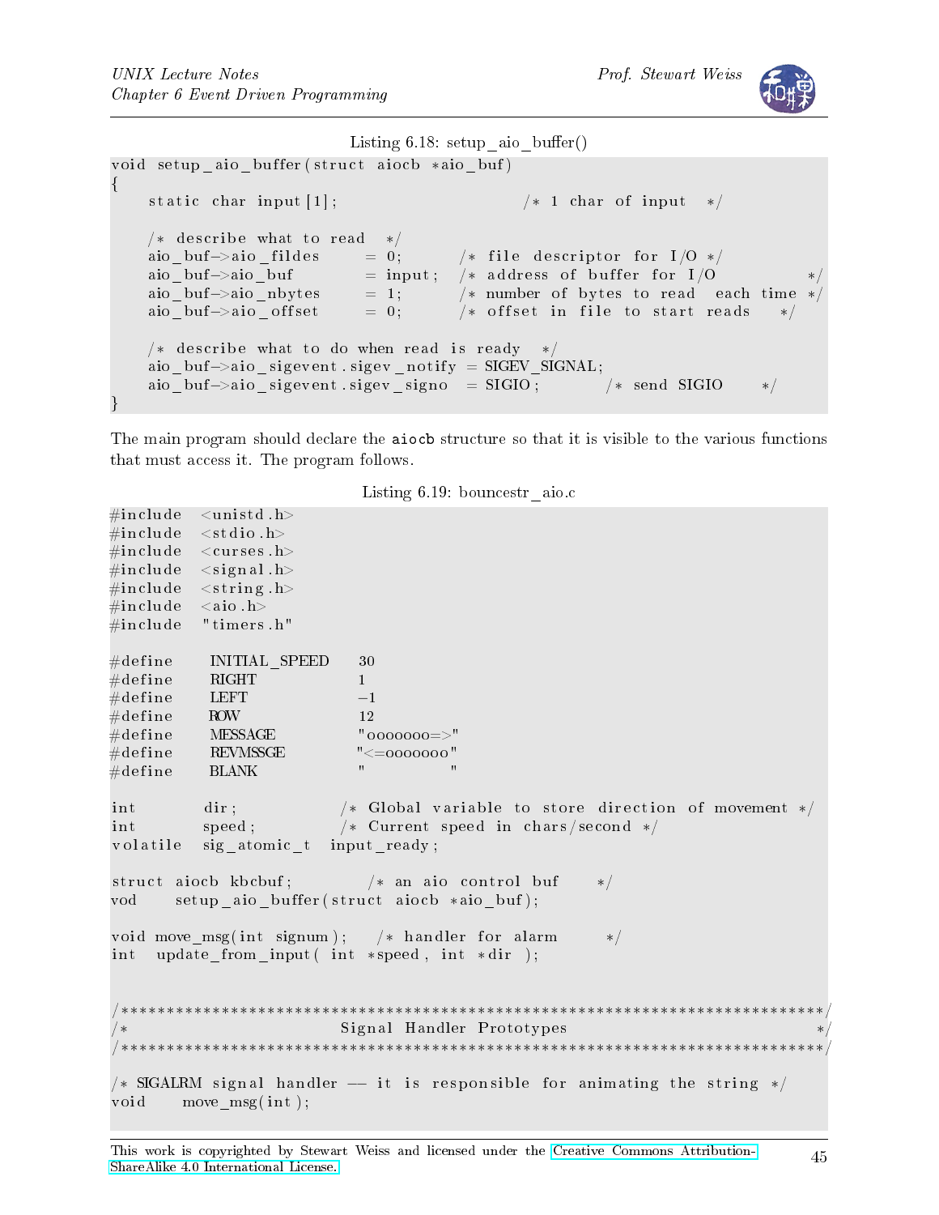Listing 6.18: setup_aio_buffer()

```
void setup_aio_buffer(struct aiocb *aio_buf)
{
    static char input[1];                   /* 1 char of input  */

    /* describe what to read  */
    aio_buf->aio_fildes     = 0;      /* file descriptor for I/O */
    aio_buf->aio_buf        = input;  /* address of buffer for I/O          */
    aio_buf->aio_nbytes     = 1;      /* number of bytes to read  each time */
    aio_buf->aio_offset     = 0;      /* offset in file to start reads   */

    /* describe what to do when read is ready  */
    aio_buf->aio_sigevent.sigev_notify = SIGEV_SIGNAL;
    aio_buf->aio_sigevent.sigev_signo  = SIGIO;        /* send SIGIO     */
}
```

The main program should declare the `aiocb` structure so that it is visible to the various functions that must access it. The program follows.

Listing 6.19: bouncestr_aio.c

```
#include  <unistd.h>
#include  <stdio.h>
#include  <curses.h>
#include  <signal.h>
#include  <string.h>
#include  <aio.h>
#include  "timers.h"

#define     INITIAL_SPEED     30
#define     RIGHT             1
#define     LEFT              -1
#define     ROW               12
#define     MESSAGE           "oooooo=>"
#define     REVMSSGE          "<=oooooo"
#define     BLANK             "          "

int        dir;            /* Global variable to store direction of movement */
int        speed;          /* Current speed in chars/second */
volatile   sig_atomic_t  input_ready;

struct aiocb kbcbuf;         /* an aio control buf     */
vod     setup_aio_buffer(struct aiocb *aio_buf);

void move_msg(int signum);    /* handler for alarm       */
int  update_from_input( int *speed, int *dir );


/****************************************************************************/
/*                        Signal Handler Prototypes                         */
/****************************************************************************/

/* SIGALRM signal handler -- it is responsible for animating the string */
void     move_msg(int);
```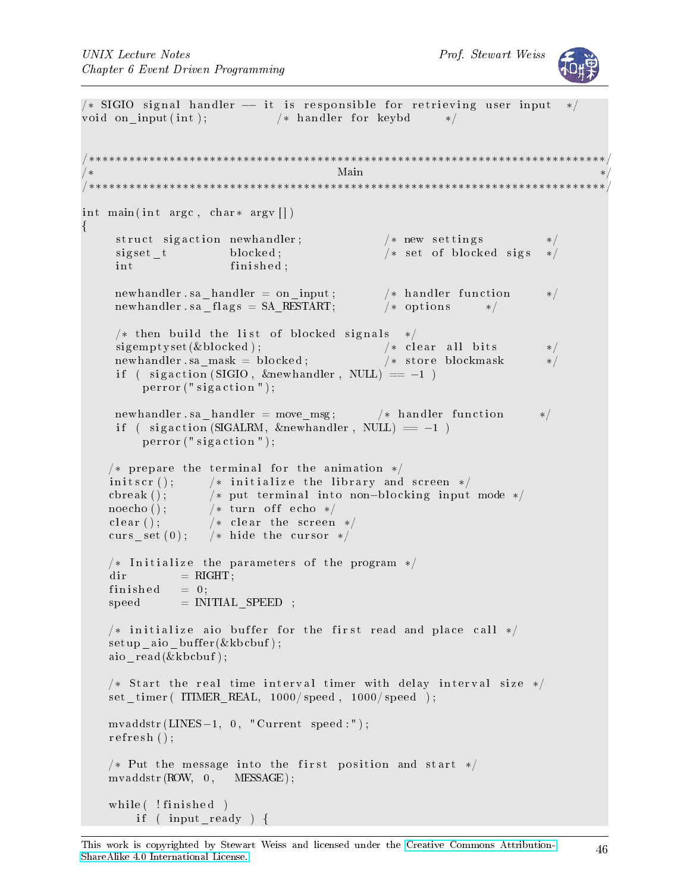```c
/* SIGIO signal handler -- it is responsible for retrieving user input  */
void on_input(int);           /* handler for keybd     */


/****************************************************************************/
/*                                  Main                                    */
/****************************************************************************/

int main(int argc, char* argv[])
{
     struct sigaction newhandler;            /* new settings         */
     sigset_t         blocked;               /* set of blocked sigs  */
     int              finished;

     newhandler.sa_handler = on_input;       /* handler function     */
     newhandler.sa_flags = SA_RESTART;       /* options     */

     /* then build the list of blocked signals  */
     sigemptyset(&blocked);                  /* clear all bits       */
     newhandler.sa_mask = blocked;           /* store blockmask      */
     if ( sigaction(SIGIO, &newhandler, NULL) == -1 )
         perror("sigaction");

     newhandler.sa_handler = move_msg;      /* handler function     */
     if ( sigaction(SIGALRM, &newhandler, NULL) == -1 )
         perror("sigaction");

    /* prepare the terminal for the animation */
    initscr();      /* initialize the library and screen */
    cbreak();       /* put terminal into non-blocking input mode */
    noecho();       /* turn off echo */
    clear();        /* clear the screen */
    curs_set(0);    /* hide the cursor */

    /* Initialize the parameters of the program */
    dir         = RIGHT;
    finished    = 0;
    speed       = INITIAL_SPEED ;

    /* initialize aio buffer for the first read and place call */
    setup_aio_buffer(&kbcbuf);
    aio_read(&kbcbuf);

    /* Start the real time interval timer with delay interval size */
    set_timer( ITIMER_REAL, 1000/speed, 1000/speed );

    mvaddstr(LINES-1, 0, "Current speed:");
    refresh();

    /* Put the message into the first position and start */
    mvaddstr(ROW, 0,    MESSAGE);

    while( !finished )
        if ( input_ready ) {
```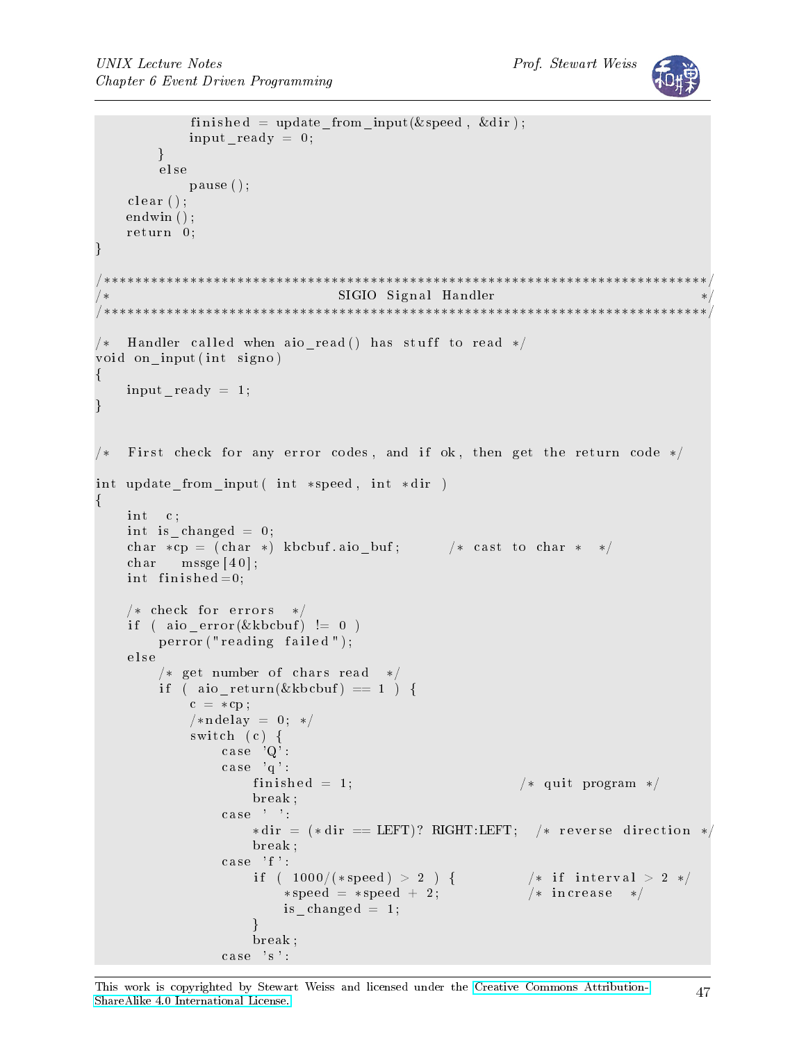```
            finished = update_from_input(&speed, &dir);
            input_ready = 0;
        }
        else
            pause();
    clear();
    endwin();
    return 0;
}

/****************************************************************************/
/*                              SIGIO Signal Handler                        */
/****************************************************************************/

/*  Handler called when aio_read() has stuff to read */
void on_input(int signo)
{
    input_ready = 1;
}


/*  First check for any error codes, and if ok, then get the return code */

int update_from_input( int *speed, int *dir )
{
    int   c;
    int is_changed = 0;
    char *cp = (char *) kbcbuf.aio_buf;       /* cast to char *  */
    char   mssge[40];
    int finished=0;

    /* check for errors  */
    if ( aio_error(&kbcbuf) != 0 )
        perror("reading failed");
    else
        /* get number of chars read  */
        if ( aio_return(&kbcbuf) == 1 ) {
            c = *cp;
            /*ndelay = 0; */
            switch (c) {
                case 'Q':
                case 'q':
                    finished = 1;                      /* quit program */
                    break;
                case ' ':
                    *dir = (*dir == LEFT)? RIGHT:LEFT;   /* reverse direction */
                    break;
                case 'f':
                    if ( 1000/(*speed) > 2 ) {          /* if interval > 2 */
                        *speed = *speed + 2;            /* increase  */
                        is_changed = 1;
                    }
                    break;
                case 's':
```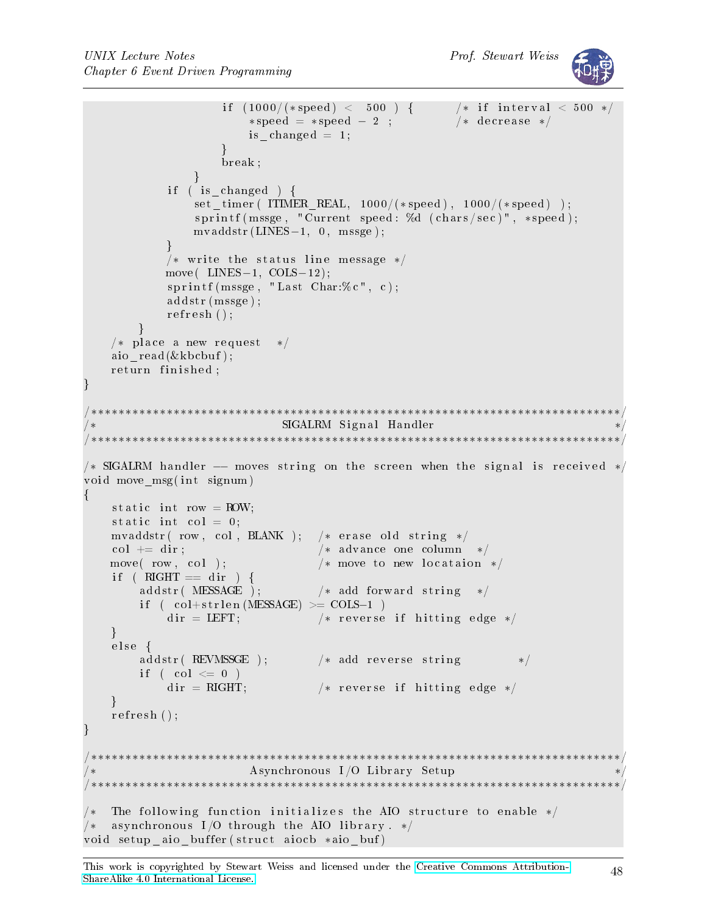```
                if (1000/(*speed) <  500 ) {       /* if interval < 500 */
                    *speed = *speed - 2 ;          /* decrease */
                    is_changed = 1;
                }
                break;
            }
        if ( is_changed ) {
            set_timer( ITIMER_REAL, 1000/(*speed), 1000/(*speed) );
            sprintf(mssge, "Current speed: %d (chars/sec)", *speed);
            mvaddstr(LINES-1, 0, mssge);
        }
        /* write the status line message */
        move( LINES-1, COLS-12);
        sprintf(mssge, "Last Char:%c", c);
        addstr(mssge);
        refresh();
    }
    /* place a new request  */
    aio_read(&kbcbuf);
    return finished;
}

/*****************************************************************************/
/*                           SIGALRM Signal Handler                          */
/*****************************************************************************/

/* SIGALRM handler -- moves string on the screen when the signal is received */
void move_msg(int signum)
{
    static int row = ROW;
    static int col = 0;
    mvaddstr( row, col, BLANK );   /* erase old string */
    col += dir;                    /* advance one column  */
    move( row, col );              /* move to new locataion */
    if ( RIGHT == dir ) {
        addstr( MESSAGE );         /* add forward string  */
        if ( col+strlen(MESSAGE) >= COLS-1 )
            dir = LEFT;            /* reverse if hitting edge */
    }
    else {
        addstr( REVMSSGE );        /* add reverse string        */
        if ( col <= 0 )
            dir = RIGHT;           /* reverse if hitting edge */
    }
    refresh();
}

/*****************************************************************************/
/*                        Asynchronous I/O Library Setup                     */
/*****************************************************************************/

/*  The following function initializes the AIO structure to enable */
/*  asynchronous I/O through the AIO library. */
void setup_aio_buffer(struct aiocb *aio_buf)
```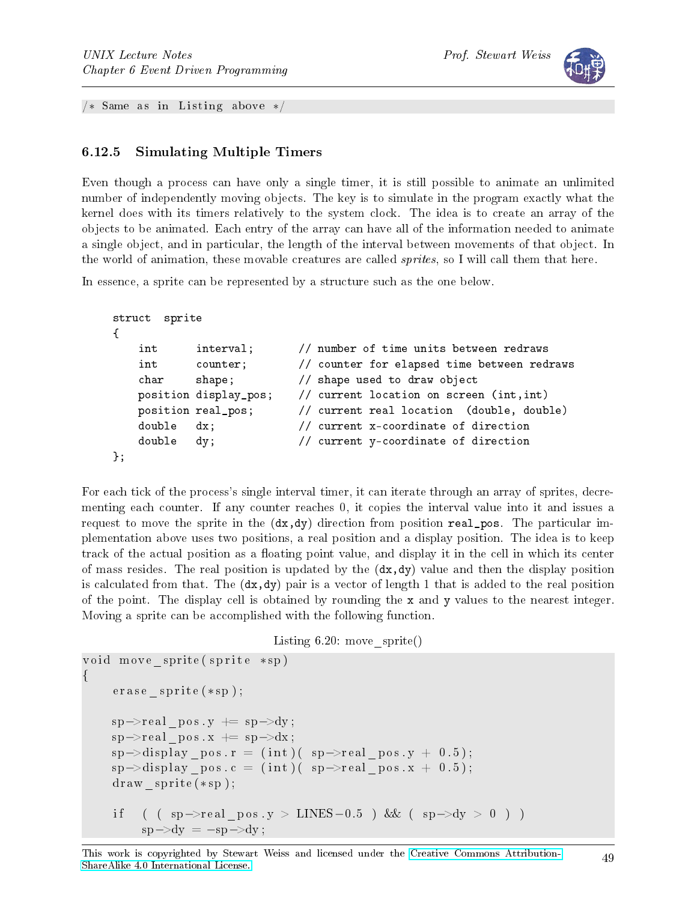```
/* Same as in Listing above */
```

### 6.12.5 Simulating Multiple Timers

Even though a process can have only a single timer, it is still possible to animate an unlimited number of independently moving objects. The key is to simulate in the program exactly what the kernel does with its timers relatively to the system clock. The idea is to create an array of the objects to be animated. Each entry of the array can have all of the information needed to animate a single object, and in particular, the length of the interval between movements of that object. In the world of animation, these movable creatures are called *sprites*, so I will call them that here.

In essence, a sprite can be represented by a structure such as the one below.

```
struct  sprite
{
    int      interval;       // number of time units between redraws
    int      counter;        // counter for elapsed time between redraws
    char     shape;          // shape used to draw object
    position display_pos;    // current location on screen (int,int)
    position real_pos;       // current real location  (double, double)
    double   dx;             // current x-coordinate of direction
    double   dy;             // current y-coordinate of direction
};
```

For each tick of the process's single interval timer, it can iterate through an array of sprites, decrementing each counter. If any counter reaches 0, it copies the interval value into it and issues a request to move the sprite in the `(dx,dy)` direction from position `real_pos`. The particular implementation above uses two positions, a real position and a display position. The idea is to keep track of the actual position as a floating point value, and display it in the cell in which its center of mass resides. The real position is updated by the `(dx,dy)` value and then the display position is calculated from that. The `(dx,dy)` pair is a vector of length 1 that is added to the real position of the point. The display cell is obtained by rounding the `x` and `y` values to the nearest integer. Moving a sprite can be accomplished with the following function.

Listing 6.20: move_sprite()

```
void move_sprite(sprite *sp)
{
    erase_sprite(*sp);

    sp->real_pos.y += sp->dy;
    sp->real_pos.x += sp->dx;
    sp->display_pos.r = (int)( sp->real_pos.y + 0.5);
    sp->display_pos.c = (int)( sp->real_pos.x + 0.5);
    draw_sprite(*sp);

    if  ( ( sp->real_pos.y > LINES-0.5  ) && ( sp->dy > 0 ) )
        sp->dy = -sp->dy;
```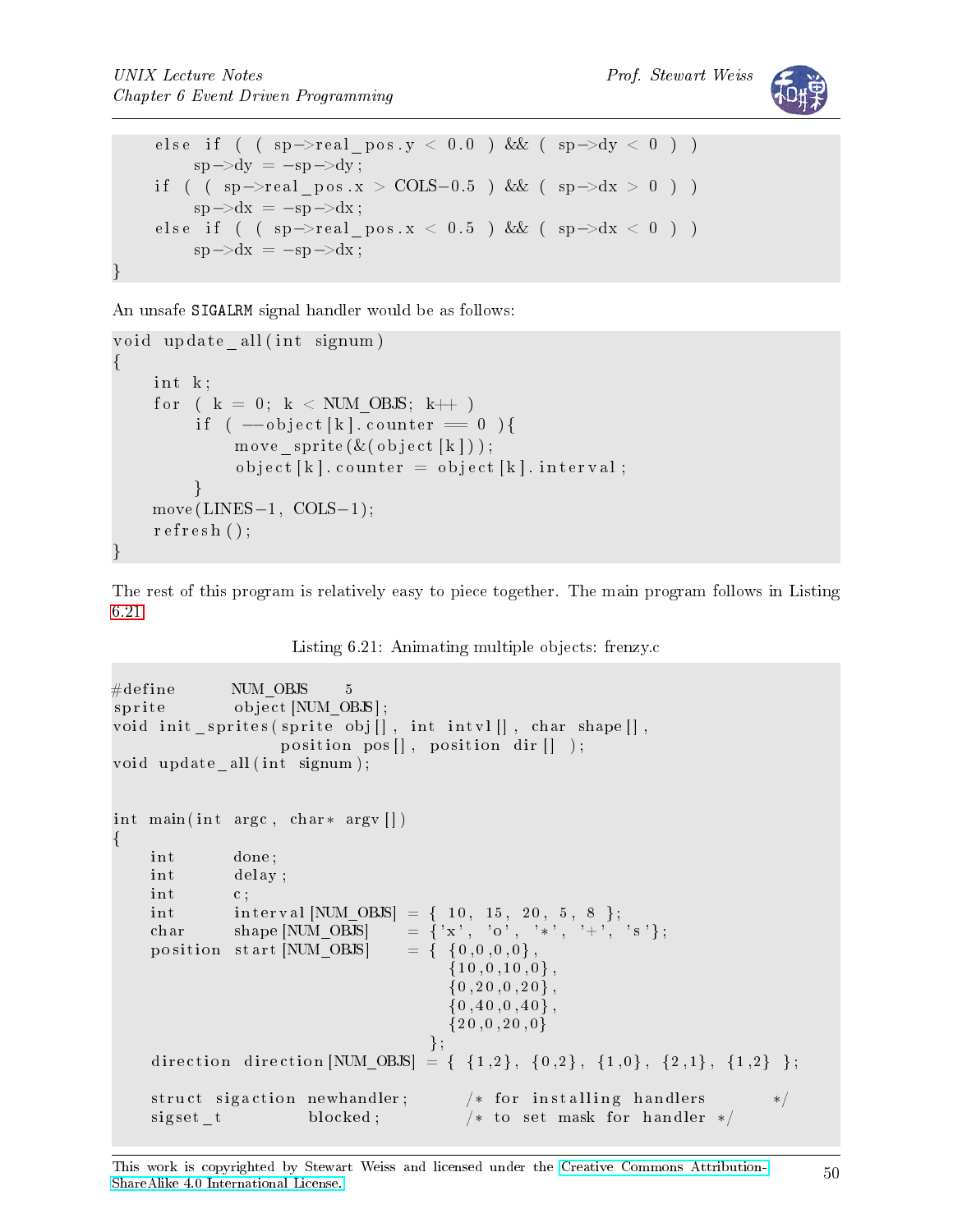```
    else if ( ( sp->real_pos.y < 0.0 ) && ( sp->dy < 0 ) )
        sp->dy = -sp->dy;
    if ( ( sp->real_pos.x > COLS-0.5 ) && ( sp->dx > 0 ) )
        sp->dx = -sp->dx;
    else if ( ( sp->real_pos.x < 0.5 ) && ( sp->dx < 0 ) )
        sp->dx = -sp->dx;
}
```

An unsafe SIGALRM signal handler would be as follows:

```
void update_all(int signum)
{
    int k;
    for ( k = 0; k < NUM_OBJS; k++ )
        if ( --object[k].counter == 0 ){
            move_sprite(&(object[k]));
            object[k].counter = object[k].interval;
        }
    move(LINES-1, COLS-1);
    refresh();
}
```

The rest of this program is relatively easy to piece together. The main program follows in Listing 6.21.

Listing 6.21: Animating multiple objects: frenzy.c

```
#define     NUM_OBJS    5
sprite      object[NUM_OBJS];
void init_sprites(sprite obj[], int intvl[], char shape[],
                  position pos[], position dir[] );
void update_all(int signum);


int main(int argc, char* argv[])
{
    int       done;
    int       delay;
    int       c;
    int       interval[NUM_OBJS]  = { 10, 15, 20, 5, 8 };
    char      shape[NUM_OBJS]     = {'x', 'o', '*', '+', 's'};
    position  start[NUM_OBJS]     = { {0,0,0,0},
                                      {10,0,10,0},
                                      {0,20,0,20},
                                      {0,40,0,40},
                                      {20,0,20,0}
                                    };
    direction direction[NUM_OBJS] = { {1,2}, {0,2}, {1,0}, {2,1}, {1,2} };

    struct sigaction newhandler;      /* for installing handlers     */
    sigset_t         blocked;         /* to set mask for handler */
```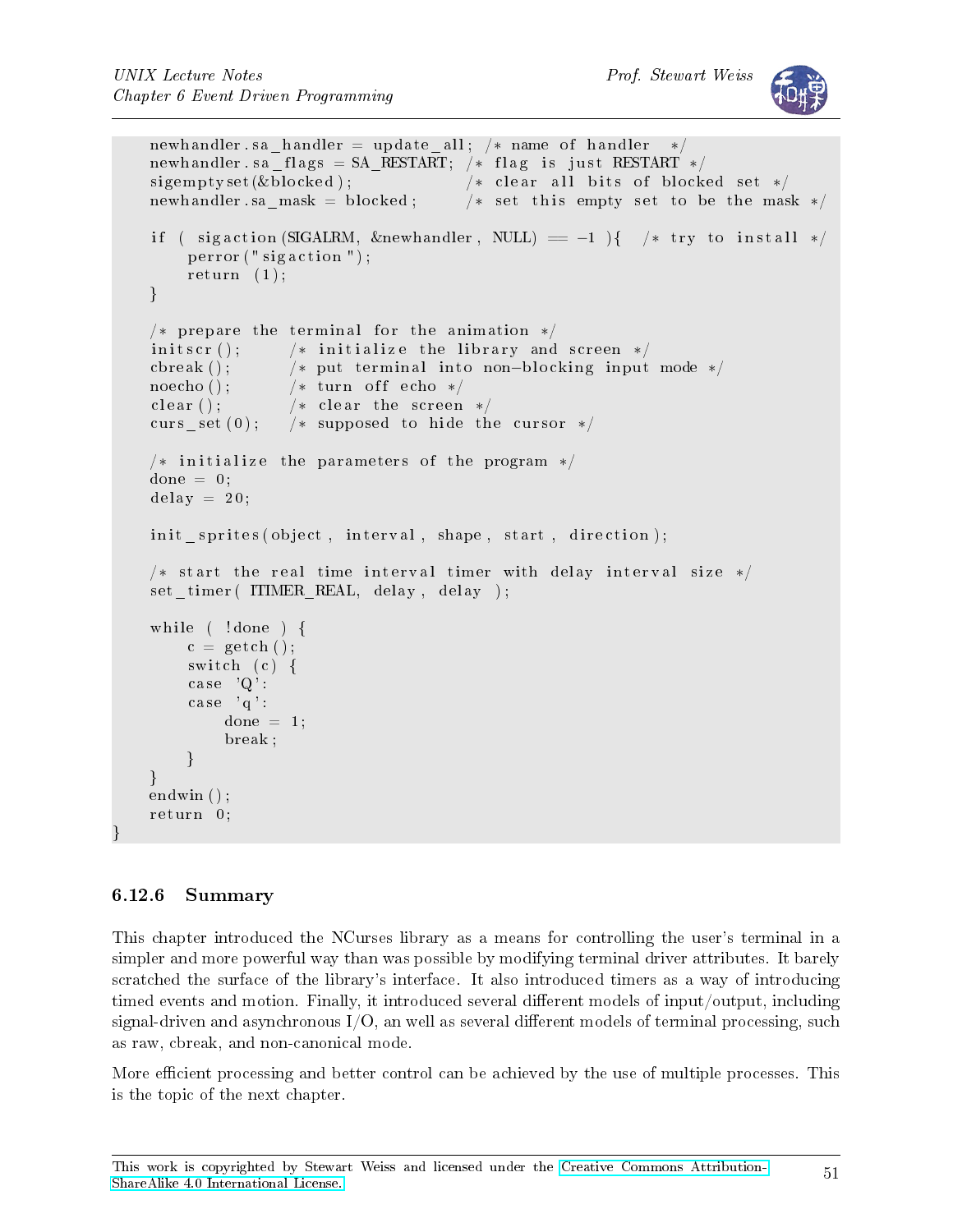```
    newhandler.sa_handler = update_all; /* name of handler   */
    newhandler.sa_flags = SA_RESTART; /* flag is just RESTART */
    sigemptyset(&blocked);            /* clear all bits of blocked set */
    newhandler.sa_mask = blocked;     /* set this empty set to be the mask */

    if ( sigaction(SIGALRM, &newhandler, NULL) == -1 ){   /* try to install */
        perror("sigaction");
        return (1);
    }

    /* prepare the terminal for the animation */
    initscr();      /* initialize the library and screen */
    cbreak();       /* put terminal into non-blocking input mode */
    noecho();       /* turn off echo */
    clear();        /* clear the screen */
    curs_set(0);    /* supposed to hide the cursor */

    /* initialize the parameters of the program */
    done = 0;
    delay = 20;

    init_sprites(object, interval, shape, start, direction);

    /* start the real time interval timer with delay interval size */
    set_timer( ITIMER_REAL, delay, delay );

    while ( !done ) {
        c = getch();
        switch (c) {
        case 'Q':
        case 'q':
            done = 1;
            break;
        }
    }
    endwin();
    return 0;
}
```

### 6.12.6 Summary

This chapter introduced the NCurses library as a means for controlling the user's terminal in a simpler and more powerful way than was possible by modifying terminal driver attributes. It barely scratched the surface of the library's interface. It also introduced timers as a way of introducing timed events and motion. Finally, it introduced several different models of input/output, including signal-driven and asynchronous I/O, an well as several different models of terminal processing, such as raw, cbreak, and non-canonical mode.

More efficient processing and better control can be achieved by the use of multiple processes. This is the topic of the next chapter.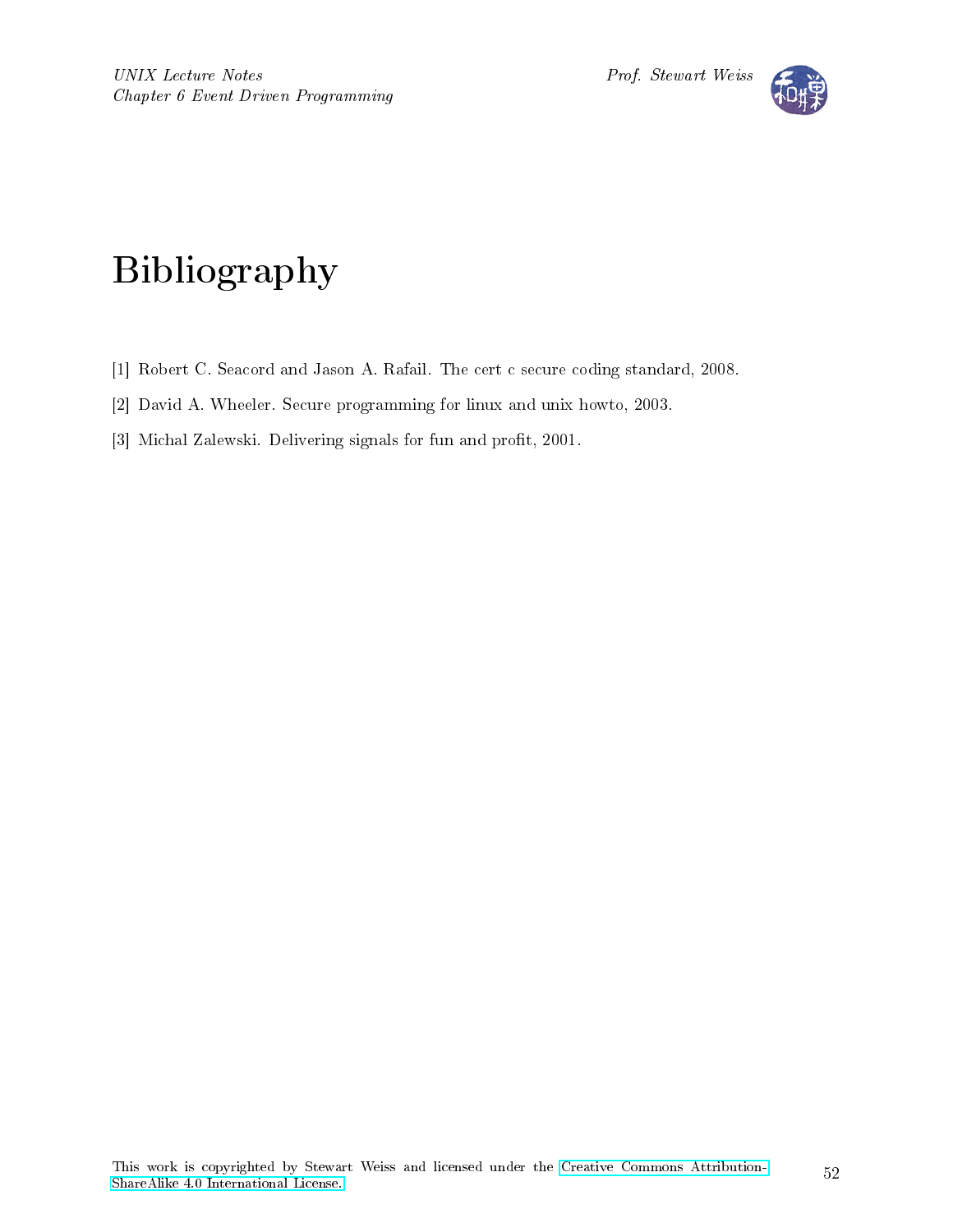# Bibliography

[1] Robert C. Seacord and Jason A. Rafail. The cert c secure coding standard, 2008.

[2] David A. Wheeler. Secure programming for linux and unix howto, 2003.

[3] Michal Zalewski. Delivering signals for fun and profit, 2001.

This work is copyrighted by Stewart Weiss and licensed under the Creative Commons Attribution-ShareAlike 4.0 International License.